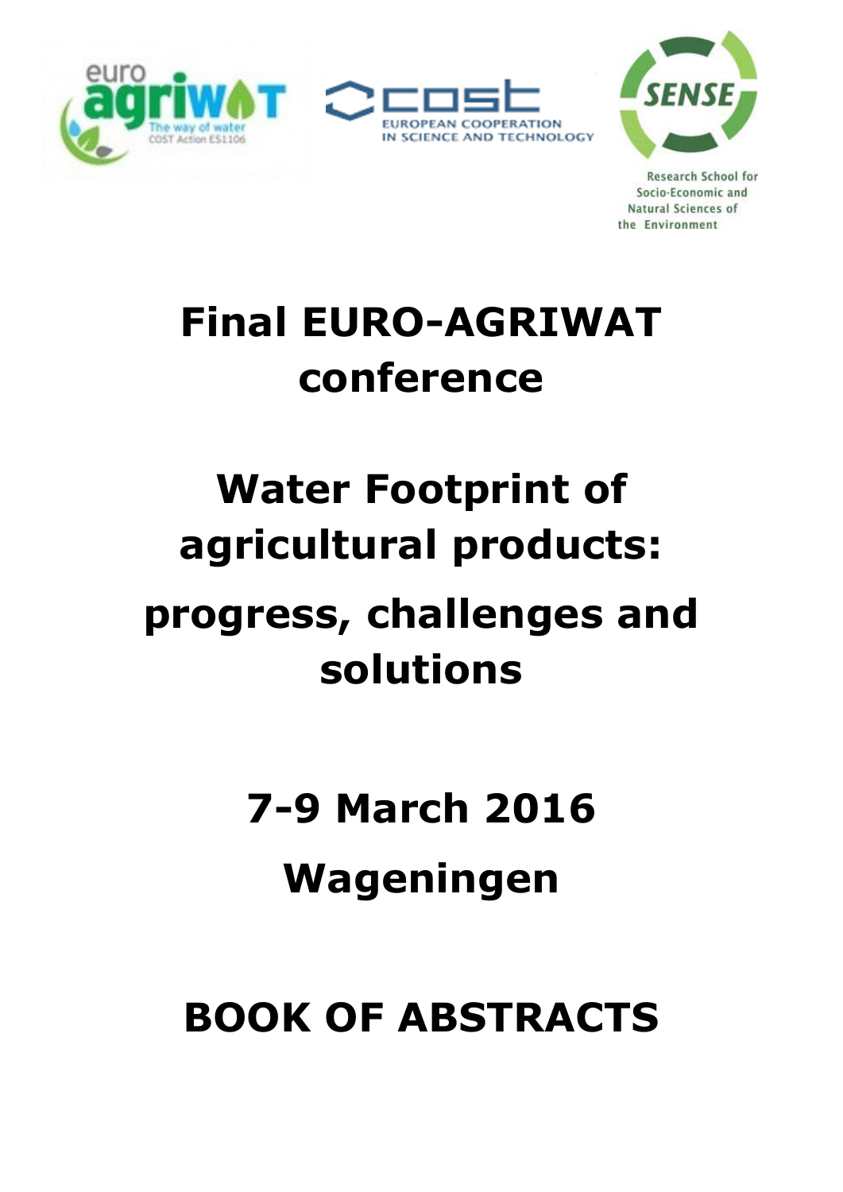euro agriwat
The way of water
COST Action ES1106

COST
EUROPEAN COOPERATION IN SCIENCE AND TECHNOLOGY

SENSE
Research School for Socio-Economic and Natural Sciences of the Environment

# Final EURO-AGRIWAT conference

# Water Footprint of agricultural products: progress, challenges and solutions

## 7-9 March 2016

## Wageningen

# BOOK OF ABSTRACTS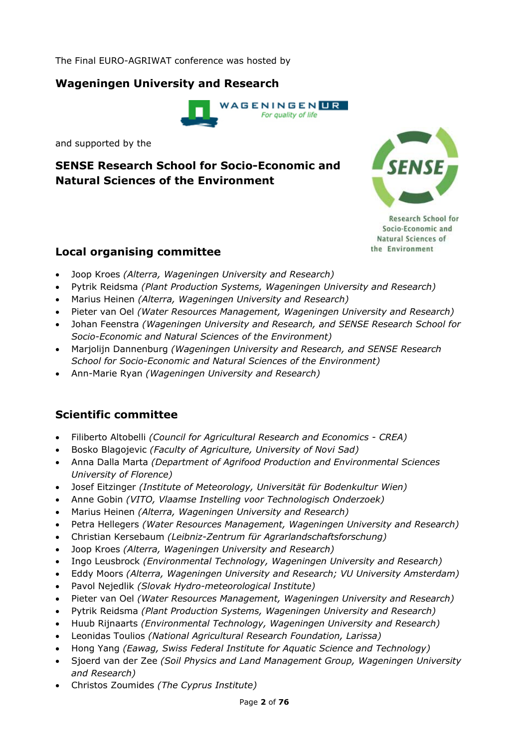The Final EURO-AGRIWAT conference was hosted by

**Wageningen University and Research**

and supported by the

**SENSE Research School for Socio-Economic and Natural Sciences of the Environment**

## Local organising committee

- Joop Kroes *(Alterra, Wageningen University and Research)*
- Pytrik Reidsma *(Plant Production Systems, Wageningen University and Research)*
- Marius Heinen *(Alterra, Wageningen University and Research)*
- Pieter van Oel *(Water Resources Management, Wageningen University and Research)*
- Johan Feenstra *(Wageningen University and Research, and SENSE Research School for Socio-Economic and Natural Sciences of the Environment)*
- Marjolijn Dannenburg *(Wageningen University and Research, and SENSE Research School for Socio-Economic and Natural Sciences of the Environment)*
- Ann-Marie Ryan *(Wageningen University and Research)*

## Scientific committee

- Filiberto Altobelli *(Council for Agricultural Research and Economics - CREA)*
- Bosko Blagojevic *(Faculty of Agriculture, University of Novi Sad)*
- Anna Dalla Marta *(Department of Agrifood Production and Environmental Sciences University of Florence)*
- Josef Eitzinger *(Institute of Meteorology, Universität für Bodenkultur Wien)*
- Anne Gobin *(VITO, Vlaamse Instelling voor Technologisch Onderzoek)*
- Marius Heinen *(Alterra, Wageningen University and Research)*
- Petra Hellegers *(Water Resources Management, Wageningen University and Research)*
- Christian Kersebaum *(Leibniz-Zentrum für Agrarlandschaftsforschung)*
- Joop Kroes *(Alterra, Wageningen University and Research)*
- Ingo Leusbrock *(Environmental Technology, Wageningen University and Research)*
- Eddy Moors *(Alterra, Wageningen University and Research; VU University Amsterdam)*
- Pavol Nejedlik *(Slovak Hydro-meteorological Institute)*
- Pieter van Oel *(Water Resources Management, Wageningen University and Research)*
- Pytrik Reidsma *(Plant Production Systems, Wageningen University and Research)*
- Huub Rijnaarts *(Environmental Technology, Wageningen University and Research)*
- Leonidas Toulios *(National Agricultural Research Foundation, Larissa)*
- Hong Yang *(Eawag, Swiss Federal Institute for Aquatic Science and Technology)*
- Sjoerd van der Zee *(Soil Physics and Land Management Group, Wageningen University and Research)*
- Christos Zoumides *(The Cyprus Institute)*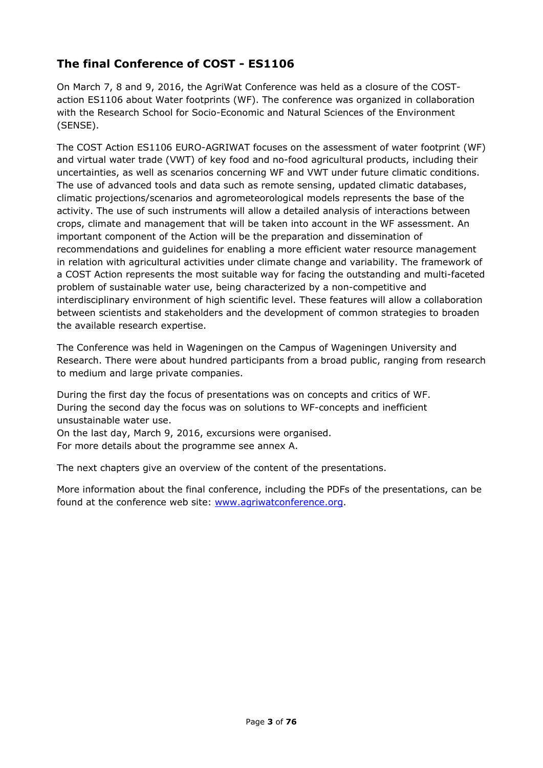## The final Conference of COST - ES1106

On March 7, 8 and 9, 2016, the AgriWat Conference was held as a closure of the COST-action ES1106 about Water footprints (WF). The conference was organized in collaboration with the Research School for Socio-Economic and Natural Sciences of the Environment (SENSE).

The COST Action ES1106 EURO-AGRIWAT focuses on the assessment of water footprint (WF) and virtual water trade (VWT) of key food and no-food agricultural products, including their uncertainties, as well as scenarios concerning WF and VWT under future climatic conditions. The use of advanced tools and data such as remote sensing, updated climatic databases, climatic projections/scenarios and agrometeorological models represents the base of the activity. The use of such instruments will allow a detailed analysis of interactions between crops, climate and management that will be taken into account in the WF assessment. An important component of the Action will be the preparation and dissemination of recommendations and guidelines for enabling a more efficient water resource management in relation with agricultural activities under climate change and variability. The framework of a COST Action represents the most suitable way for facing the outstanding and multi-faceted problem of sustainable water use, being characterized by a non-competitive and interdisciplinary environment of high scientific level. These features will allow a collaboration between scientists and stakeholders and the development of common strategies to broaden the available research expertise.

The Conference was held in Wageningen on the Campus of Wageningen University and Research. There were about hundred participants from a broad public, ranging from research to medium and large private companies.

During the first day the focus of presentations was on concepts and critics of WF.
During the second day the focus was on solutions to WF-concepts and inefficient unsustainable water use.
On the last day, March 9, 2016, excursions were organised.
For more details about the programme see annex A.

The next chapters give an overview of the content of the presentations.

More information about the final conference, including the PDFs of the presentations, can be found at the conference web site: [www.agriwatconference.org](http://www.agriwatconference.org).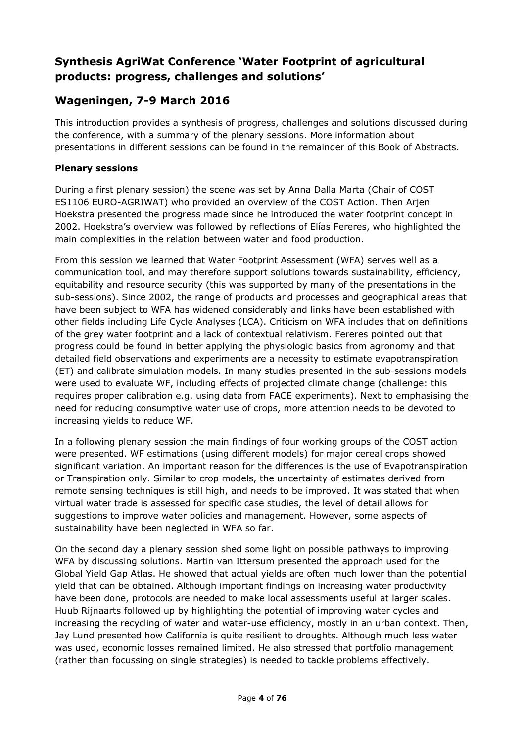## Synthesis AgriWat Conference 'Water Footprint of agricultural products: progress, challenges and solutions'

## Wageningen, 7-9 March 2016

This introduction provides a synthesis of progress, challenges and solutions discussed during the conference, with a summary of the plenary sessions. More information about presentations in different sessions can be found in the remainder of this Book of Abstracts.

**Plenary sessions**

During a first plenary session) the scene was set by Anna Dalla Marta (Chair of COST ES1106 EURO-AGRIWAT) who provided an overview of the COST Action. Then Arjen Hoekstra presented the progress made since he introduced the water footprint concept in 2002. Hoekstra's overview was followed by reflections of Elías Fereres, who highlighted the main complexities in the relation between water and food production.

From this session we learned that Water Footprint Assessment (WFA) serves well as a communication tool, and may therefore support solutions towards sustainability, efficiency, equitability and resource security (this was supported by many of the presentations in the sub-sessions). Since 2002, the range of products and processes and geographical areas that have been subject to WFA has widened considerably and links have been established with other fields including Life Cycle Analyses (LCA). Criticism on WFA includes that on definitions of the grey water footprint and a lack of contextual relativism. Fereres pointed out that progress could be found in better applying the physiologic basics from agronomy and that detailed field observations and experiments are a necessity to estimate evapotranspiration (ET) and calibrate simulation models. In many studies presented in the sub-sessions models were used to evaluate WF, including effects of projected climate change (challenge: this requires proper calibration e.g. using data from FACE experiments). Next to emphasising the need for reducing consumptive water use of crops, more attention needs to be devoted to increasing yields to reduce WF.

In a following plenary session the main findings of four working groups of the COST action were presented. WF estimations (using different models) for major cereal crops showed significant variation. An important reason for the differences is the use of Evapotranspiration or Transpiration only. Similar to crop models, the uncertainty of estimates derived from remote sensing techniques is still high, and needs to be improved. It was stated that when virtual water trade is assessed for specific case studies, the level of detail allows for suggestions to improve water policies and management. However, some aspects of sustainability have been neglected in WFA so far.

On the second day a plenary session shed some light on possible pathways to improving WFA by discussing solutions. Martin van Ittersum presented the approach used for the Global Yield Gap Atlas. He showed that actual yields are often much lower than the potential yield that can be obtained. Although important findings on increasing water productivity have been done, protocols are needed to make local assessments useful at larger scales. Huub Rijnaarts followed up by highlighting the potential of improving water cycles and increasing the recycling of water and water-use efficiency, mostly in an urban context. Then, Jay Lund presented how California is quite resilient to droughts. Although much less water was used, economic losses remained limited. He also stressed that portfolio management (rather than focussing on single strategies) is needed to tackle problems effectively.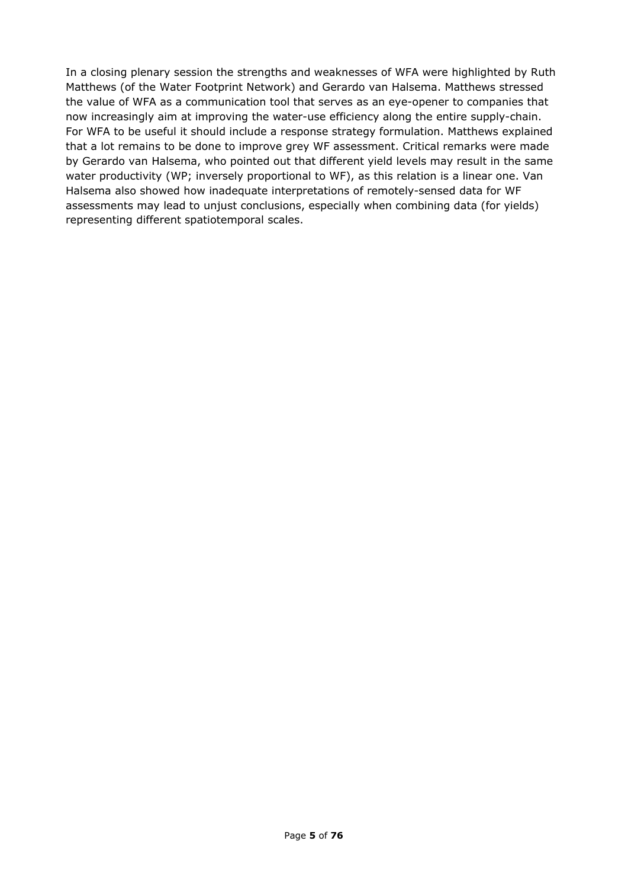In a closing plenary session the strengths and weaknesses of WFA were highlighted by Ruth Matthews (of the Water Footprint Network) and Gerardo van Halsema. Matthews stressed the value of WFA as a communication tool that serves as an eye-opener to companies that now increasingly aim at improving the water-use efficiency along the entire supply-chain. For WFA to be useful it should include a response strategy formulation. Matthews explained that a lot remains to be done to improve grey WF assessment. Critical remarks were made by Gerardo van Halsema, who pointed out that different yield levels may result in the same water productivity (WP; inversely proportional to WF), as this relation is a linear one. Van Halsema also showed how inadequate interpretations of remotely-sensed data for WF assessments may lead to unjust conclusions, especially when combining data (for yields) representing different spatiotemporal scales.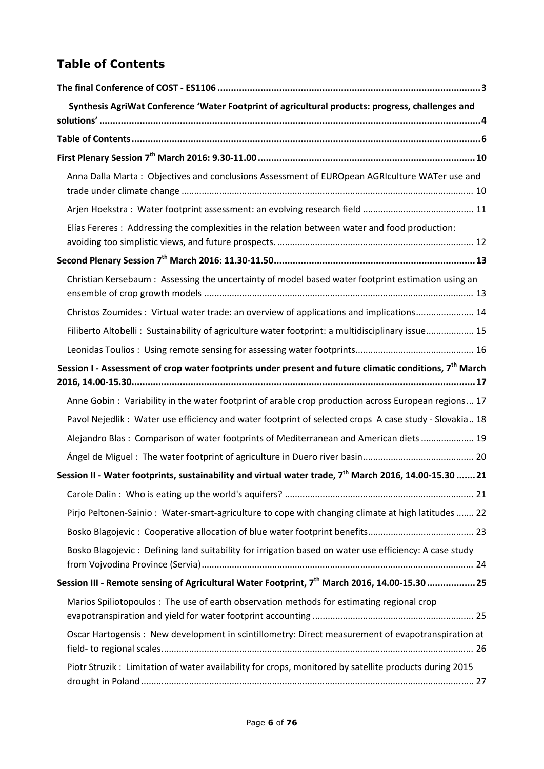# Table of Contents

**The final Conference of COST - ES1106** ..... **3**

**Synthesis AgriWat Conference 'Water Footprint of agricultural products: progress, challenges and solutions'** ..... **4**

**Table of Contents** ..... **6**

**First Plenary Session 7th March 2016: 9.30-11.00** ..... **10**

- Anna Dalla Marta : Objectives and conclusions Assessment of EUROpean AGRIculture WATer use and trade under climate change ..... 10
- Arjen Hoekstra : Water footprint assessment: an evolving research field ..... 11
- Elías Fereres : Addressing the complexities in the relation between water and food production: avoiding too simplistic views, and future prospects. ..... 12

**Second Plenary Session 7th March 2016: 11.30-11.50** ..... **13**

- Christian Kersebaum : Assessing the uncertainty of model based water footprint estimation using an ensemble of crop growth models ..... 13
- Christos Zoumides : Virtual water trade: an overview of applications and implications ..... 14
- Filiberto Altobelli : Sustainability of agriculture water footprint: a multidisciplinary issue ..... 15
- Leonidas Toulios : Using remote sensing for assessing water footprints ..... 16

**Session I - Assessment of crop water footprints under present and future climatic conditions, 7th March 2016, 14.00-15.30** ..... **17**

- Anne Gobin : Variability in the water footprint of arable crop production across European regions ..... 17
- Pavol Nejedlik : Water use efficiency and water footprint of selected crops A case study - Slovakia ..... 18
- Alejandro Blas : Comparison of water footprints of Mediterranean and American diets ..... 19
- Ángel de Miguel : The water footprint of agriculture in Duero river basin ..... 20

**Session II - Water footprints, sustainability and virtual water trade, 7th March 2016, 14.00-15.30** ..... **21**

- Carole Dalin : Who is eating up the world's aquifers? ..... 21
- Pirjo Peltonen-Sainio : Water-smart-agriculture to cope with changing climate at high latitudes ..... 22
- Bosko Blagojevic : Cooperative allocation of blue water footprint benefits ..... 23
- Bosko Blagojevic : Defining land suitability for irrigation based on water use efficiency: A case study from Vojvodina Province (Servia) ..... 24

**Session III - Remote sensing of Agricultural Water Footprint, 7th March 2016, 14.00-15.30** ..... **25**

- Marios Spiliotopoulos : The use of earth observation methods for estimating regional crop evapotranspiration and yield for water footprint accounting ..... 25
- Oscar Hartogensis : New development in scintillometry: Direct measurement of evapotranspiration at field- to regional scales ..... 26
- Piotr Struzik : Limitation of water availability for crops, monitored by satellite products during 2015 drought in Poland ..... 27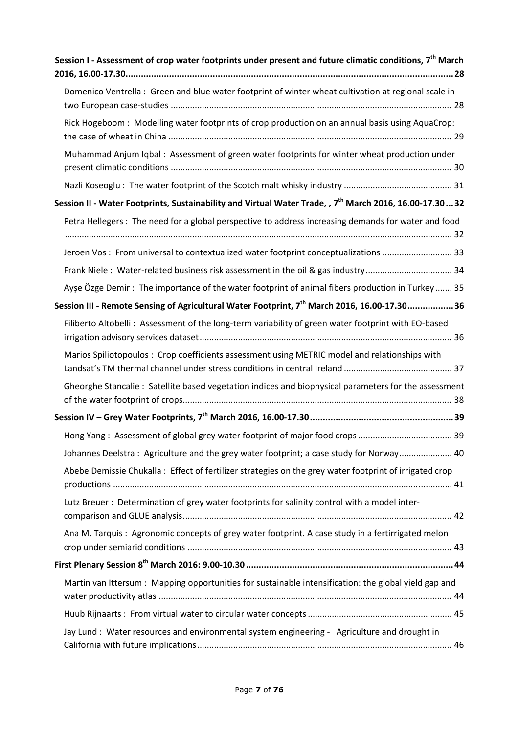**Session I - Assessment of crop water footprints under present and future climatic conditions, 7th March 2016, 16.00-17.30 ... 28**

Domenico Ventrella : Green and blue water footprint of winter wheat cultivation at regional scale in two European case-studies ... 28

Rick Hogeboom : Modelling water footprints of crop production on an annual basis using AquaCrop: the case of wheat in China ... 29

Muhammad Anjum Iqbal : Assessment of green water footprints for winter wheat production under present climatic conditions ... 30

Nazli Koseoglu : The water footprint of the Scotch malt whisky industry ... 31

**Session II - Water Footprints, Sustainability and Virtual Water Trade, , 7th March 2016, 16.00-17.30 ... 32**

Petra Hellegers : The need for a global perspective to address increasing demands for water and food ... 32

Jeroen Vos : From universal to contextualized water footprint conceptualizations ... 33

Frank Niele : Water-related business risk assessment in the oil & gas industry ... 34

Ayşe Özge Demir : The importance of the water footprint of animal fibers production in Turkey ... 35

**Session III - Remote Sensing of Agricultural Water Footprint, 7th March 2016, 16.00-17.30 ... 36**

Filiberto Altobelli : Assessment of the long-term variability of green water footprint with EO-based irrigation advisory services dataset ... 36

Marios Spiliotopoulos : Crop coefficients assessment using METRIC model and relationships with Landsat's TM thermal channel under stress conditions in central Ireland ... 37

Gheorghe Stancalie : Satellite based vegetation indices and biophysical parameters for the assessment of the water footprint of crops ... 38

**Session IV – Grey Water Footprints, 7th March 2016, 16.00-17.30 ... 39**

Hong Yang : Assessment of global grey water footprint of major food crops ... 39

Johannes Deelstra : Agriculture and the grey water footprint; a case study for Norway ... 40

Abebe Demissie Chukalla : Effect of fertilizer strategies on the grey water footprint of irrigated crop productions ... 41

Lutz Breuer : Determination of grey water footprints for salinity control with a model inter-comparison and GLUE analysis ... 42

Ana M. Tarquis : Agronomic concepts of grey water footprint. A case study in a fertirrigated melon crop under semiarid conditions ... 43

**First Plenary Session 8th March 2016: 9.00-10.30 ... 44**

Martin van Ittersum : Mapping opportunities for sustainable intensification: the global yield gap and water productivity atlas ... 44

Huub Rijnaarts : From virtual water to circular water concepts ... 45

Jay Lund : Water resources and environmental system engineering - Agriculture and drought in California with future implications ... 46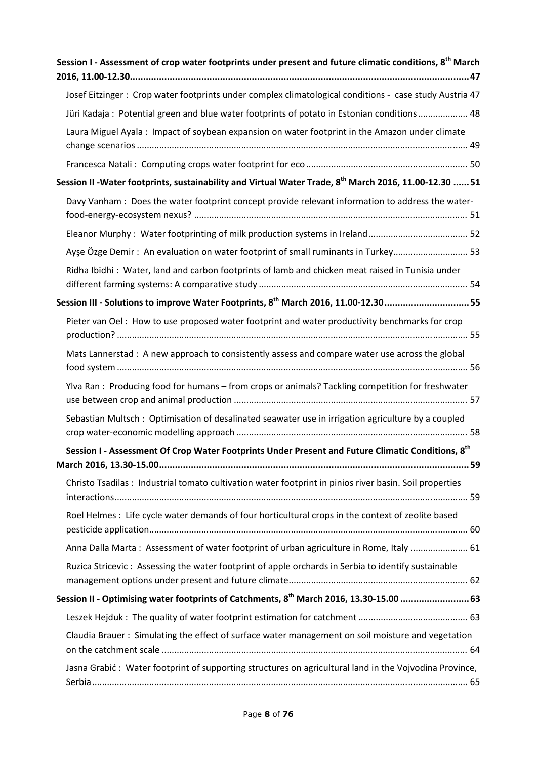**Session I - Assessment of crop water footprints under present and future climatic conditions, 8th March 2016, 11.00-12.30 ... 47**

Josef Eitzinger : Crop water footprints under complex climatological conditions - case study Austria 47

Jüri Kadaja : Potential green and blue water footprints of potato in Estonian conditions ... 48

Laura Miguel Ayala : Impact of soybean expansion on water footprint in the Amazon under climate change scenarios ... 49

Francesca Natali : Computing crops water footprint for eco ... 50

**Session II -Water footprints, sustainability and Virtual Water Trade, 8th March 2016, 11.00-12.30 ... 51**

Davy Vanham : Does the water footprint concept provide relevant information to address the water-food-energy-ecosystem nexus? ... 51

Eleanor Murphy : Water footprinting of milk production systems in Ireland ... 52

Ayşe Özge Demir : An evaluation on water footprint of small ruminants in Turkey ... 53

Ridha Ibidhi : Water, land and carbon footprints of lamb and chicken meat raised in Tunisia under different farming systems: A comparative study ... 54

**Session III - Solutions to improve Water Footprints, 8th March 2016, 11.00-12.30 ... 55**

Pieter van Oel : How to use proposed water footprint and water productivity benchmarks for crop production? ... 55

Mats Lannerstad : A new approach to consistently assess and compare water use across the global food system ... 56

Ylva Ran : Producing food for humans – from crops or animals? Tackling competition for freshwater use between crop and animal production ... 57

Sebastian Multsch : Optimisation of desalinated seawater use in irrigation agriculture by a coupled crop water-economic modelling approach ... 58

**Session I - Assessment Of Crop Water Footprints Under Present and Future Climatic Conditions, 8th March 2016, 13.30-15.00 ... 59**

Christo Tsadilas : Industrial tomato cultivation water footprint in pinios river basin. Soil properties interactions ... 59

Roel Helmes : Life cycle water demands of four horticultural crops in the context of zeolite based pesticide application ... 60

Anna Dalla Marta : Assessment of water footprint of urban agriculture in Rome, Italy ... 61

Ruzica Stricevic : Assessing the water footprint of apple orchards in Serbia to identify sustainable management options under present and future climate ... 62

**Session II - Optimising water footprints of Catchments, 8th March 2016, 13.30-15.00 ... 63**

Leszek Hejduk : The quality of water footprint estimation for catchment ... 63

Claudia Brauer : Simulating the effect of surface water management on soil moisture and vegetation on the catchment scale ... 64

Jasna Grabić : Water footprint of supporting structures on agricultural land in the Vojvodina Province, Serbia ... 65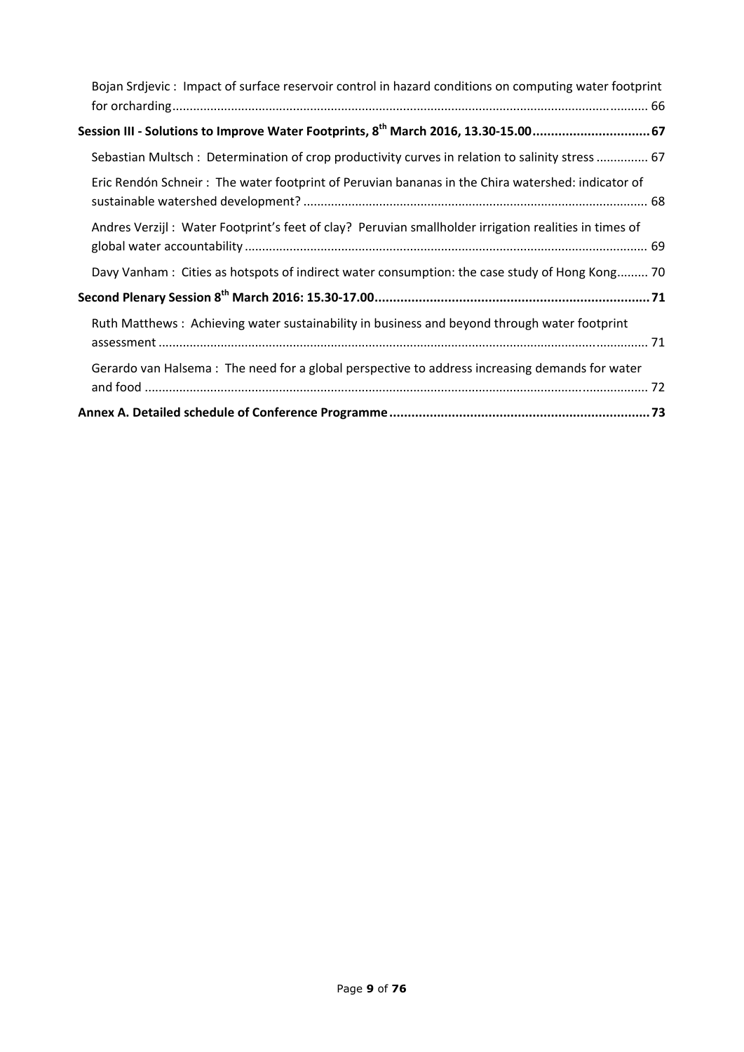Bojan Srdjevic : Impact of surface reservoir control in hazard conditions on computing water footprint for orcharding ........................................................................................................................................ 66

**Session III - Solutions to Improve Water Footprints, 8th March 2016, 13.30-15.00 ................................ 67**

Sebastian Multsch : Determination of crop productivity curves in relation to salinity stress ............... 67

Eric Rendón Schneir : The water footprint of Peruvian bananas in the Chira watershed: indicator of sustainable watershed development? ................................................................................................. 68

Andres Verzijl : Water Footprint's feet of clay? Peruvian smallholder irrigation realities in times of global water accountability ................................................................................................................... 69

Davy Vanham : Cities as hotspots of indirect water consumption: the case study of Hong Kong......... 70

**Second Plenary Session 8th March 2016: 15.30-17.00 ........................................................................... 71**

Ruth Matthews : Achieving water sustainability in business and beyond through water footprint assessment ............................................................................................................................................ 71

Gerardo van Halsema : The need for a global perspective to address increasing demands for water and food ................................................................................................................................................ 72

**Annex A. Detailed schedule of Conference Programme ....................................................................... 73**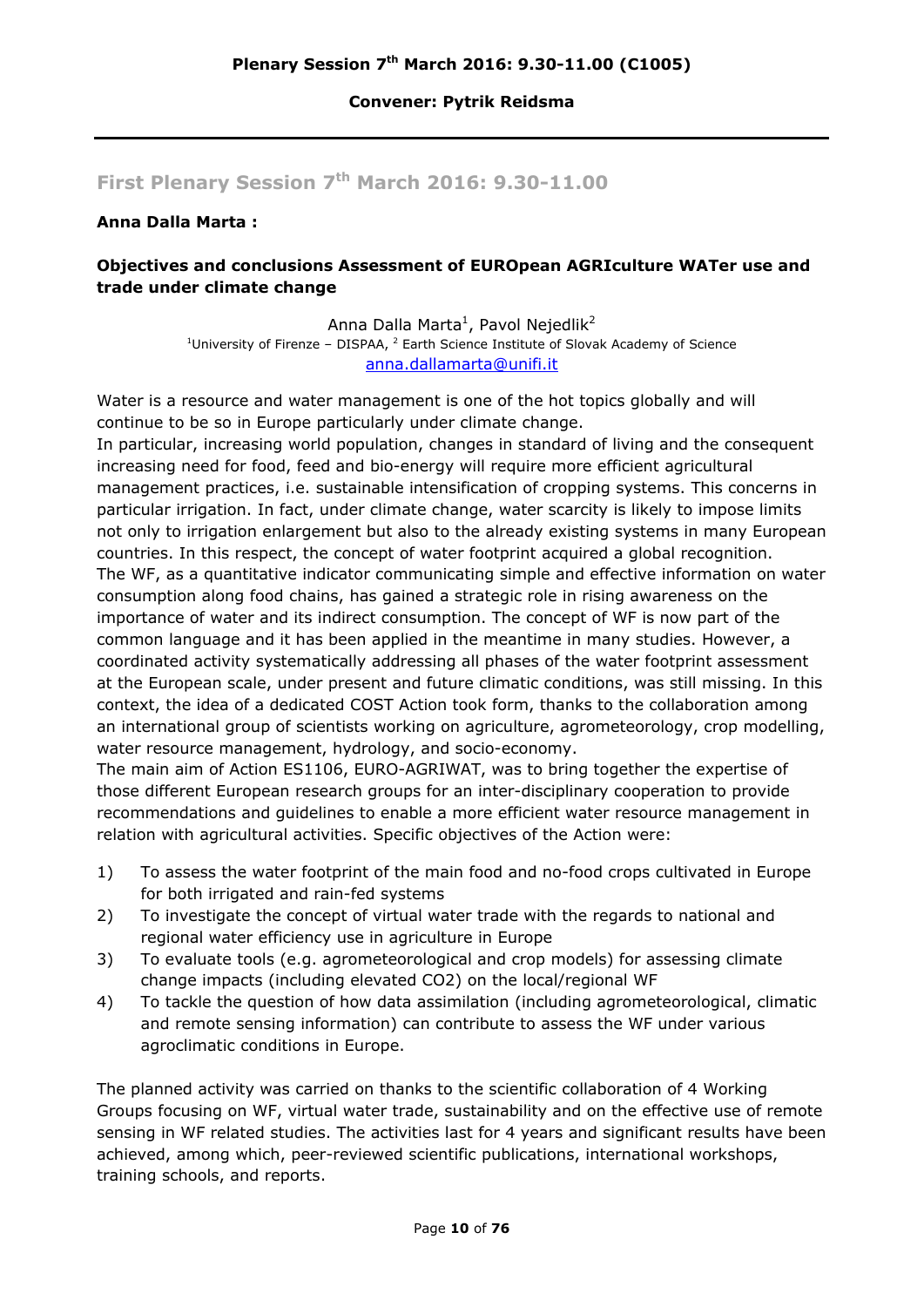**Plenary Session 7th March 2016: 9.30-11.00 (C1005)**

**Convener: Pytrik Reidsma**

---

## First Plenary Session 7th March 2016: 9.30-11.00

**Anna Dalla Marta :**

### Objectives and conclusions Assessment of EUROpean AGRIculture WATer use and trade under climate change

Anna Dalla Marta[1], Pavol Nejedlik[2]
[1]University of Firenze – DISPAA, [2] Earth Science Institute of Slovak Academy of Science
anna.dallamarta@unifi.it

Water is a resource and water management is one of the hot topics globally and will continue to be so in Europe particularly under climate change.
In particular, increasing world population, changes in standard of living and the consequent increasing need for food, feed and bio-energy will require more efficient agricultural management practices, i.e. sustainable intensification of cropping systems. This concerns in particular irrigation. In fact, under climate change, water scarcity is likely to impose limits not only to irrigation enlargement but also to the already existing systems in many European countries. In this respect, the concept of water footprint acquired a global recognition.
The WF, as a quantitative indicator communicating simple and effective information on water consumption along food chains, has gained a strategic role in rising awareness on the importance of water and its indirect consumption. The concept of WF is now part of the common language and it has been applied in the meantime in many studies. However, a coordinated activity systematically addressing all phases of the water footprint assessment at the European scale, under present and future climatic conditions, was still missing. In this context, the idea of a dedicated COST Action took form, thanks to the collaboration among an international group of scientists working on agriculture, agrometeorology, crop modelling, water resource management, hydrology, and socio-economy.
The main aim of Action ES1106, EURO-AGRIWAT, was to bring together the expertise of those different European research groups for an inter-disciplinary cooperation to provide recommendations and guidelines to enable a more efficient water resource management in relation with agricultural activities. Specific objectives of the Action were:

1) To assess the water footprint of the main food and no-food crops cultivated in Europe for both irrigated and rain-fed systems
2) To investigate the concept of virtual water trade with the regards to national and regional water efficiency use in agriculture in Europe
3) To evaluate tools (e.g. agrometeorological and crop models) for assessing climate change impacts (including elevated $CO_2$) on the local/regional WF
4) To tackle the question of how data assimilation (including agrometeorological, climatic and remote sensing information) can contribute to assess the WF under various agroclimatic conditions in Europe.

The planned activity was carried on thanks to the scientific collaboration of 4 Working Groups focusing on WF, virtual water trade, sustainability and on the effective use of remote sensing in WF related studies. The activities last for 4 years and significant results have been achieved, among which, peer-reviewed scientific publications, international workshops, training schools, and reports.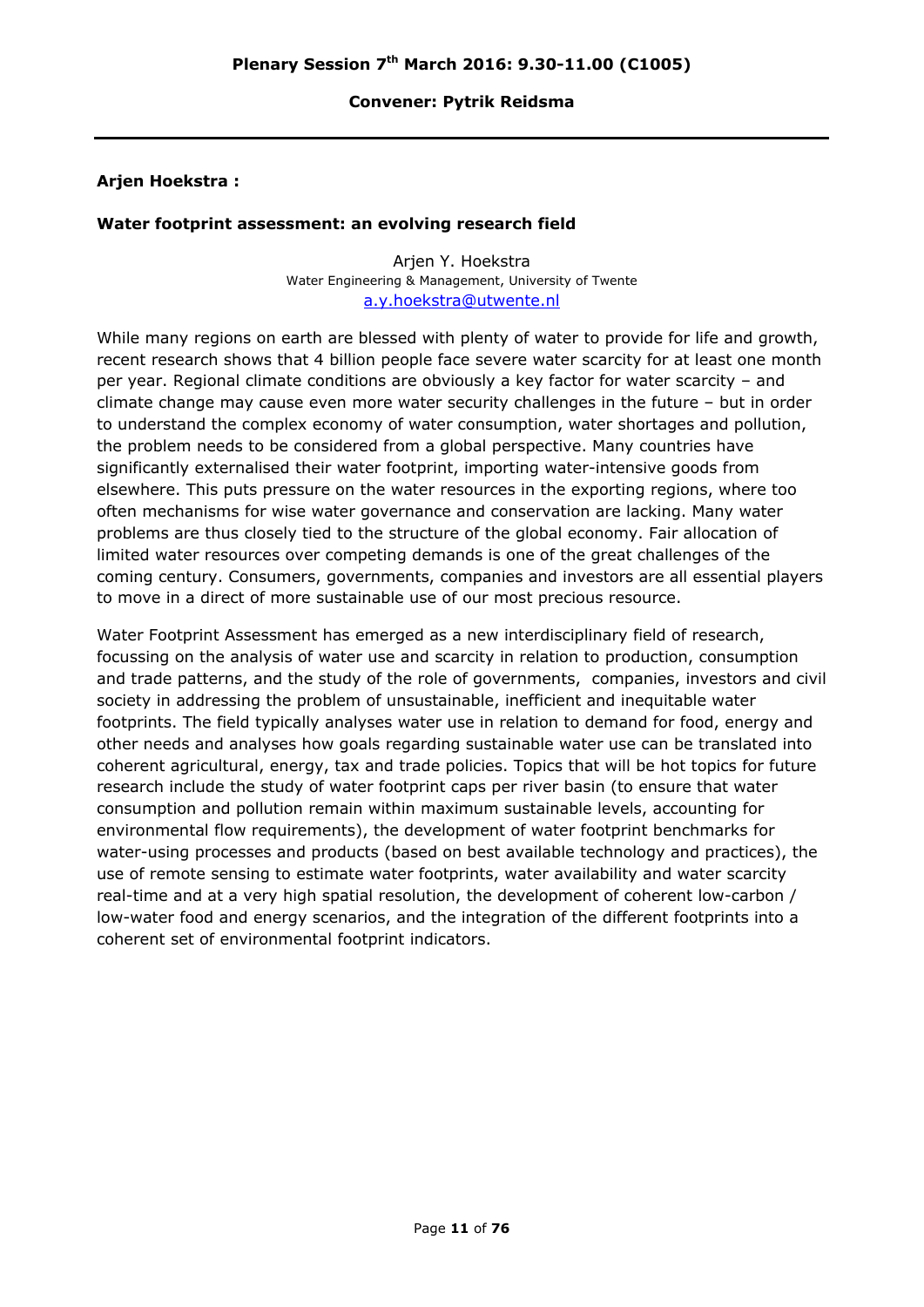## Plenary Session 7th March 2016: 9.30-11.00 (C1005)

**Convener: Pytrik Reidsma**

---

**Arjen Hoekstra :**

**Water footprint assessment: an evolving research field**

Arjen Y. Hoekstra
Water Engineering & Management, University of Twente
a.y.hoekstra@utwente.nl

While many regions on earth are blessed with plenty of water to provide for life and growth, recent research shows that 4 billion people face severe water scarcity for at least one month per year. Regional climate conditions are obviously a key factor for water scarcity – and climate change may cause even more water security challenges in the future – but in order to understand the complex economy of water consumption, water shortages and pollution, the problem needs to be considered from a global perspective. Many countries have significantly externalised their water footprint, importing water-intensive goods from elsewhere. This puts pressure on the water resources in the exporting regions, where too often mechanisms for wise water governance and conservation are lacking. Many water problems are thus closely tied to the structure of the global economy. Fair allocation of limited water resources over competing demands is one of the great challenges of the coming century. Consumers, governments, companies and investors are all essential players to move in a direct of more sustainable use of our most precious resource.

Water Footprint Assessment has emerged as a new interdisciplinary field of research, focussing on the analysis of water use and scarcity in relation to production, consumption and trade patterns, and the study of the role of governments, companies, investors and civil society in addressing the problem of unsustainable, inefficient and inequitable water footprints. The field typically analyses water use in relation to demand for food, energy and other needs and analyses how goals regarding sustainable water use can be translated into coherent agricultural, energy, tax and trade policies. Topics that will be hot topics for future research include the study of water footprint caps per river basin (to ensure that water consumption and pollution remain within maximum sustainable levels, accounting for environmental flow requirements), the development of water footprint benchmarks for water-using processes and products (based on best available technology and practices), the use of remote sensing to estimate water footprints, water availability and water scarcity real-time and at a very high spatial resolution, the development of coherent low-carbon / low-water food and energy scenarios, and the integration of the different footprints into a coherent set of environmental footprint indicators.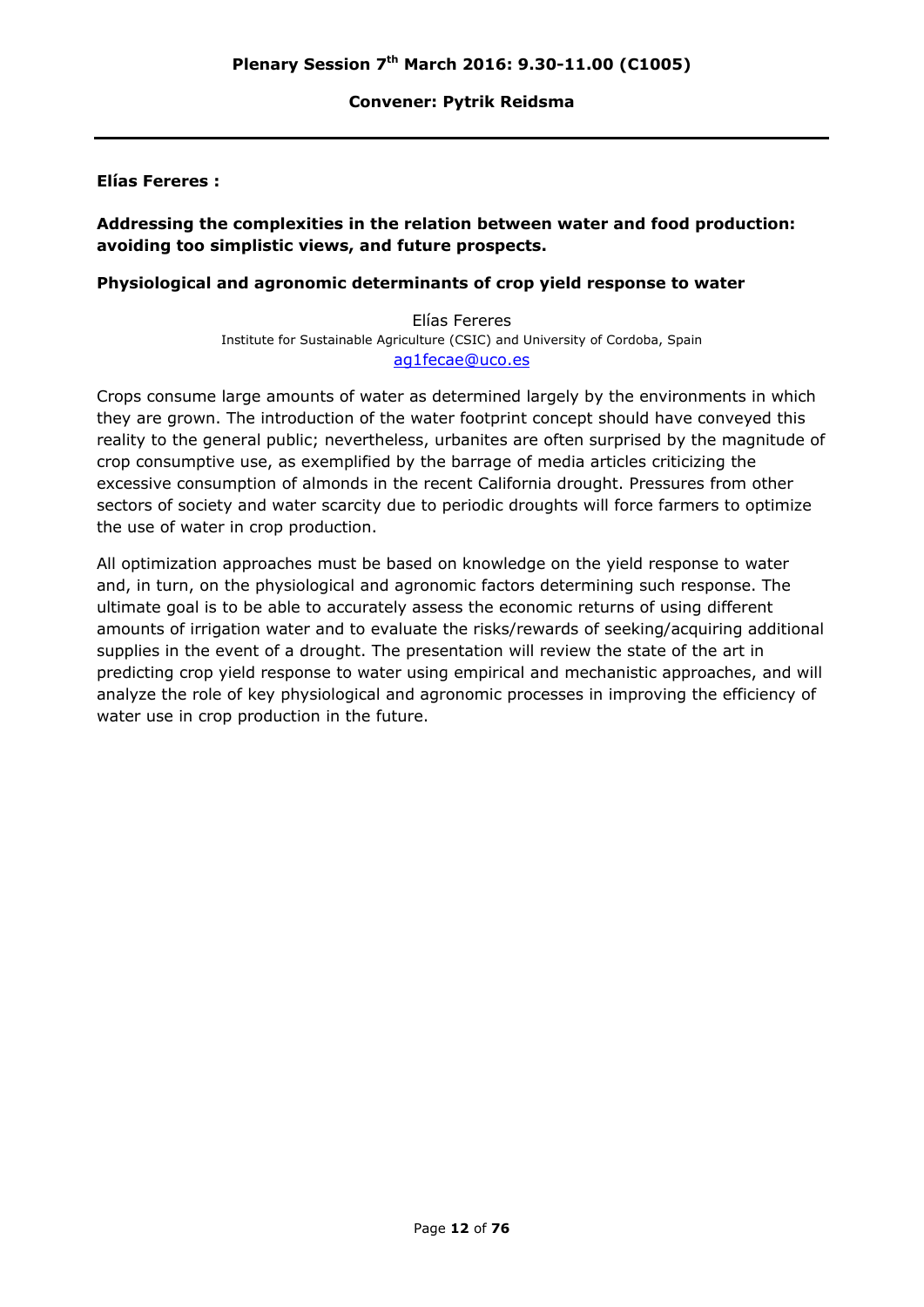## Plenary Session 7th March 2016: 9.30-11.00 (C1005)

**Convener: Pytrik Reidsma**

---

**Elías Fereres :**

**Addressing the complexities in the relation between water and food production: avoiding too simplistic views, and future prospects.**

### Physiological and agronomic determinants of crop yield response to water

Elías Fereres
Institute for Sustainable Agriculture (CSIC) and University of Cordoba, Spain
ag1fecae@uco.es

Crops consume large amounts of water as determined largely by the environments in which they are grown. The introduction of the water footprint concept should have conveyed this reality to the general public; nevertheless, urbanites are often surprised by the magnitude of crop consumptive use, as exemplified by the barrage of media articles criticizing the excessive consumption of almonds in the recent California drought. Pressures from other sectors of society and water scarcity due to periodic droughts will force farmers to optimize the use of water in crop production.

All optimization approaches must be based on knowledge on the yield response to water and, in turn, on the physiological and agronomic factors determining such response. The ultimate goal is to be able to accurately assess the economic returns of using different amounts of irrigation water and to evaluate the risks/rewards of seeking/acquiring additional supplies in the event of a drought. The presentation will review the state of the art in predicting crop yield response to water using empirical and mechanistic approaches, and will analyze the role of key physiological and agronomic processes in improving the efficiency of water use in crop production in the future.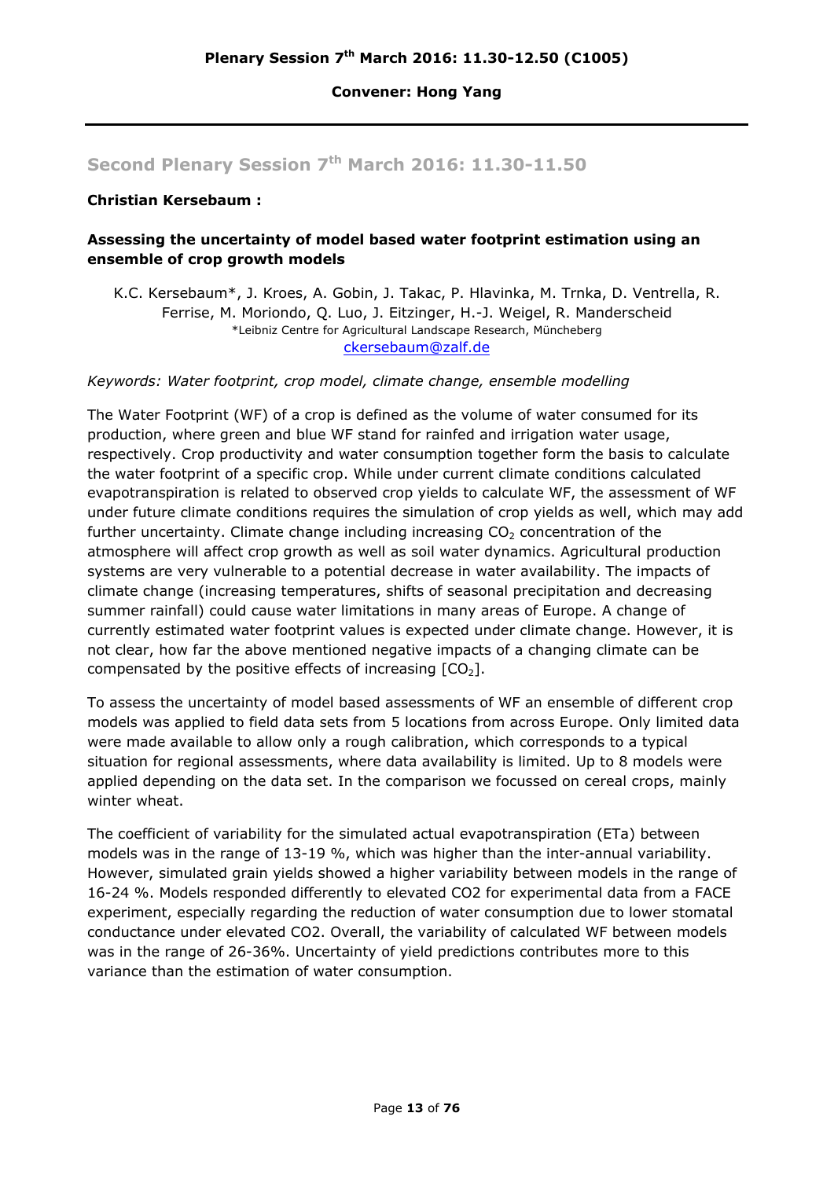## Plenary Session 7th March 2016: 11.30-12.50 (C1005)

**Convener: Hong Yang**

---

## Second Plenary Session 7th March 2016: 11.30-11.50

**Christian Kersebaum :**

### Assessing the uncertainty of model based water footprint estimation using an ensemble of crop growth models

K.C. Kersebaum*, J. Kroes, A. Gobin, J. Takac, P. Hlavinka, M. Trnka, D. Ventrella, R. Ferrise, M. Moriondo, Q. Luo, J. Eitzinger, H.-J. Weigel, R. Manderscheid

*Leibniz Centre for Agricultural Landscape Research, Müncheberg

ckersebaum@zalf.de

*Keywords: Water footprint, crop model, climate change, ensemble modelling*

The Water Footprint (WF) of a crop is defined as the volume of water consumed for its production, where green and blue WF stand for rainfed and irrigation water usage, respectively. Crop productivity and water consumption together form the basis to calculate the water footprint of a specific crop. While under current climate conditions calculated evapotranspiration is related to observed crop yields to calculate WF, the assessment of WF under future climate conditions requires the simulation of crop yields as well, which may add further uncertainty. Climate change including increasing $CO_2$ concentration of the atmosphere will affect crop growth as well as soil water dynamics. Agricultural production systems are very vulnerable to a potential decrease in water availability. The impacts of climate change (increasing temperatures, shifts of seasonal precipitation and decreasing summer rainfall) could cause water limitations in many areas of Europe. A change of currently estimated water footprint values is expected under climate change. However, it is not clear, how far the above mentioned negative impacts of a changing climate can be compensated by the positive effects of increasing [$CO_2$].

To assess the uncertainty of model based assessments of WF an ensemble of different crop models was applied to field data sets from 5 locations from across Europe. Only limited data were made available to allow only a rough calibration, which corresponds to a typical situation for regional assessments, where data availability is limited. Up to 8 models were applied depending on the data set. In the comparison we focussed on cereal crops, mainly winter wheat.

The coefficient of variability for the simulated actual evapotranspiration (ETa) between models was in the range of 13-19 %, which was higher than the inter-annual variability. However, simulated grain yields showed a higher variability between models in the range of 16-24 %. Models responded differently to elevated CO2 for experimental data from a FACE experiment, especially regarding the reduction of water consumption due to lower stomatal conductance under elevated CO2. Overall, the variability of calculated WF between models was in the range of 26-36%. Uncertainty of yield predictions contributes more to this variance than the estimation of water consumption.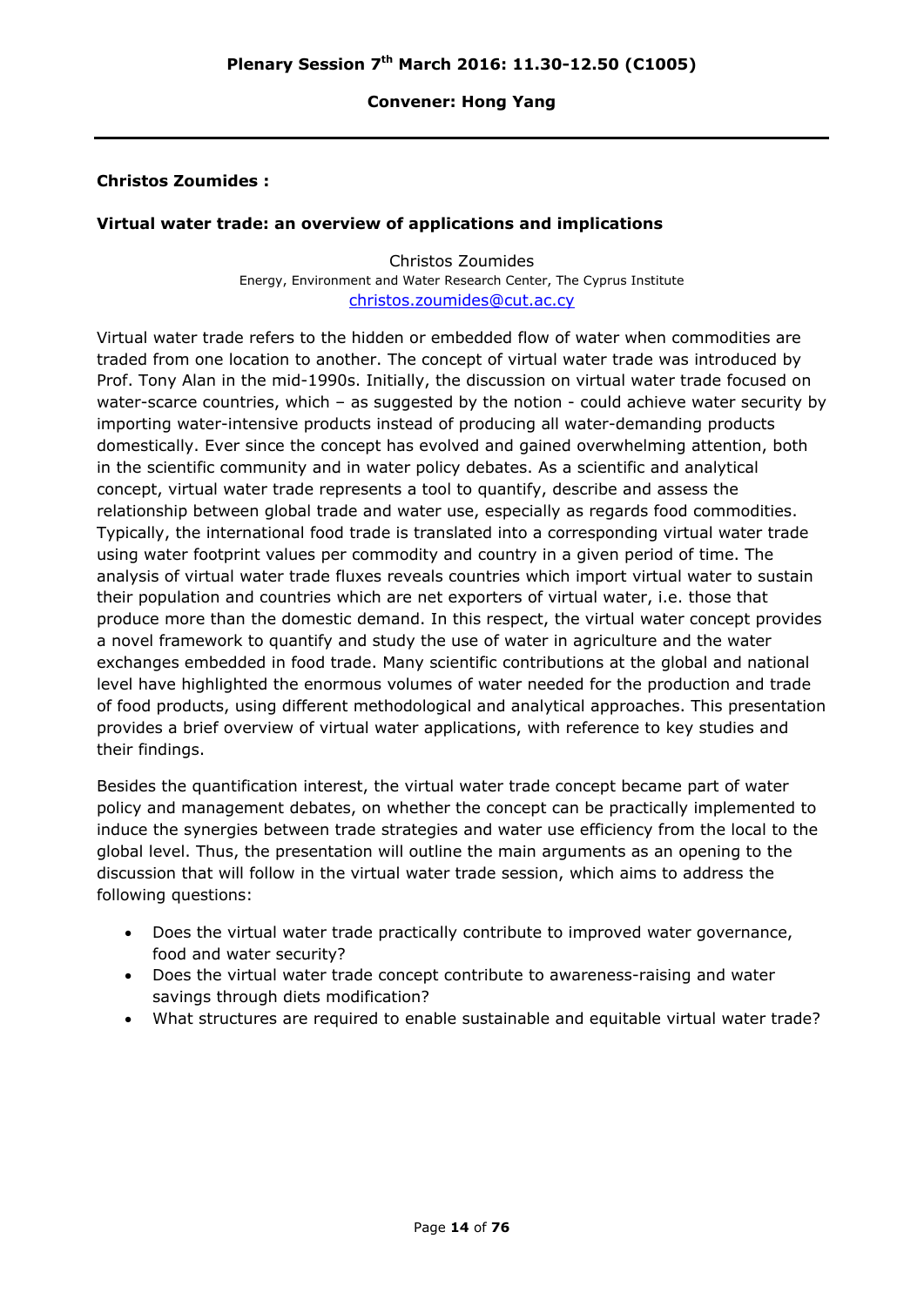**Plenary Session 7th March 2016: 11.30-12.50 (C1005)**

**Convener: Hong Yang**

---

**Christos Zoumides :**

**Virtual water trade: an overview of applications and implications**

Christos Zoumides
Energy, Environment and Water Research Center, The Cyprus Institute
christos.zoumides@cut.ac.cy

Virtual water trade refers to the hidden or embedded flow of water when commodities are traded from one location to another. The concept of virtual water trade was introduced by Prof. Tony Alan in the mid-1990s. Initially, the discussion on virtual water trade focused on water-scarce countries, which – as suggested by the notion - could achieve water security by importing water-intensive products instead of producing all water-demanding products domestically. Ever since the concept has evolved and gained overwhelming attention, both in the scientific community and in water policy debates. As a scientific and analytical concept, virtual water trade represents a tool to quantify, describe and assess the relationship between global trade and water use, especially as regards food commodities. Typically, the international food trade is translated into a corresponding virtual water trade using water footprint values per commodity and country in a given period of time. The analysis of virtual water trade fluxes reveals countries which import virtual water to sustain their population and countries which are net exporters of virtual water, i.e. those that produce more than the domestic demand. In this respect, the virtual water concept provides a novel framework to quantify and study the use of water in agriculture and the water exchanges embedded in food trade. Many scientific contributions at the global and national level have highlighted the enormous volumes of water needed for the production and trade of food products, using different methodological and analytical approaches. This presentation provides a brief overview of virtual water applications, with reference to key studies and their findings.

Besides the quantification interest, the virtual water trade concept became part of water policy and management debates, on whether the concept can be practically implemented to induce the synergies between trade strategies and water use efficiency from the local to the global level. Thus, the presentation will outline the main arguments as an opening to the discussion that will follow in the virtual water trade session, which aims to address the following questions:

- Does the virtual water trade practically contribute to improved water governance, food and water security?
- Does the virtual water trade concept contribute to awareness-raising and water savings through diets modification?
- What structures are required to enable sustainable and equitable virtual water trade?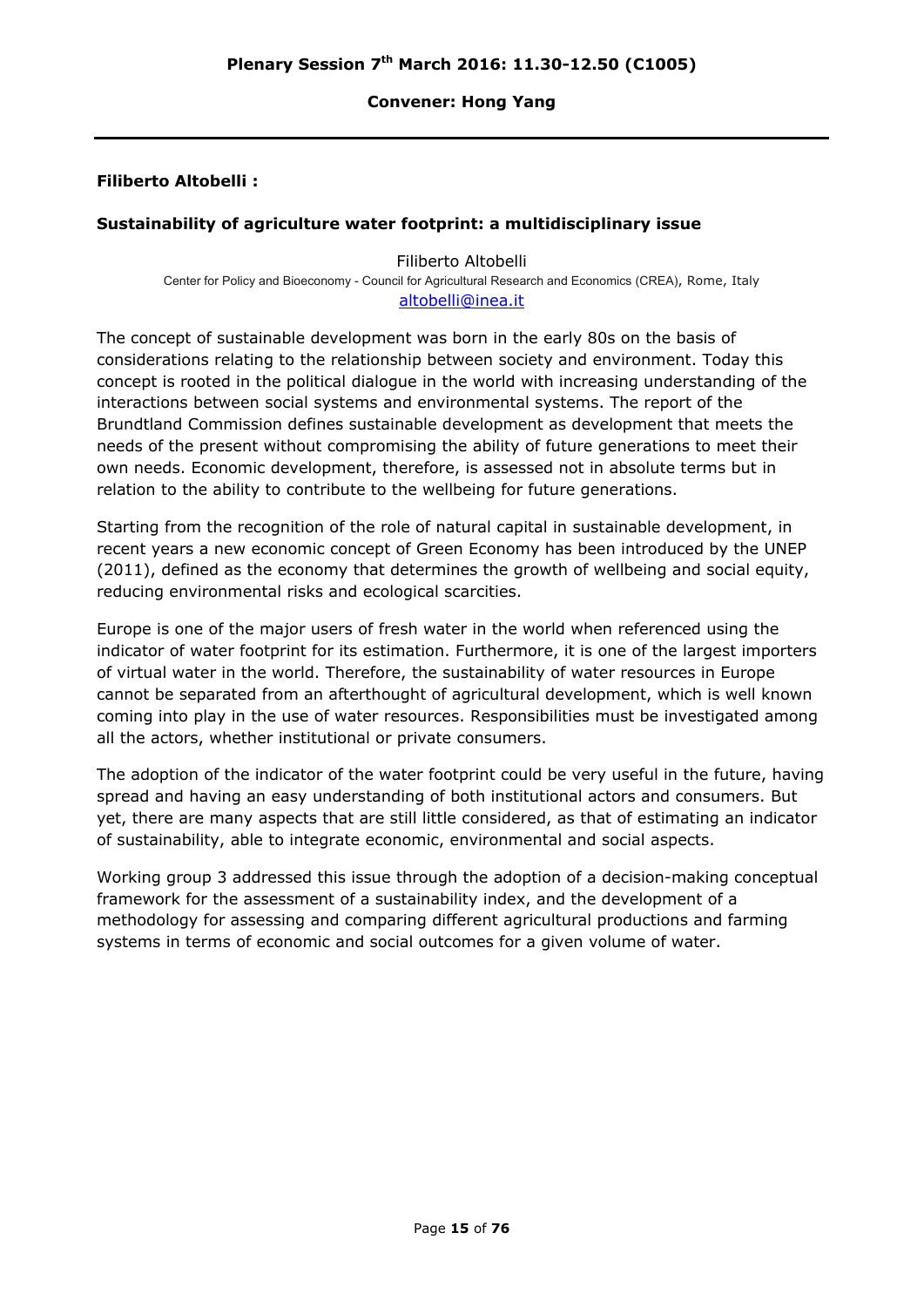## Plenary Session 7th March 2016: 11.30-12.50 (C1005)

**Convener: Hong Yang**

---

**Filiberto Altobelli :**

### Sustainability of agriculture water footprint: a multidisciplinary issue

Filiberto Altobelli
Center for Policy and Bioeconomy - Council for Agricultural Research and Economics (CREA), Rome, Italy
altobelli@inea.it

The concept of sustainable development was born in the early 80s on the basis of considerations relating to the relationship between society and environment. Today this concept is rooted in the political dialogue in the world with increasing understanding of the interactions between social systems and environmental systems. The report of the Brundtland Commission defines sustainable development as development that meets the needs of the present without compromising the ability of future generations to meet their own needs. Economic development, therefore, is assessed not in absolute terms but in relation to the ability to contribute to the wellbeing for future generations.

Starting from the recognition of the role of natural capital in sustainable development, in recent years a new economic concept of Green Economy has been introduced by the UNEP (2011), defined as the economy that determines the growth of wellbeing and social equity, reducing environmental risks and ecological scarcities.

Europe is one of the major users of fresh water in the world when referenced using the indicator of water footprint for its estimation. Furthermore, it is one of the largest importers of virtual water in the world. Therefore, the sustainability of water resources in Europe cannot be separated from an afterthought of agricultural development, which is well known coming into play in the use of water resources. Responsibilities must be investigated among all the actors, whether institutional or private consumers.

The adoption of the indicator of the water footprint could be very useful in the future, having spread and having an easy understanding of both institutional actors and consumers. But yet, there are many aspects that are still little considered, as that of estimating an indicator of sustainability, able to integrate economic, environmental and social aspects.

Working group 3 addressed this issue through the adoption of a decision-making conceptual framework for the assessment of a sustainability index, and the development of a methodology for assessing and comparing different agricultural productions and farming systems in terms of economic and social outcomes for a given volume of water.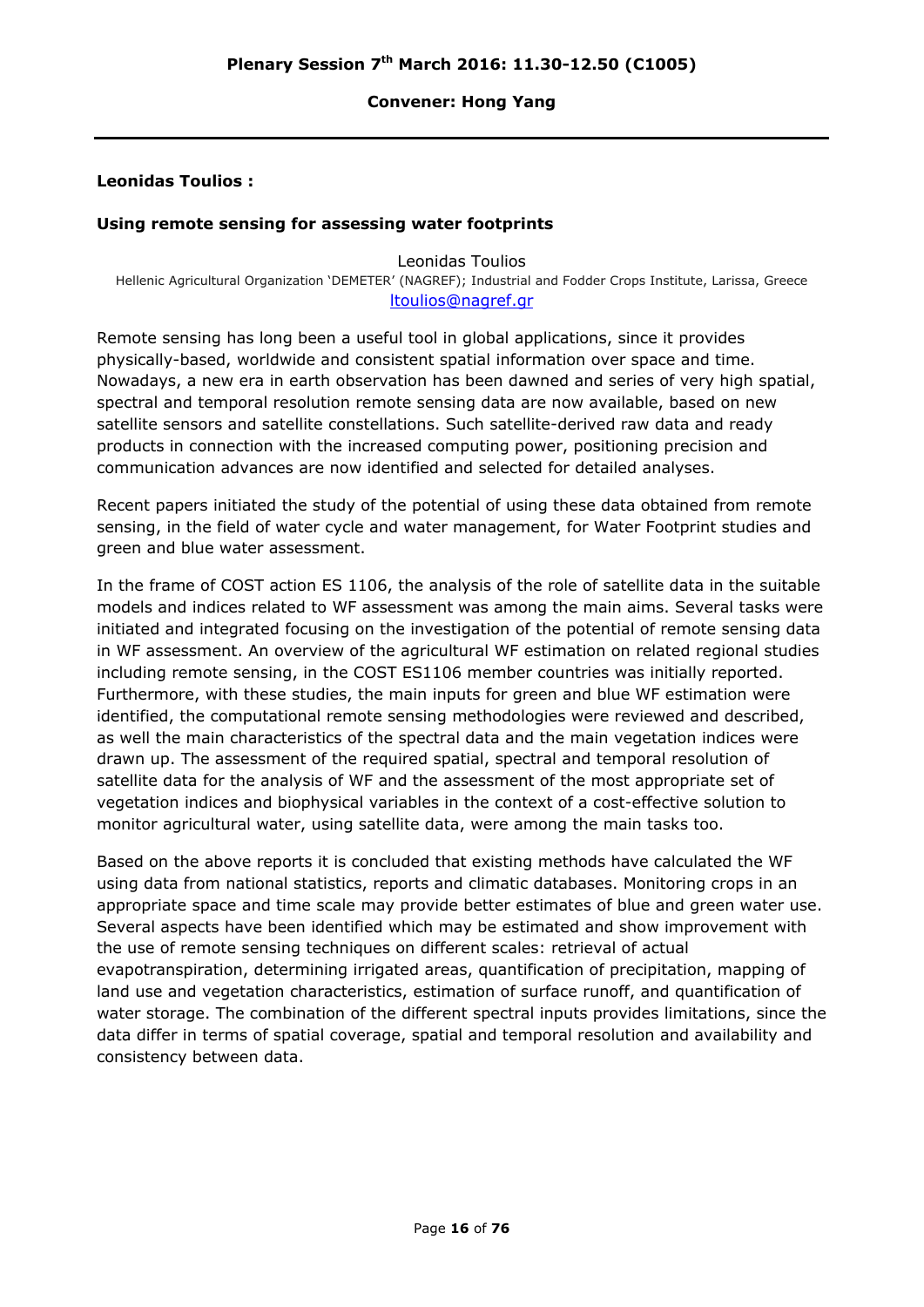**Plenary Session 7th March 2016: 11.30-12.50 (C1005)**

**Convener: Hong Yang**

---

**Leonidas Toulios :**

**Using remote sensing for assessing water footprints**

Leonidas Toulios
Hellenic Agricultural Organization 'DEMETER' (NAGREF); Industrial and Fodder Crops Institute, Larissa, Greece
ltoulios@nagref.gr

Remote sensing has long been a useful tool in global applications, since it provides physically-based, worldwide and consistent spatial information over space and time. Nowadays, a new era in earth observation has been dawned and series of very high spatial, spectral and temporal resolution remote sensing data are now available, based on new satellite sensors and satellite constellations. Such satellite-derived raw data and ready products in connection with the increased computing power, positioning precision and communication advances are now identified and selected for detailed analyses.

Recent papers initiated the study of the potential of using these data obtained from remote sensing, in the field of water cycle and water management, for Water Footprint studies and green and blue water assessment.

In the frame of COST action ES 1106, the analysis of the role of satellite data in the suitable models and indices related to WF assessment was among the main aims. Several tasks were initiated and integrated focusing on the investigation of the potential of remote sensing data in WF assessment. An overview of the agricultural WF estimation on related regional studies including remote sensing, in the COST ES1106 member countries was initially reported. Furthermore, with these studies, the main inputs for green and blue WF estimation were identified, the computational remote sensing methodologies were reviewed and described, as well the main characteristics of the spectral data and the main vegetation indices were drawn up. The assessment of the required spatial, spectral and temporal resolution of satellite data for the analysis of WF and the assessment of the most appropriate set of vegetation indices and biophysical variables in the context of a cost-effective solution to monitor agricultural water, using satellite data, were among the main tasks too.

Based on the above reports it is concluded that existing methods have calculated the WF using data from national statistics, reports and climatic databases. Monitoring crops in an appropriate space and time scale may provide better estimates of blue and green water use. Several aspects have been identified which may be estimated and show improvement with the use of remote sensing techniques on different scales: retrieval of actual evapotranspiration, determining irrigated areas, quantification of precipitation, mapping of land use and vegetation characteristics, estimation of surface runoff, and quantification of water storage. The combination of the different spectral inputs provides limitations, since the data differ in terms of spatial coverage, spatial and temporal resolution and availability and consistency between data.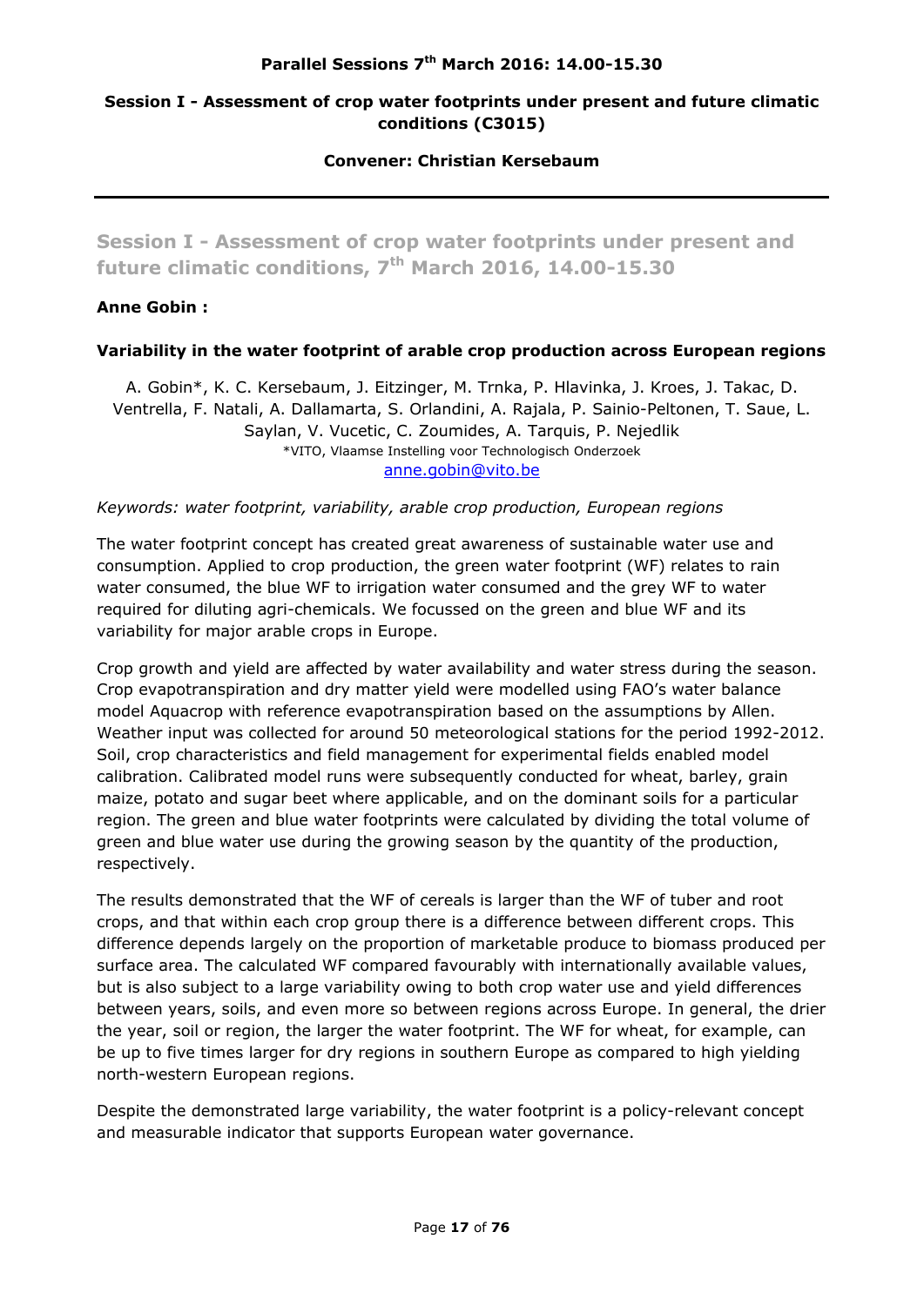**Parallel Sessions 7th March 2016: 14.00-15.30**

**Session I - Assessment of crop water footprints under present and future climatic conditions (C3015)**

**Convener: Christian Kersebaum**

---

## Session I - Assessment of crop water footprints under present and future climatic conditions, 7th March 2016, 14.00-15.30

**Anne Gobin :**

### Variability in the water footprint of arable crop production across European regions

A. Gobin*, K. C. Kersebaum, J. Eitzinger, M. Trnka, P. Hlavinka, J. Kroes, J. Takac, D. Ventrella, F. Natali, A. Dallamarta, S. Orlandini, A. Rajala, P. Sainio-Peltonen, T. Saue, L. Saylan, V. Vucetic, C. Zoumides, A. Tarquis, P. Nejedlik

*VITO, Vlaamse Instelling voor Technologisch Onderzoek

anne.gobin@vito.be

*Keywords: water footprint, variability, arable crop production, European regions*

The water footprint concept has created great awareness of sustainable water use and consumption. Applied to crop production, the green water footprint (WF) relates to rain water consumed, the blue WF to irrigation water consumed and the grey WF to water required for diluting agri-chemicals. We focussed on the green and blue WF and its variability for major arable crops in Europe.

Crop growth and yield are affected by water availability and water stress during the season. Crop evapotranspiration and dry matter yield were modelled using FAO's water balance model Aquacrop with reference evapotranspiration based on the assumptions by Allen. Weather input was collected for around 50 meteorological stations for the period 1992-2012. Soil, crop characteristics and field management for experimental fields enabled model calibration. Calibrated model runs were subsequently conducted for wheat, barley, grain maize, potato and sugar beet where applicable, and on the dominant soils for a particular region. The green and blue water footprints were calculated by dividing the total volume of green and blue water use during the growing season by the quantity of the production, respectively.

The results demonstrated that the WF of cereals is larger than the WF of tuber and root crops, and that within each crop group there is a difference between different crops. This difference depends largely on the proportion of marketable produce to biomass produced per surface area. The calculated WF compared favourably with internationally available values, but is also subject to a large variability owing to both crop water use and yield differences between years, soils, and even more so between regions across Europe. In general, the drier the year, soil or region, the larger the water footprint. The WF for wheat, for example, can be up to five times larger for dry regions in southern Europe as compared to high yielding north-western European regions.

Despite the demonstrated large variability, the water footprint is a policy-relevant concept and measurable indicator that supports European water governance.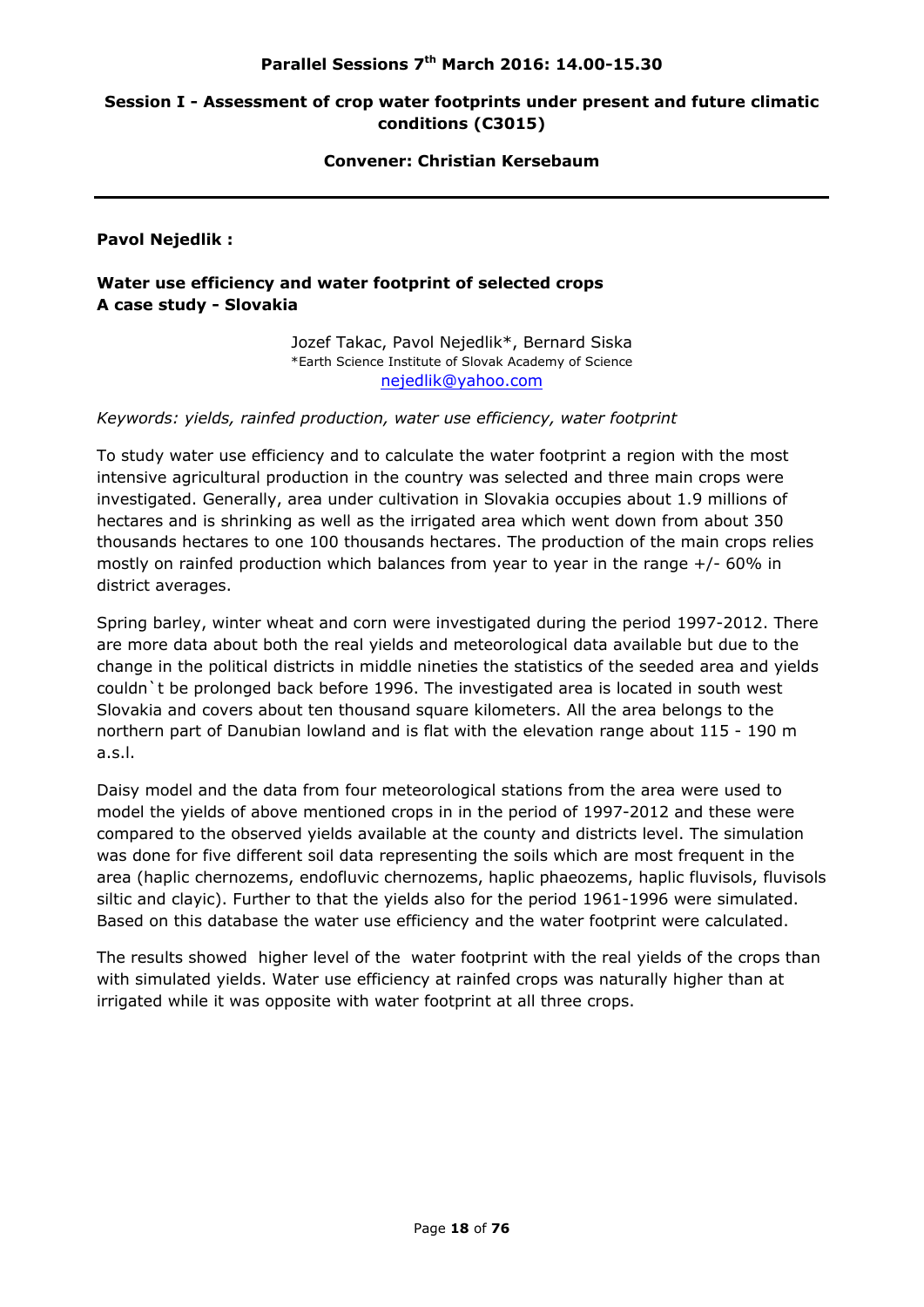**Parallel Sessions 7th March 2016: 14.00-15.30**

**Session I - Assessment of crop water footprints under present and future climatic conditions (C3015)**

**Convener: Christian Kersebaum**

---

**Pavol Nejedlik :**

**Water use efficiency and water footprint of selected crops**
**A case study - Slovakia**

Jozef Takac, Pavol Nejedlik*, Bernard Siska
*Earth Science Institute of Slovak Academy of Science
nejedlik@yahoo.com

*Keywords: yields, rainfed production, water use efficiency, water footprint*

To study water use efficiency and to calculate the water footprint a region with the most intensive agricultural production in the country was selected and three main crops were investigated. Generally, area under cultivation in Slovakia occupies about 1.9 millions of hectares and is shrinking as well as the irrigated area which went down from about 350 thousands hectares to one 100 thousands hectares. The production of the main crops relies mostly on rainfed production which balances from year to year in the range +/- 60% in district averages.

Spring barley, winter wheat and corn were investigated during the period 1997-2012. There are more data about both the real yields and meteorological data available but due to the change in the political districts in middle nineties the statistics of the seeded area and yields couldn`t be prolonged back before 1996. The investigated area is located in south west Slovakia and covers about ten thousand square kilometers. All the area belongs to the northern part of Danubian lowland and is flat with the elevation range about 115 - 190 m a.s.l.

Daisy model and the data from four meteorological stations from the area were used to model the yields of above mentioned crops in in the period of 1997-2012 and these were compared to the observed yields available at the county and districts level. The simulation was done for five different soil data representing the soils which are most frequent in the area (haplic chernozems, endofluvic chernozems, haplic phaeozems, haplic fluvisols, fluvisols siltic and clayic). Further to that the yields also for the period 1961-1996 were simulated. Based on this database the water use efficiency and the water footprint were calculated.

The results showed higher level of the water footprint with the real yields of the crops than with simulated yields. Water use efficiency at rainfed crops was naturally higher than at irrigated while it was opposite with water footprint at all three crops.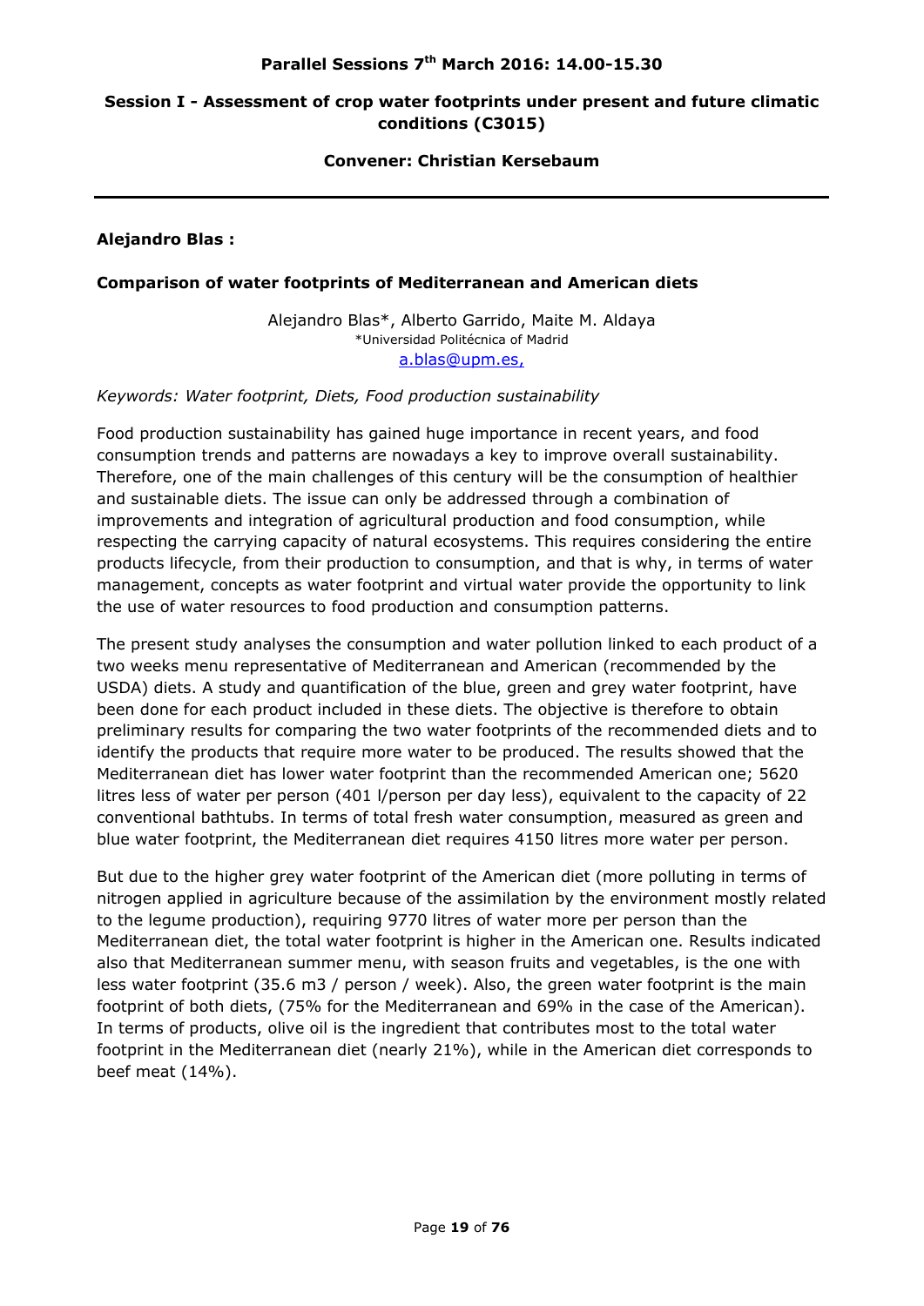**Parallel Sessions 7th March 2016: 14.00-15.30**

**Session I - Assessment of crop water footprints under present and future climatic conditions (C3015)**

**Convener: Christian Kersebaum**

---

**Alejandro Blas :**

**Comparison of water footprints of Mediterranean and American diets**

Alejandro Blas*, Alberto Garrido, Maite M. Aldaya
*Universidad Politécnica of Madrid
a.blas@upm.es,

*Keywords: Water footprint, Diets, Food production sustainability*

Food production sustainability has gained huge importance in recent years, and food consumption trends and patterns are nowadays a key to improve overall sustainability. Therefore, one of the main challenges of this century will be the consumption of healthier and sustainable diets. The issue can only be addressed through a combination of improvements and integration of agricultural production and food consumption, while respecting the carrying capacity of natural ecosystems. This requires considering the entire products lifecycle, from their production to consumption, and that is why, in terms of water management, concepts as water footprint and virtual water provide the opportunity to link the use of water resources to food production and consumption patterns.

The present study analyses the consumption and water pollution linked to each product of a two weeks menu representative of Mediterranean and American (recommended by the USDA) diets. A study and quantification of the blue, green and grey water footprint, have been done for each product included in these diets. The objective is therefore to obtain preliminary results for comparing the two water footprints of the recommended diets and to identify the products that require more water to be produced. The results showed that the Mediterranean diet has lower water footprint than the recommended American one; 5620 litres less of water per person (401 l/person per day less), equivalent to the capacity of 22 conventional bathtubs. In terms of total fresh water consumption, measured as green and blue water footprint, the Mediterranean diet requires 4150 litres more water per person.

But due to the higher grey water footprint of the American diet (more polluting in terms of nitrogen applied in agriculture because of the assimilation by the environment mostly related to the legume production), requiring 9770 litres of water more per person than the Mediterranean diet, the total water footprint is higher in the American one. Results indicated also that Mediterranean summer menu, with season fruits and vegetables, is the one with less water footprint (35.6 m3 / person / week). Also, the green water footprint is the main footprint of both diets, (75% for the Mediterranean and 69% in the case of the American). In terms of products, olive oil is the ingredient that contributes most to the total water footprint in the Mediterranean diet (nearly 21%), while in the American diet corresponds to beef meat (14%).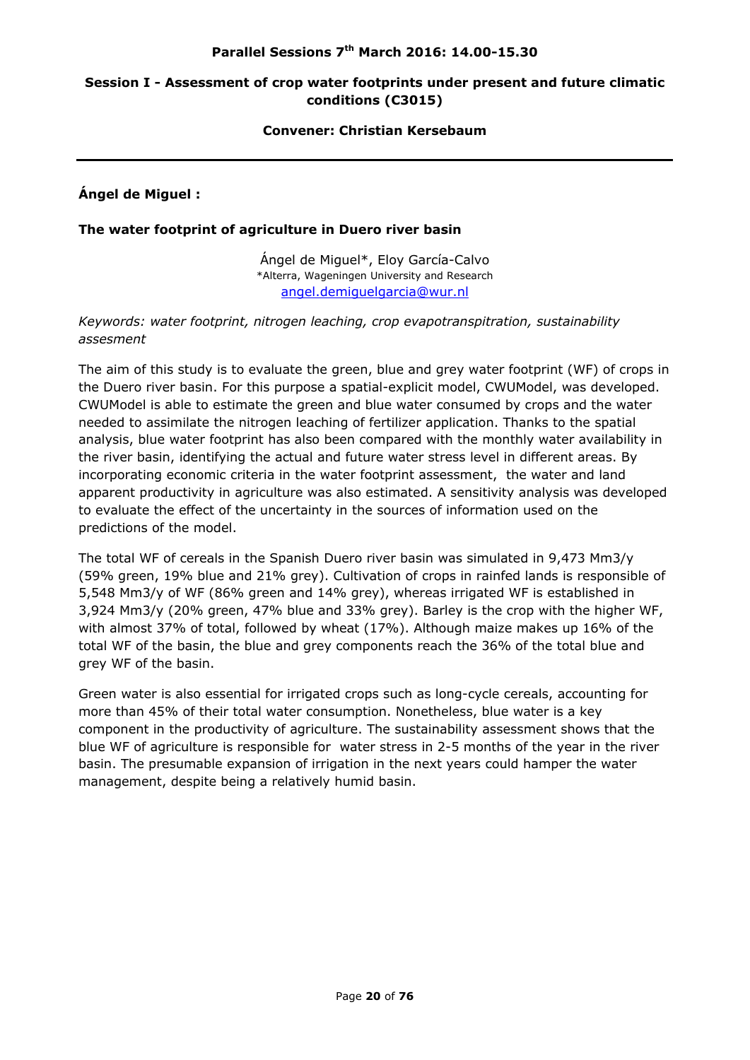**Parallel Sessions 7th March 2016: 14.00-15.30**

## Session I - Assessment of crop water footprints under present and future climatic conditions (C3015)

**Convener: Christian Kersebaum**

---

**Ángel de Miguel :**

### The water footprint of agriculture in Duero river basin

Ángel de Miguel*, Eloy García-Calvo
*Alterra, Wageningen University and Research
angel.demiguelgarcia@wur.nl

*Keywords: water footprint, nitrogen leaching, crop evapotranspitration, sustainability assesment*

The aim of this study is to evaluate the green, blue and grey water footprint (WF) of crops in the Duero river basin. For this purpose a spatial-explicit model, CWUModel, was developed. CWUModel is able to estimate the green and blue water consumed by crops and the water needed to assimilate the nitrogen leaching of fertilizer application. Thanks to the spatial analysis, blue water footprint has also been compared with the monthly water availability in the river basin, identifying the actual and future water stress level in different areas. By incorporating economic criteria in the water footprint assessment, the water and land apparent productivity in agriculture was also estimated. A sensitivity analysis was developed to evaluate the effect of the uncertainty in the sources of information used on the predictions of the model.

The total WF of cereals in the Spanish Duero river basin was simulated in 9,473 Mm3/y (59% green, 19% blue and 21% grey). Cultivation of crops in rainfed lands is responsible of 5,548 Mm3/y of WF (86% green and 14% grey), whereas irrigated WF is established in 3,924 Mm3/y (20% green, 47% blue and 33% grey). Barley is the crop with the higher WF, with almost 37% of total, followed by wheat (17%). Although maize makes up 16% of the total WF of the basin, the blue and grey components reach the 36% of the total blue and grey WF of the basin.

Green water is also essential for irrigated crops such as long-cycle cereals, accounting for more than 45% of their total water consumption. Nonetheless, blue water is a key component in the productivity of agriculture. The sustainability assessment shows that the blue WF of agriculture is responsible for water stress in 2-5 months of the year in the river basin. The presumable expansion of irrigation in the next years could hamper the water management, despite being a relatively humid basin.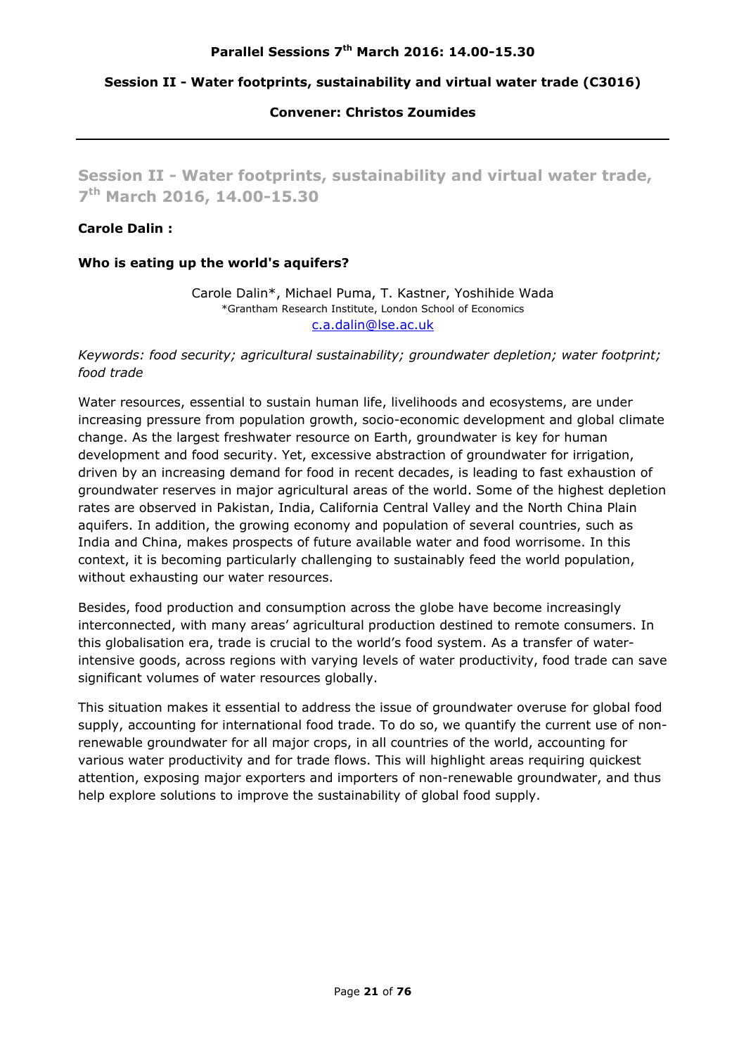**Parallel Sessions 7th March 2016: 14.00-15.30**

**Session II - Water footprints, sustainability and virtual water trade (C3016)**

**Convener: Christos Zoumides**

---

## Session II - Water footprints, sustainability and virtual water trade, 7th March 2016, 14.00-15.30

**Carole Dalin :**

**Who is eating up the world's aquifers?**

Carole Dalin*, Michael Puma, T. Kastner, Yoshihide Wada
*Grantham Research Institute, London School of Economics
c.a.dalin@lse.ac.uk

*Keywords: food security; agricultural sustainability; groundwater depletion; water footprint; food trade*

Water resources, essential to sustain human life, livelihoods and ecosystems, are under increasing pressure from population growth, socio-economic development and global climate change. As the largest freshwater resource on Earth, groundwater is key for human development and food security. Yet, excessive abstraction of groundwater for irrigation, driven by an increasing demand for food in recent decades, is leading to fast exhaustion of groundwater reserves in major agricultural areas of the world. Some of the highest depletion rates are observed in Pakistan, India, California Central Valley and the North China Plain aquifers. In addition, the growing economy and population of several countries, such as India and China, makes prospects of future available water and food worrisome. In this context, it is becoming particularly challenging to sustainably feed the world population, without exhausting our water resources.

Besides, food production and consumption across the globe have become increasingly interconnected, with many areas' agricultural production destined to remote consumers. In this globalisation era, trade is crucial to the world's food system. As a transfer of water-intensive goods, across regions with varying levels of water productivity, food trade can save significant volumes of water resources globally.

This situation makes it essential to address the issue of groundwater overuse for global food supply, accounting for international food trade. To do so, we quantify the current use of non-renewable groundwater for all major crops, in all countries of the world, accounting for various water productivity and for trade flows. This will highlight areas requiring quickest attention, exposing major exporters and importers of non-renewable groundwater, and thus help explore solutions to improve the sustainability of global food supply.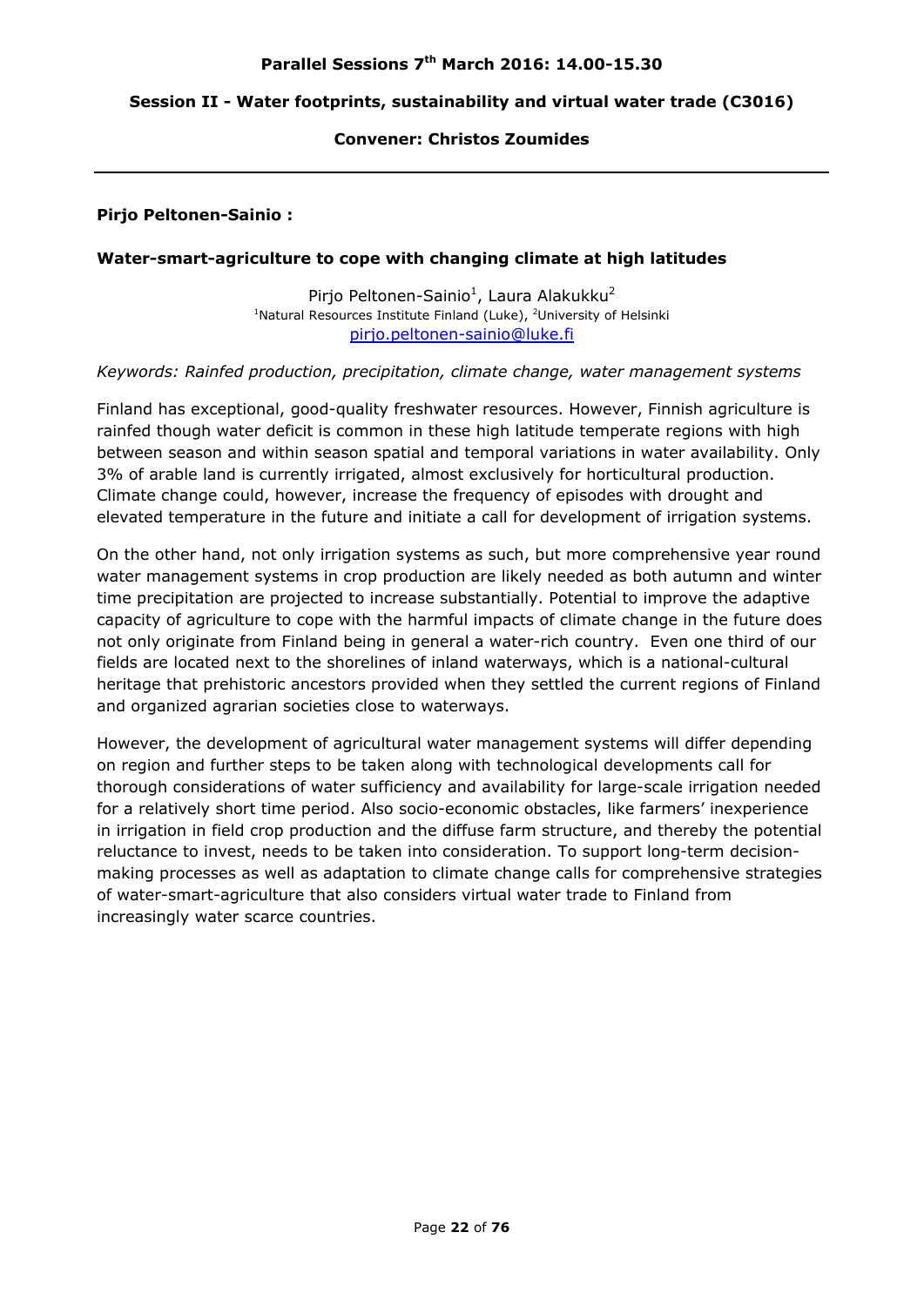**Parallel Sessions 7th March 2016: 14.00-15.30**

**Session II - Water footprints, sustainability and virtual water trade (C3016)**

**Convener: Christos Zoumides**

---

**Pirjo Peltonen-Sainio :**

### Water-smart-agriculture to cope with changing climate at high latitudes

Pirjo Peltonen-Sainio[1], Laura Alakukku[2]
[1]Natural Resources Institute Finland (Luke), [2]University of Helsinki
pirjo.peltonen-sainio@luke.fi

*Keywords: Rainfed production, precipitation, climate change, water management systems*

Finland has exceptional, good-quality freshwater resources. However, Finnish agriculture is rainfed though water deficit is common in these high latitude temperate regions with high between season and within season spatial and temporal variations in water availability. Only 3% of arable land is currently irrigated, almost exclusively for horticultural production. Climate change could, however, increase the frequency of episodes with drought and elevated temperature in the future and initiate a call for development of irrigation systems.

On the other hand, not only irrigation systems as such, but more comprehensive year round water management systems in crop production are likely needed as both autumn and winter time precipitation are projected to increase substantially. Potential to improve the adaptive capacity of agriculture to cope with the harmful impacts of climate change in the future does not only originate from Finland being in general a water-rich country. Even one third of our fields are located next to the shorelines of inland waterways, which is a national-cultural heritage that prehistoric ancestors provided when they settled the current regions of Finland and organized agrarian societies close to waterways.

However, the development of agricultural water management systems will differ depending on region and further steps to be taken along with technological developments call for thorough considerations of water sufficiency and availability for large-scale irrigation needed for a relatively short time period. Also socio-economic obstacles, like farmers' inexperience in irrigation in field crop production and the diffuse farm structure, and thereby the potential reluctance to invest, needs to be taken into consideration. To support long-term decision-making processes as well as adaptation to climate change calls for comprehensive strategies of water-smart-agriculture that also considers virtual water trade to Finland from increasingly water scarce countries.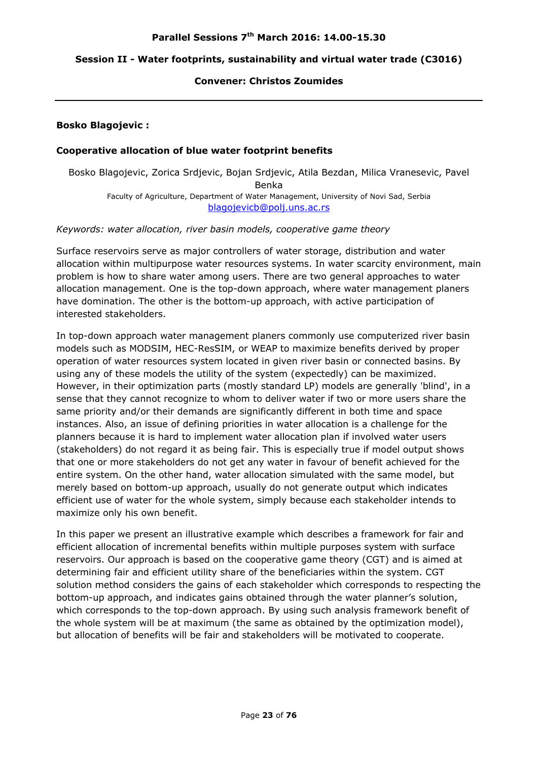**Parallel Sessions 7th March 2016: 14.00-15.30**

**Session II - Water footprints, sustainability and virtual water trade (C3016)**

**Convener: Christos Zoumides**

---

**Bosko Blagojevic :**

**Cooperative allocation of blue water footprint benefits**

Bosko Blagojevic, Zorica Srdjevic, Bojan Srdjevic, Atila Bezdan, Milica Vranesevic, Pavel Benka

Faculty of Agriculture, Department of Water Management, University of Novi Sad, Serbia

blagojevicb@polj.uns.ac.rs

*Keywords: water allocation, river basin models, cooperative game theory*

Surface reservoirs serve as major controllers of water storage, distribution and water allocation within multipurpose water resources systems. In water scarcity environment, main problem is how to share water among users. There are two general approaches to water allocation management. One is the top-down approach, where water management planers have domination. The other is the bottom-up approach, with active participation of interested stakeholders.

In top-down approach water management planers commonly use computerized river basin models such as MODSIM, HEC-ResSIM, or WEAP to maximize benefits derived by proper operation of water resources system located in given river basin or connected basins. By using any of these models the utility of the system (expectedly) can be maximized. However, in their optimization parts (mostly standard LP) models are generally 'blind', in a sense that they cannot recognize to whom to deliver water if two or more users share the same priority and/or their demands are significantly different in both time and space instances. Also, an issue of defining priorities in water allocation is a challenge for the planners because it is hard to implement water allocation plan if involved water users (stakeholders) do not regard it as being fair. This is especially true if model output shows that one or more stakeholders do not get any water in favour of benefit achieved for the entire system. On the other hand, water allocation simulated with the same model, but merely based on bottom-up approach, usually do not generate output which indicates efficient use of water for the whole system, simply because each stakeholder intends to maximize only his own benefit.

In this paper we present an illustrative example which describes a framework for fair and efficient allocation of incremental benefits within multiple purposes system with surface reservoirs. Our approach is based on the cooperative game theory (CGT) and is aimed at determining fair and efficient utility share of the beneficiaries within the system. CGT solution method considers the gains of each stakeholder which corresponds to respecting the bottom-up approach, and indicates gains obtained through the water planner's solution, which corresponds to the top-down approach. By using such analysis framework benefit of the whole system will be at maximum (the same as obtained by the optimization model), but allocation of benefits will be fair and stakeholders will be motivated to cooperate.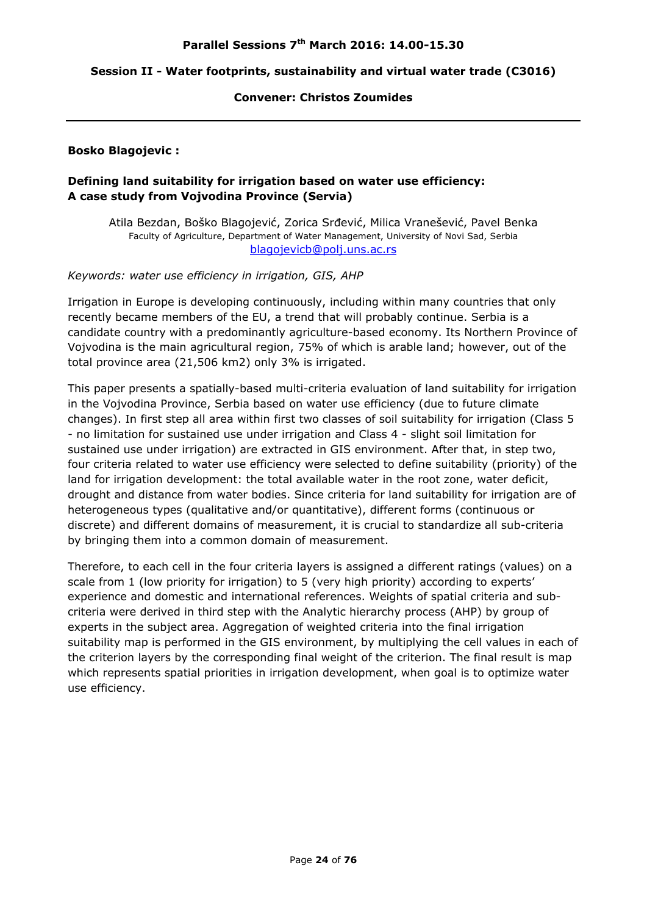**Parallel Sessions 7th March 2016: 14.00-15.30**

**Session II - Water footprints, sustainability and virtual water trade (C3016)**

**Convener: Christos Zoumides**

---

**Bosko Blagojevic :**

**Defining land suitability for irrigation based on water use efficiency: A case study from Vojvodina Province (Servia)**

Atila Bezdan, Boško Blagojević, Zorica Srđević, Milica Vranešević, Pavel Benka
Faculty of Agriculture, Department of Water Management, University of Novi Sad, Serbia
blagojevicb@polj.uns.ac.rs

*Keywords: water use efficiency in irrigation, GIS, AHP*

Irrigation in Europe is developing continuously, including within many countries that only recently became members of the EU, a trend that will probably continue. Serbia is a candidate country with a predominantly agriculture-based economy. Its Northern Province of Vojvodina is the main agricultural region, 75% of which is arable land; however, out of the total province area (21,506 km2) only 3% is irrigated.

This paper presents a spatially-based multi-criteria evaluation of land suitability for irrigation in the Vojvodina Province, Serbia based on water use efficiency (due to future climate changes). In first step all area within first two classes of soil suitability for irrigation (Class 5 - no limitation for sustained use under irrigation and Class 4 - slight soil limitation for sustained use under irrigation) are extracted in GIS environment. After that, in step two, four criteria related to water use efficiency were selected to define suitability (priority) of the land for irrigation development: the total available water in the root zone, water deficit, drought and distance from water bodies. Since criteria for land suitability for irrigation are of heterogeneous types (qualitative and/or quantitative), different forms (continuous or discrete) and different domains of measurement, it is crucial to standardize all sub-criteria by bringing them into a common domain of measurement.

Therefore, to each cell in the four criteria layers is assigned a different ratings (values) on a scale from 1 (low priority for irrigation) to 5 (very high priority) according to experts' experience and domestic and international references. Weights of spatial criteria and sub-criteria were derived in third step with the Analytic hierarchy process (AHP) by group of experts in the subject area. Aggregation of weighted criteria into the final irrigation suitability map is performed in the GIS environment, by multiplying the cell values in each of the criterion layers by the corresponding final weight of the criterion. The final result is map which represents spatial priorities in irrigation development, when goal is to optimize water use efficiency.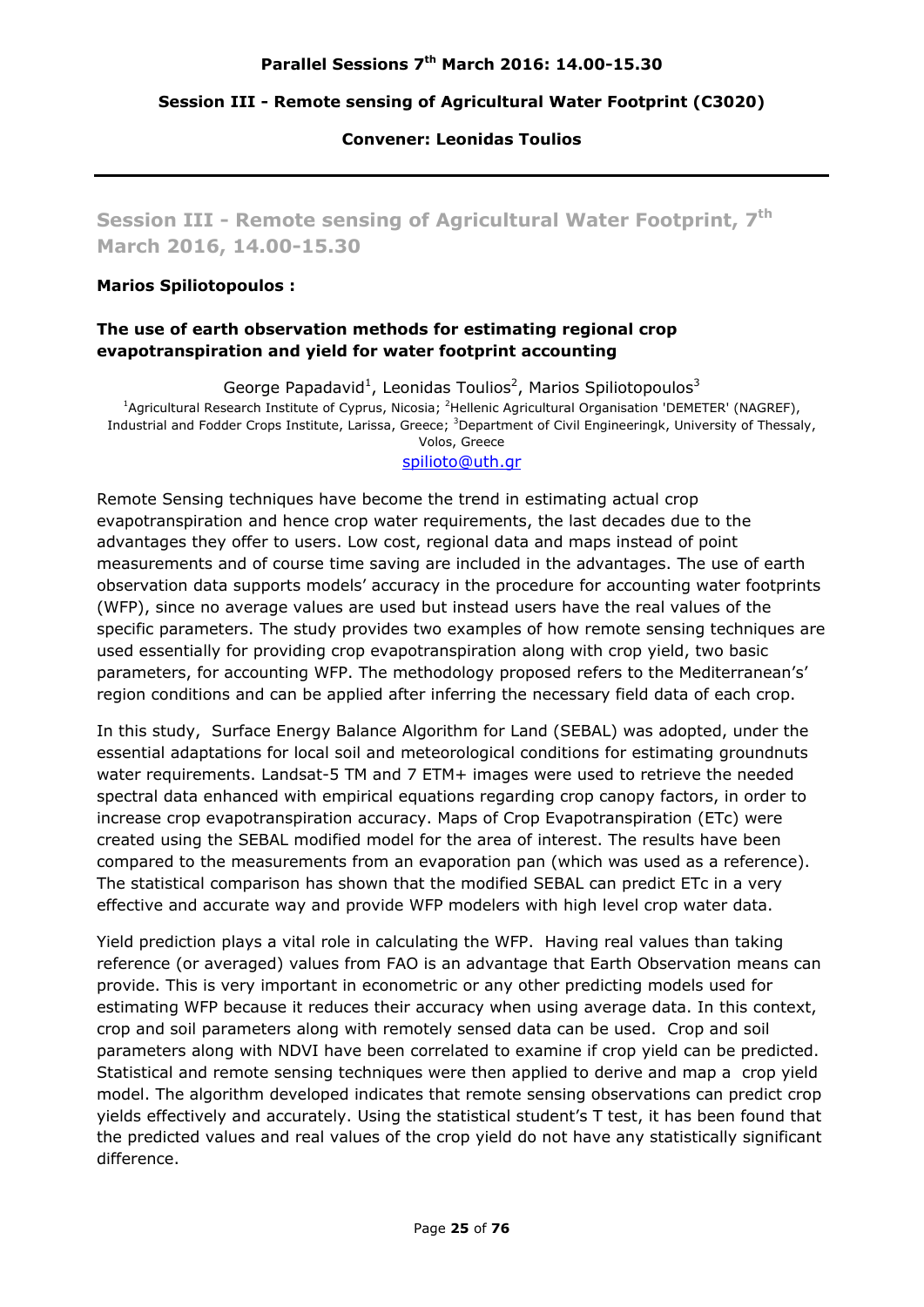**Parallel Sessions 7th March 2016: 14.00-15.30**

**Session III - Remote sensing of Agricultural Water Footprint (C3020)**

**Convener: Leonidas Toulios**

---

## Session III - Remote sensing of Agricultural Water Footprint, 7th March 2016, 14.00-15.30

**Marios Spiliotopoulos :**

### The use of earth observation methods for estimating regional crop evapotranspiration and yield for water footprint accounting

George Papadavid[1], Leonidas Toulios[2], Marios Spiliotopoulos[3]

[1]Agricultural Research Institute of Cyprus, Nicosia; [2]Hellenic Agricultural Organisation 'DEMETER' (NAGREF), Industrial and Fodder Crops Institute, Larissa, Greece; [3]Department of Civil Engineeringk, University of Thessaly, Volos, Greece

spilioto@uth.gr

Remote Sensing techniques have become the trend in estimating actual crop evapotranspiration and hence crop water requirements, the last decades due to the advantages they offer to users. Low cost, regional data and maps instead of point measurements and of course time saving are included in the advantages. The use of earth observation data supports models' accuracy in the procedure for accounting water footprints (WFP), since no average values are used but instead users have the real values of the specific parameters. The study provides two examples of how remote sensing techniques are used essentially for providing crop evapotranspiration along with crop yield, two basic parameters, for accounting WFP. The methodology proposed refers to the Mediterranean's' region conditions and can be applied after inferring the necessary field data of each crop.

In this study, Surface Energy Balance Algorithm for Land (SEBAL) was adopted, under the essential adaptations for local soil and meteorological conditions for estimating groundnuts water requirements. Landsat-5 TM and 7 ETM+ images were used to retrieve the needed spectral data enhanced with empirical equations regarding crop canopy factors, in order to increase crop evapotranspiration accuracy. Maps of Crop Evapotranspiration (ETc) were created using the SEBAL modified model for the area of interest. The results have been compared to the measurements from an evaporation pan (which was used as a reference). The statistical comparison has shown that the modified SEBAL can predict ETc in a very effective and accurate way and provide WFP modelers with high level crop water data.

Yield prediction plays a vital role in calculating the WFP. Having real values than taking reference (or averaged) values from FAO is an advantage that Earth Observation means can provide. This is very important in econometric or any other predicting models used for estimating WFP because it reduces their accuracy when using average data. In this context, crop and soil parameters along with remotely sensed data can be used. Crop and soil parameters along with NDVI have been correlated to examine if crop yield can be predicted. Statistical and remote sensing techniques were then applied to derive and map a crop yield model. The algorithm developed indicates that remote sensing observations can predict crop yields effectively and accurately. Using the statistical student's T test, it has been found that the predicted values and real values of the crop yield do not have any statistically significant difference.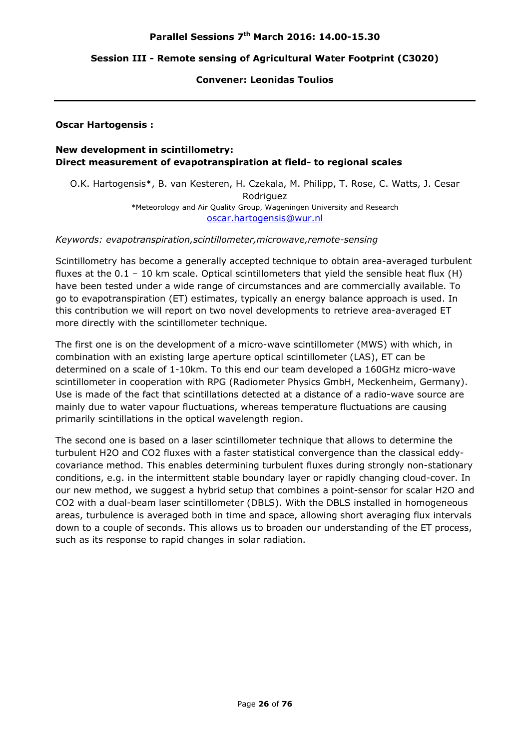# Parallel Sessions 7th March 2016: 14.00-15.30

## Session III - Remote sensing of Agricultural Water Footprint (C3020)

### Convener: Leonidas Toulios

---

**Oscar Hartogensis :**

**New development in scintillometry:**
**Direct measurement of evapotranspiration at field- to regional scales**

O.K. Hartogensis*, B. van Kesteren, H. Czekala, M. Philipp, T. Rose, C. Watts, J. Cesar Rodriguez

*Meteorology and Air Quality Group, Wageningen University and Research

oscar.hartogensis@wur.nl

*Keywords: evapotranspiration,scintillometer,microwave,remote-sensing*

Scintillometry has become a generally accepted technique to obtain area-averaged turbulent fluxes at the 0.1 – 10 km scale. Optical scintillometers that yield the sensible heat flux (H) have been tested under a wide range of circumstances and are commercially available. To go to evapotranspiration (ET) estimates, typically an energy balance approach is used. In this contribution we will report on two novel developments to retrieve area-averaged ET more directly with the scintillometer technique.

The first one is on the development of a micro-wave scintillometer (MWS) with which, in combination with an existing large aperture optical scintillometer (LAS), ET can be determined on a scale of 1-10km. To this end our team developed a 160GHz micro-wave scintillometer in cooperation with RPG (Radiometer Physics GmbH, Meckenheim, Germany). Use is made of the fact that scintillations detected at a distance of a radio-wave source are mainly due to water vapour fluctuations, whereas temperature fluctuations are causing primarily scintillations in the optical wavelength region.

The second one is based on a laser scintillometer technique that allows to determine the turbulent $H_2O$ and $CO_2$ fluxes with a faster statistical convergence than the classical eddy-covariance method. This enables determining turbulent fluxes during strongly non-stationary conditions, e.g. in the intermittent stable boundary layer or rapidly changing cloud-cover. In our new method, we suggest a hybrid setup that combines a point-sensor for scalar $H_2O$ and $CO_2$ with a dual-beam laser scintillometer (DBLS). With the DBLS installed in homogeneous areas, turbulence is averaged both in time and space, allowing short averaging flux intervals down to a couple of seconds. This allows us to broaden our understanding of the ET process, such as its response to rapid changes in solar radiation.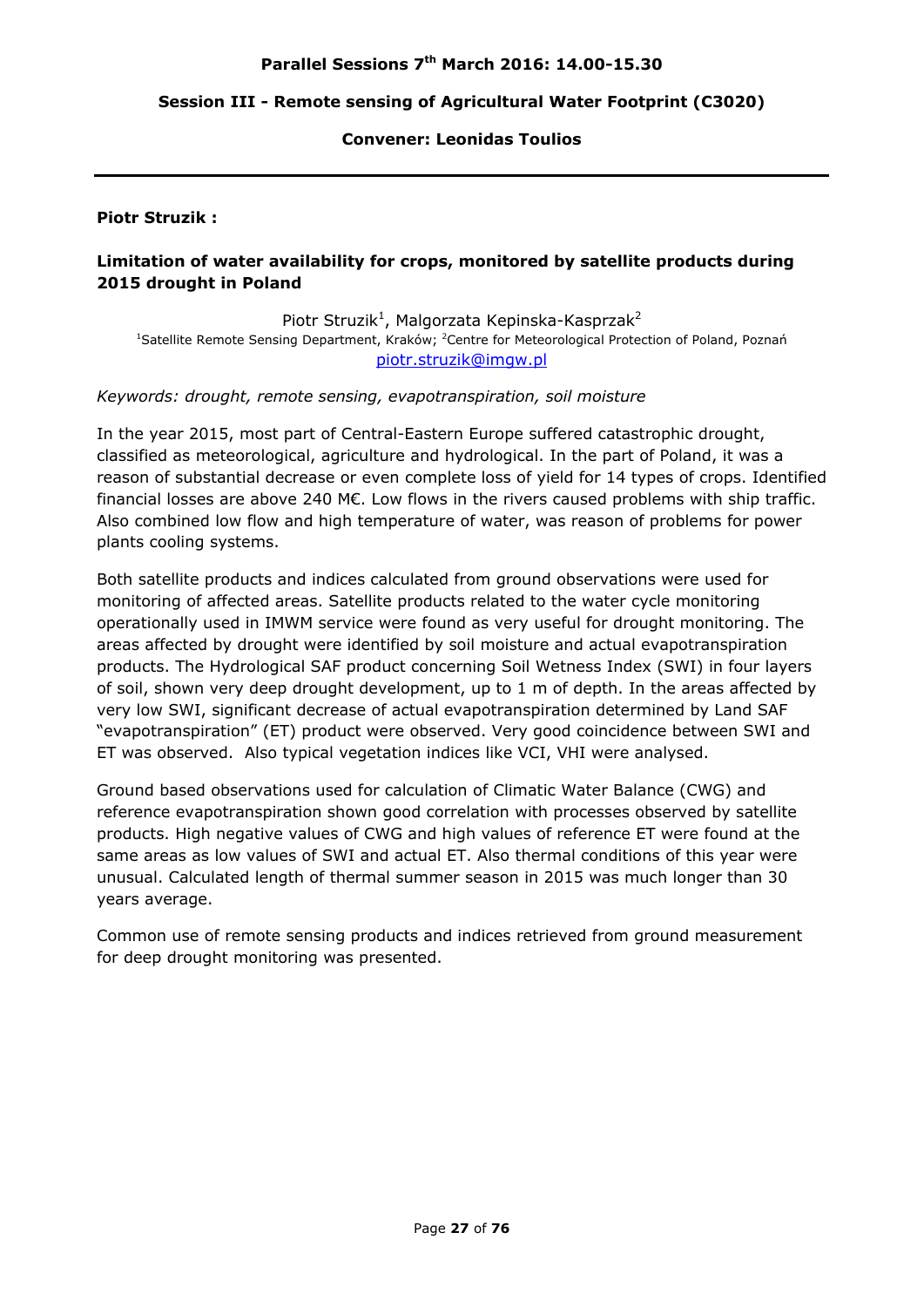## Parallel Sessions 7th March 2016: 14.00-15.30

### Session III - Remote sensing of Agricultural Water Footprint (C3020)

#### Convener: Leonidas Toulios

---

**Piotr Struzik :**

**Limitation of water availability for crops, monitored by satellite products during 2015 drought in Poland**

Piotr Struzik[1], Malgorzata Kepinska-Kasprzak[2]
[1]Satellite Remote Sensing Department, Kraków; [2]Centre for Meteorological Protection of Poland, Poznań
piotr.struzik@imgw.pl

*Keywords: drought, remote sensing, evapotranspiration, soil moisture*

In the year 2015, most part of Central-Eastern Europe suffered catastrophic drought, classified as meteorological, agriculture and hydrological. In the part of Poland, it was a reason of substantial decrease or even complete loss of yield for 14 types of crops. Identified financial losses are above 240 M€. Low flows in the rivers caused problems with ship traffic. Also combined low flow and high temperature of water, was reason of problems for power plants cooling systems.

Both satellite products and indices calculated from ground observations were used for monitoring of affected areas. Satellite products related to the water cycle monitoring operationally used in IMWM service were found as very useful for drought monitoring. The areas affected by drought were identified by soil moisture and actual evapotranspiration products. The Hydrological SAF product concerning Soil Wetness Index (SWI) in four layers of soil, shown very deep drought development, up to 1 m of depth. In the areas affected by very low SWI, significant decrease of actual evapotranspiration determined by Land SAF "evapotranspiration" (ET) product were observed. Very good coincidence between SWI and ET was observed. Also typical vegetation indices like VCI, VHI were analysed.

Ground based observations used for calculation of Climatic Water Balance (CWG) and reference evapotranspiration shown good correlation with processes observed by satellite products. High negative values of CWG and high values of reference ET were found at the same areas as low values of SWI and actual ET. Also thermal conditions of this year were unusual. Calculated length of thermal summer season in 2015 was much longer than 30 years average.

Common use of remote sensing products and indices retrieved from ground measurement for deep drought monitoring was presented.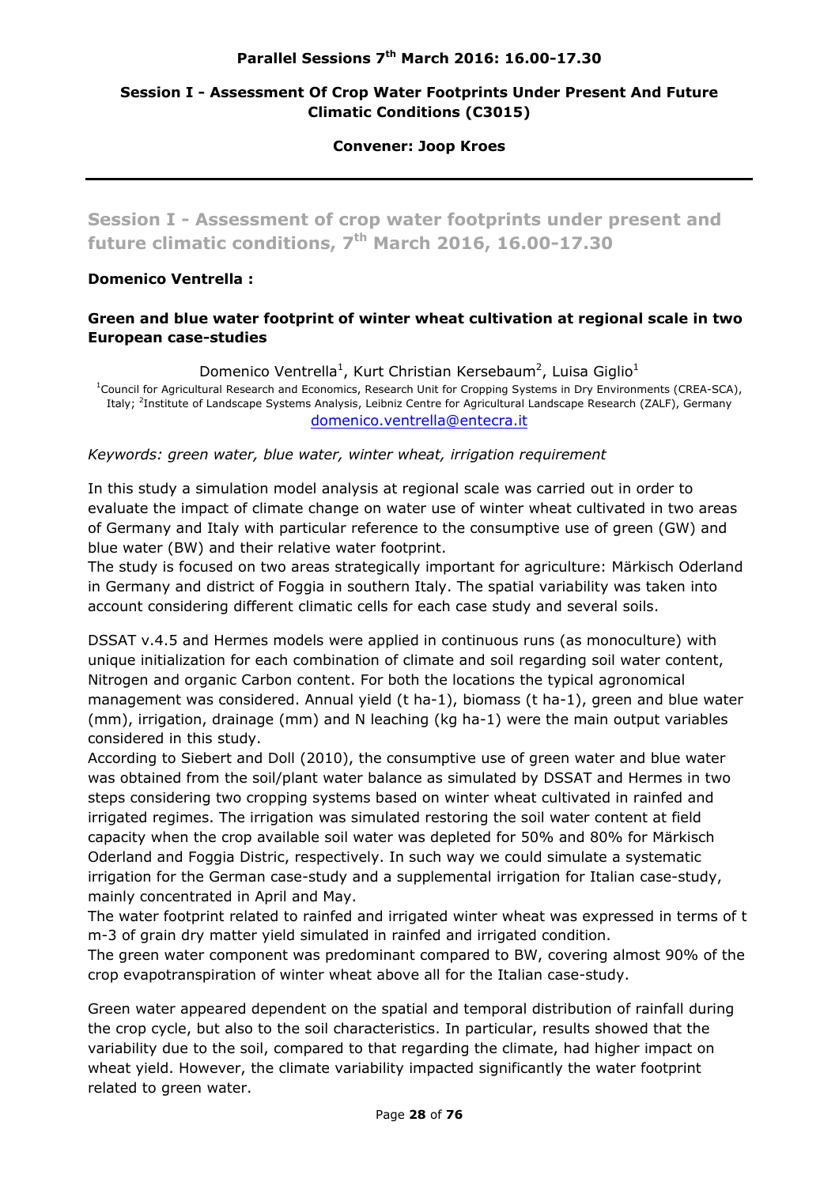**Parallel Sessions 7th March 2016: 16.00-17.30**

**Session I - Assessment Of Crop Water Footprints Under Present And Future Climatic Conditions (C3015)**

**Convener: Joop Kroes**

## Session I - Assessment of crop water footprints under present and future climatic conditions, 7th March 2016, 16.00-17.30

**Domenico Ventrella :**

### Green and blue water footprint of winter wheat cultivation at regional scale in two European case-studies

Domenico Ventrella[1], Kurt Christian Kersebaum[2], Luisa Giglio[1]

[1]Council for Agricultural Research and Economics, Research Unit for Cropping Systems in Dry Environments (CREA-SCA), Italy; [2]Institute of Landscape Systems Analysis, Leibniz Centre for Agricultural Landscape Research (ZALF), Germany
domenico.ventrella@entecra.it

*Keywords: green water, blue water, winter wheat, irrigation requirement*

In this study a simulation model analysis at regional scale was carried out in order to evaluate the impact of climate change on water use of winter wheat cultivated in two areas of Germany and Italy with particular reference to the consumptive use of green (GW) and blue water (BW) and their relative water footprint.
The study is focused on two areas strategically important for agriculture: Märkisch Oderland in Germany and district of Foggia in southern Italy. The spatial variability was taken into account considering different climatic cells for each case study and several soils.

DSSAT v.4.5 and Hermes models were applied in continuous runs (as monoculture) with unique initialization for each combination of climate and soil regarding soil water content, Nitrogen and organic Carbon content. For both the locations the typical agronomical management was considered. Annual yield (t ha-1), biomass (t ha-1), green and blue water (mm), irrigation, drainage (mm) and N leaching (kg ha-1) were the main output variables considered in this study.
According to Siebert and Doll (2010), the consumptive use of green water and blue water was obtained from the soil/plant water balance as simulated by DSSAT and Hermes in two steps considering two cropping systems based on winter wheat cultivated in rainfed and irrigated regimes. The irrigation was simulated restoring the soil water content at field capacity when the crop available soil water was depleted for 50% and 80% for Märkisch Oderland and Foggia Distric, respectively. In such way we could simulate a systematic irrigation for the German case-study and a supplemental irrigation for Italian case-study, mainly concentrated in April and May.
The water footprint related to rainfed and irrigated winter wheat was expressed in terms of t m-3 of grain dry matter yield simulated in rainfed and irrigated condition.
The green water component was predominant compared to BW, covering almost 90% of the crop evapotranspiration of winter wheat above all for the Italian case-study.

Green water appeared dependent on the spatial and temporal distribution of rainfall during the crop cycle, but also to the soil characteristics. In particular, results showed that the variability due to the soil, compared to that regarding the climate, had higher impact on wheat yield. However, the climate variability impacted significantly the water footprint related to green water.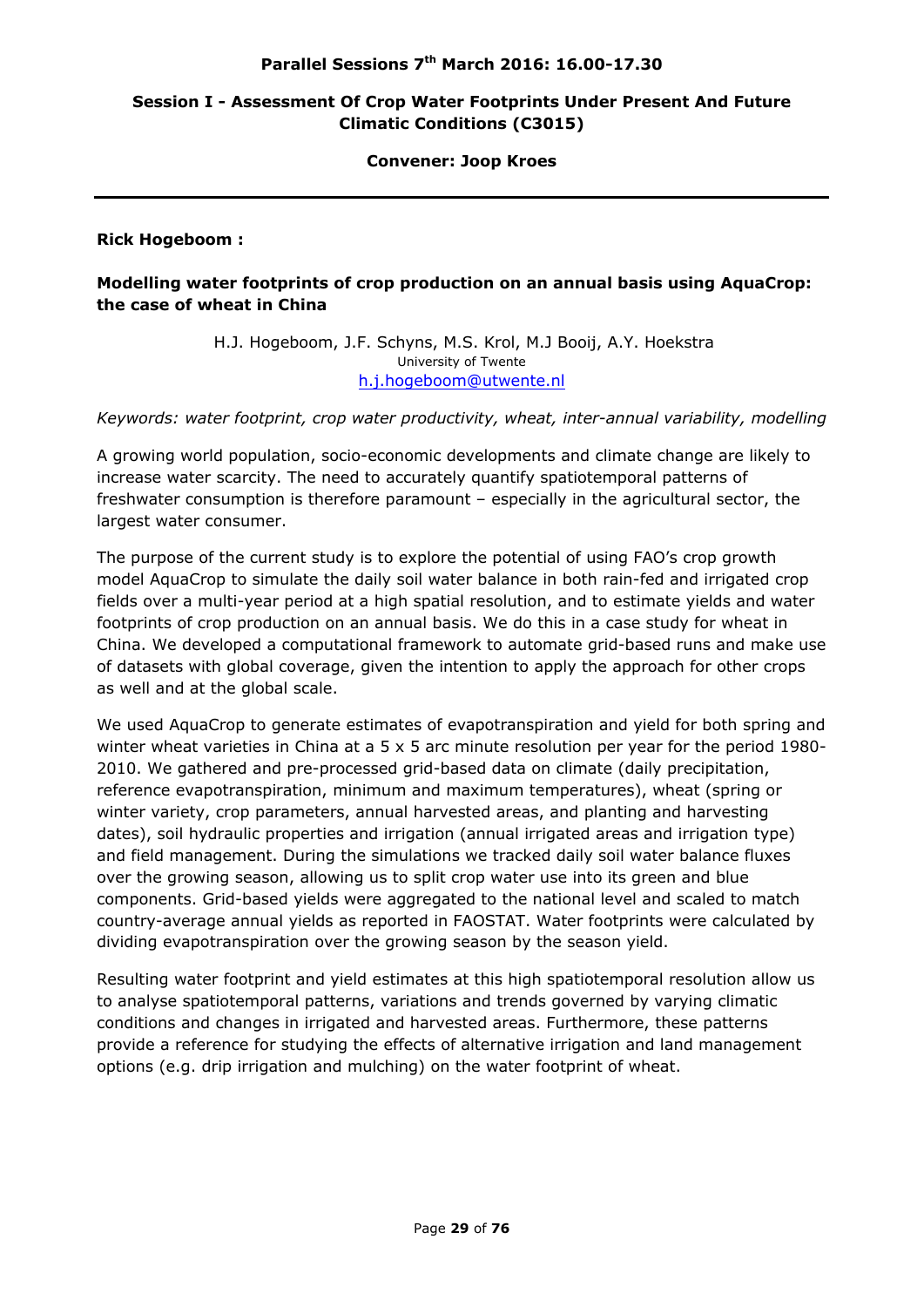**Parallel Sessions 7th March 2016: 16.00-17.30**

**Session I - Assessment Of Crop Water Footprints Under Present And Future Climatic Conditions (C3015)**

**Convener: Joop Kroes**

---

**Rick Hogeboom :**

**Modelling water footprints of crop production on an annual basis using AquaCrop: the case of wheat in China**

H.J. Hogeboom, J.F. Schyns, M.S. Krol, M.J Booij, A.Y. Hoekstra
University of Twente
h.j.hogeboom@utwente.nl

*Keywords: water footprint, crop water productivity, wheat, inter-annual variability, modelling*

A growing world population, socio-economic developments and climate change are likely to increase water scarcity. The need to accurately quantify spatiotemporal patterns of freshwater consumption is therefore paramount – especially in the agricultural sector, the largest water consumer.

The purpose of the current study is to explore the potential of using FAO's crop growth model AquaCrop to simulate the daily soil water balance in both rain-fed and irrigated crop fields over a multi-year period at a high spatial resolution, and to estimate yields and water footprints of crop production on an annual basis. We do this in a case study for wheat in China. We developed a computational framework to automate grid-based runs and make use of datasets with global coverage, given the intention to apply the approach for other crops as well and at the global scale.

We used AquaCrop to generate estimates of evapotranspiration and yield for both spring and winter wheat varieties in China at a 5 x 5 arc minute resolution per year for the period 1980-2010. We gathered and pre-processed grid-based data on climate (daily precipitation, reference evapotranspiration, minimum and maximum temperatures), wheat (spring or winter variety, crop parameters, annual harvested areas, and planting and harvesting dates), soil hydraulic properties and irrigation (annual irrigated areas and irrigation type) and field management. During the simulations we tracked daily soil water balance fluxes over the growing season, allowing us to split crop water use into its green and blue components. Grid-based yields were aggregated to the national level and scaled to match country-average annual yields as reported in FAOSTAT. Water footprints were calculated by dividing evapotranspiration over the growing season by the season yield.

Resulting water footprint and yield estimates at this high spatiotemporal resolution allow us to analyse spatiotemporal patterns, variations and trends governed by varying climatic conditions and changes in irrigated and harvested areas. Furthermore, these patterns provide a reference for studying the effects of alternative irrigation and land management options (e.g. drip irrigation and mulching) on the water footprint of wheat.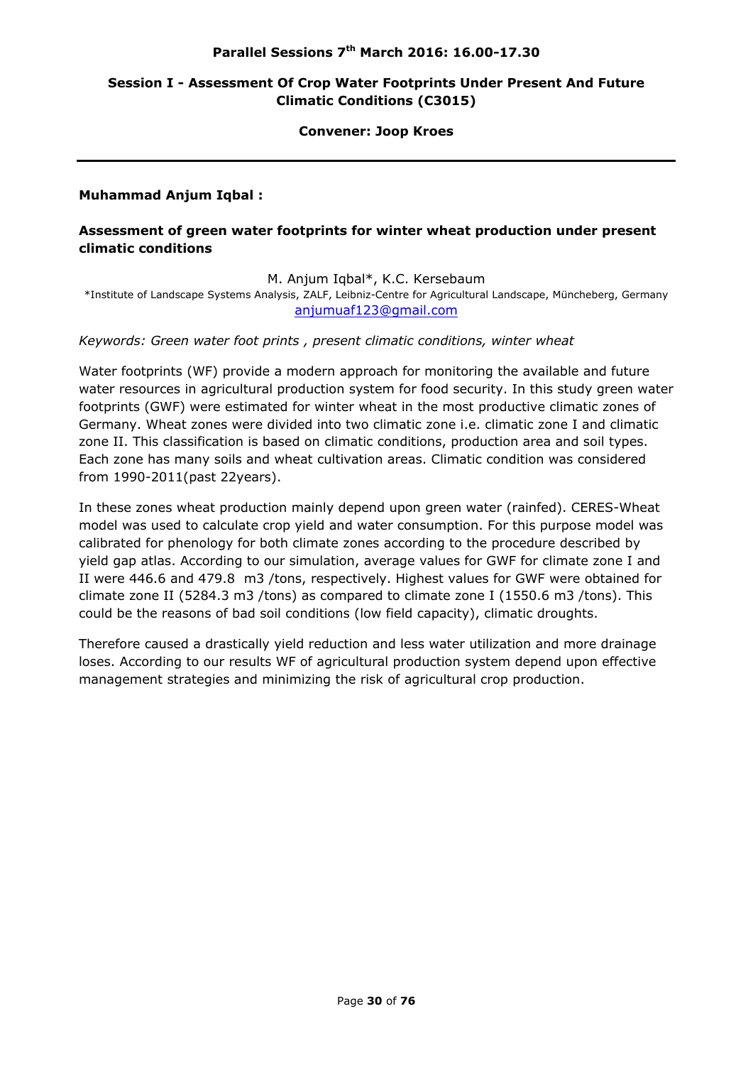## Parallel Sessions 7th March 2016: 16.00-17.30

## Session I - Assessment Of Crop Water Footprints Under Present And Future Climatic Conditions (C3015)

**Convener: Joop Kroes**

---

**Muhammad Anjum Iqbal :**

### Assessment of green water footprints for winter wheat production under present climatic conditions

M. Anjum Iqbal*, K.C. Kersebaum

*Institute of Landscape Systems Analysis, ZALF, Leibniz-Centre for Agricultural Landscape, Müncheberg, Germany

anjumuaf123@gmail.com

*Keywords: Green water foot prints , present climatic conditions, winter wheat*

Water footprints (WF) provide a modern approach for monitoring the available and future water resources in agricultural production system for food security. In this study green water footprints (GWF) were estimated for winter wheat in the most productive climatic zones of Germany. Wheat zones were divided into two climatic zone i.e. climatic zone I and climatic zone II. This classification is based on climatic conditions, production area and soil types. Each zone has many soils and wheat cultivation areas. Climatic condition was considered from 1990-2011(past 22years).

In these zones wheat production mainly depend upon green water (rainfed). CERES-Wheat model was used to calculate crop yield and water consumption. For this purpose model was calibrated for phenology for both climate zones according to the procedure described by yield gap atlas. According to our simulation, average values for GWF for climate zone I and II were 446.6 and 479.8 m3 /tons, respectively. Highest values for GWF were obtained for climate zone II (5284.3 m3 /tons) as compared to climate zone I (1550.6 m3 /tons). This could be the reasons of bad soil conditions (low field capacity), climatic droughts.

Therefore caused a drastically yield reduction and less water utilization and more drainage loses. According to our results WF of agricultural production system depend upon effective management strategies and minimizing the risk of agricultural crop production.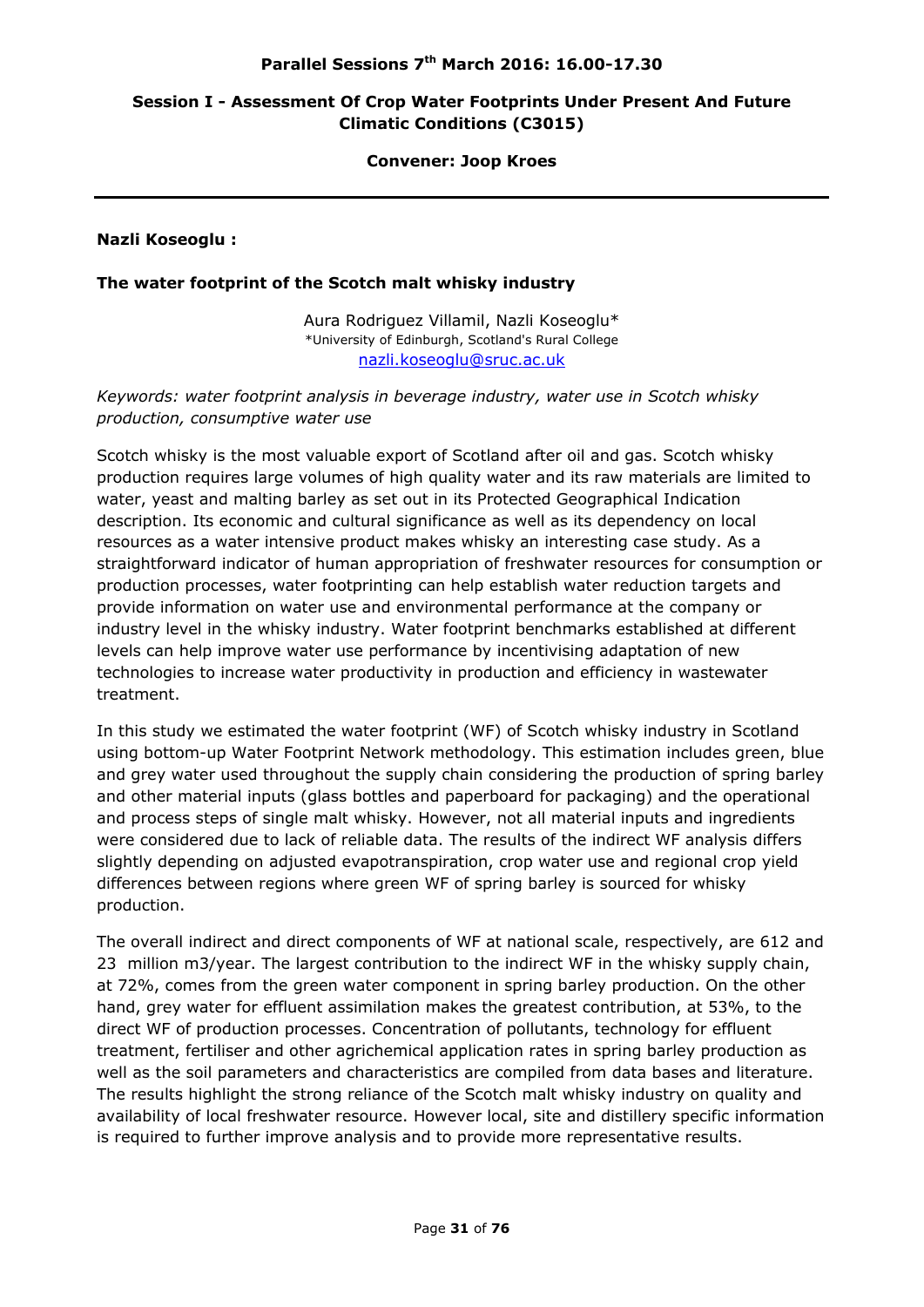**Parallel Sessions 7th March 2016: 16.00-17.30**

**Session I - Assessment Of Crop Water Footprints Under Present And Future Climatic Conditions (C3015)**

**Convener: Joop Kroes**

---

**Nazli Koseoglu :**

### The water footprint of the Scotch malt whisky industry

Aura Rodriguez Villamil, Nazli Koseoglu*
*University of Edinburgh, Scotland's Rural College
nazli.koseoglu@sruc.ac.uk

*Keywords: water footprint analysis in beverage industry, water use in Scotch whisky production, consumptive water use*

Scotch whisky is the most valuable export of Scotland after oil and gas. Scotch whisky production requires large volumes of high quality water and its raw materials are limited to water, yeast and malting barley as set out in its Protected Geographical Indication description. Its economic and cultural significance as well as its dependency on local resources as a water intensive product makes whisky an interesting case study. As a straightforward indicator of human appropriation of freshwater resources for consumption or production processes, water footprinting can help establish water reduction targets and provide information on water use and environmental performance at the company or industry level in the whisky industry. Water footprint benchmarks established at different levels can help improve water use performance by incentivising adaptation of new technologies to increase water productivity in production and efficiency in wastewater treatment.

In this study we estimated the water footprint (WF) of Scotch whisky industry in Scotland using bottom-up Water Footprint Network methodology. This estimation includes green, blue and grey water used throughout the supply chain considering the production of spring barley and other material inputs (glass bottles and paperboard for packaging) and the operational and process steps of single malt whisky. However, not all material inputs and ingredients were considered due to lack of reliable data. The results of the indirect WF analysis differs slightly depending on adjusted evapotranspiration, crop water use and regional crop yield differences between regions where green WF of spring barley is sourced for whisky production.

The overall indirect and direct components of WF at national scale, respectively, are 612 and 23 million m3/year. The largest contribution to the indirect WF in the whisky supply chain, at 72%, comes from the green water component in spring barley production. On the other hand, grey water for effluent assimilation makes the greatest contribution, at 53%, to the direct WF of production processes. Concentration of pollutants, technology for effluent treatment, fertiliser and other agrichemical application rates in spring barley production as well as the soil parameters and characteristics are compiled from data bases and literature. The results highlight the strong reliance of the Scotch malt whisky industry on quality and availability of local freshwater resource. However local, site and distillery specific information is required to further improve analysis and to provide more representative results.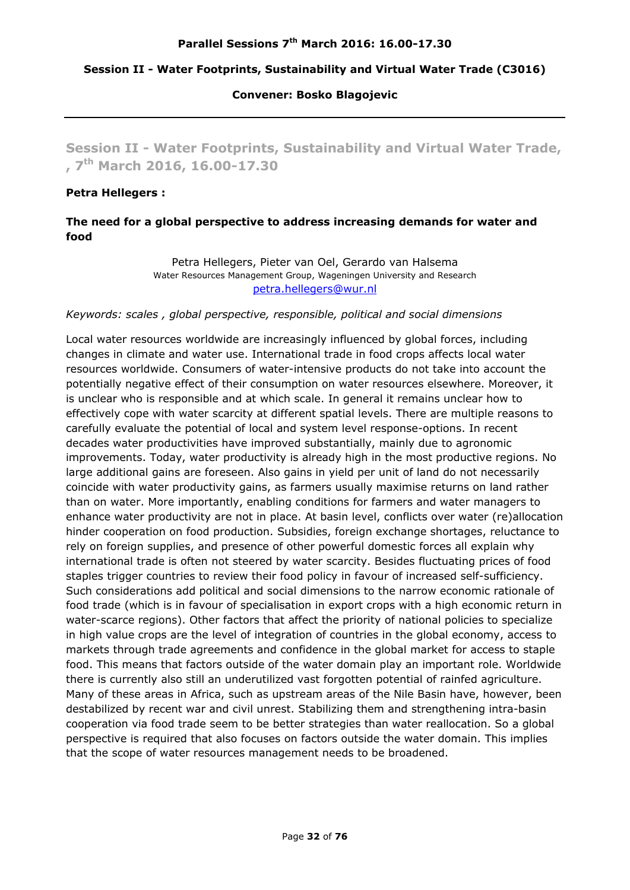**Parallel Sessions 7th March 2016: 16.00-17.30**

**Session II - Water Footprints, Sustainability and Virtual Water Trade (C3016)**

**Convener: Bosko Blagojevic**

---

## Session II - Water Footprints, Sustainability and Virtual Water Trade, , 7th March 2016, 16.00-17.30

**Petra Hellegers :**

### The need for a global perspective to address increasing demands for water and food

Petra Hellegers, Pieter van Oel, Gerardo van Halsema
Water Resources Management Group, Wageningen University and Research
petra.hellegers@wur.nl

*Keywords: scales , global perspective, responsible, political and social dimensions*

Local water resources worldwide are increasingly influenced by global forces, including changes in climate and water use. International trade in food crops affects local water resources worldwide. Consumers of water-intensive products do not take into account the potentially negative effect of their consumption on water resources elsewhere. Moreover, it is unclear who is responsible and at which scale. In general it remains unclear how to effectively cope with water scarcity at different spatial levels. There are multiple reasons to carefully evaluate the potential of local and system level response-options. In recent decades water productivities have improved substantially, mainly due to agronomic improvements. Today, water productivity is already high in the most productive regions. No large additional gains are foreseen. Also gains in yield per unit of land do not necessarily coincide with water productivity gains, as farmers usually maximise returns on land rather than on water. More importantly, enabling conditions for farmers and water managers to enhance water productivity are not in place. At basin level, conflicts over water (re)allocation hinder cooperation on food production. Subsidies, foreign exchange shortages, reluctance to rely on foreign supplies, and presence of other powerful domestic forces all explain why international trade is often not steered by water scarcity. Besides fluctuating prices of food staples trigger countries to review their food policy in favour of increased self-sufficiency. Such considerations add political and social dimensions to the narrow economic rationale of food trade (which is in favour of specialisation in export crops with a high economic return in water-scarce regions). Other factors that affect the priority of national policies to specialize in high value crops are the level of integration of countries in the global economy, access to markets through trade agreements and confidence in the global market for access to staple food. This means that factors outside of the water domain play an important role. Worldwide there is currently also still an underutilized vast forgotten potential of rainfed agriculture. Many of these areas in Africa, such as upstream areas of the Nile Basin have, however, been destabilized by recent war and civil unrest. Stabilizing them and strengthening intra-basin cooperation via food trade seem to be better strategies than water reallocation. So a global perspective is required that also focuses on factors outside the water domain. This implies that the scope of water resources management needs to be broadened.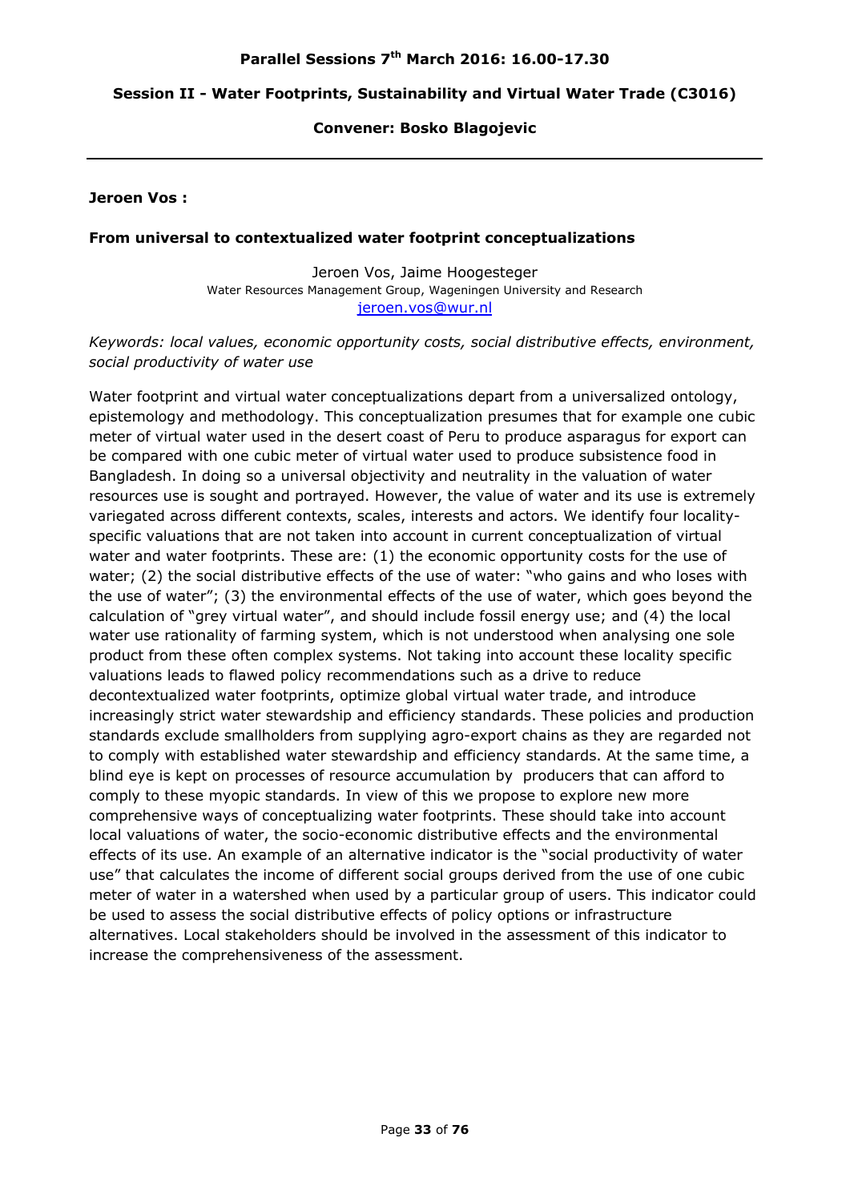**Parallel Sessions 7th March 2016: 16.00-17.30**

**Session II - Water Footprints, Sustainability and Virtual Water Trade (C3016)**

**Convener: Bosko Blagojevic**

---

**Jeroen Vos :**

**From universal to contextualized water footprint conceptualizations**

Jeroen Vos, Jaime Hoogesteger
Water Resources Management Group, Wageningen University and Research
jeroen.vos@wur.nl

*Keywords: local values, economic opportunity costs, social distributive effects, environment, social productivity of water use*

Water footprint and virtual water conceptualizations depart from a universalized ontology, epistemology and methodology. This conceptualization presumes that for example one cubic meter of virtual water used in the desert coast of Peru to produce asparagus for export can be compared with one cubic meter of virtual water used to produce subsistence food in Bangladesh. In doing so a universal objectivity and neutrality in the valuation of water resources use is sought and portrayed. However, the value of water and its use is extremely variegated across different contexts, scales, interests and actors. We identify four locality-specific valuations that are not taken into account in current conceptualization of virtual water and water footprints. These are: (1) the economic opportunity costs for the use of water; (2) the social distributive effects of the use of water: "who gains and who loses with the use of water"; (3) the environmental effects of the use of water, which goes beyond the calculation of "grey virtual water", and should include fossil energy use; and (4) the local water use rationality of farming system, which is not understood when analysing one sole product from these often complex systems. Not taking into account these locality specific valuations leads to flawed policy recommendations such as a drive to reduce decontextualized water footprints, optimize global virtual water trade, and introduce increasingly strict water stewardship and efficiency standards. These policies and production standards exclude smallholders from supplying agro-export chains as they are regarded not to comply with established water stewardship and efficiency standards. At the same time, a blind eye is kept on processes of resource accumulation by producers that can afford to comply to these myopic standards. In view of this we propose to explore new more comprehensive ways of conceptualizing water footprints. These should take into account local valuations of water, the socio-economic distributive effects and the environmental effects of its use. An example of an alternative indicator is the "social productivity of water use" that calculates the income of different social groups derived from the use of one cubic meter of water in a watershed when used by a particular group of users. This indicator could be used to assess the social distributive effects of policy options or infrastructure alternatives. Local stakeholders should be involved in the assessment of this indicator to increase the comprehensiveness of the assessment.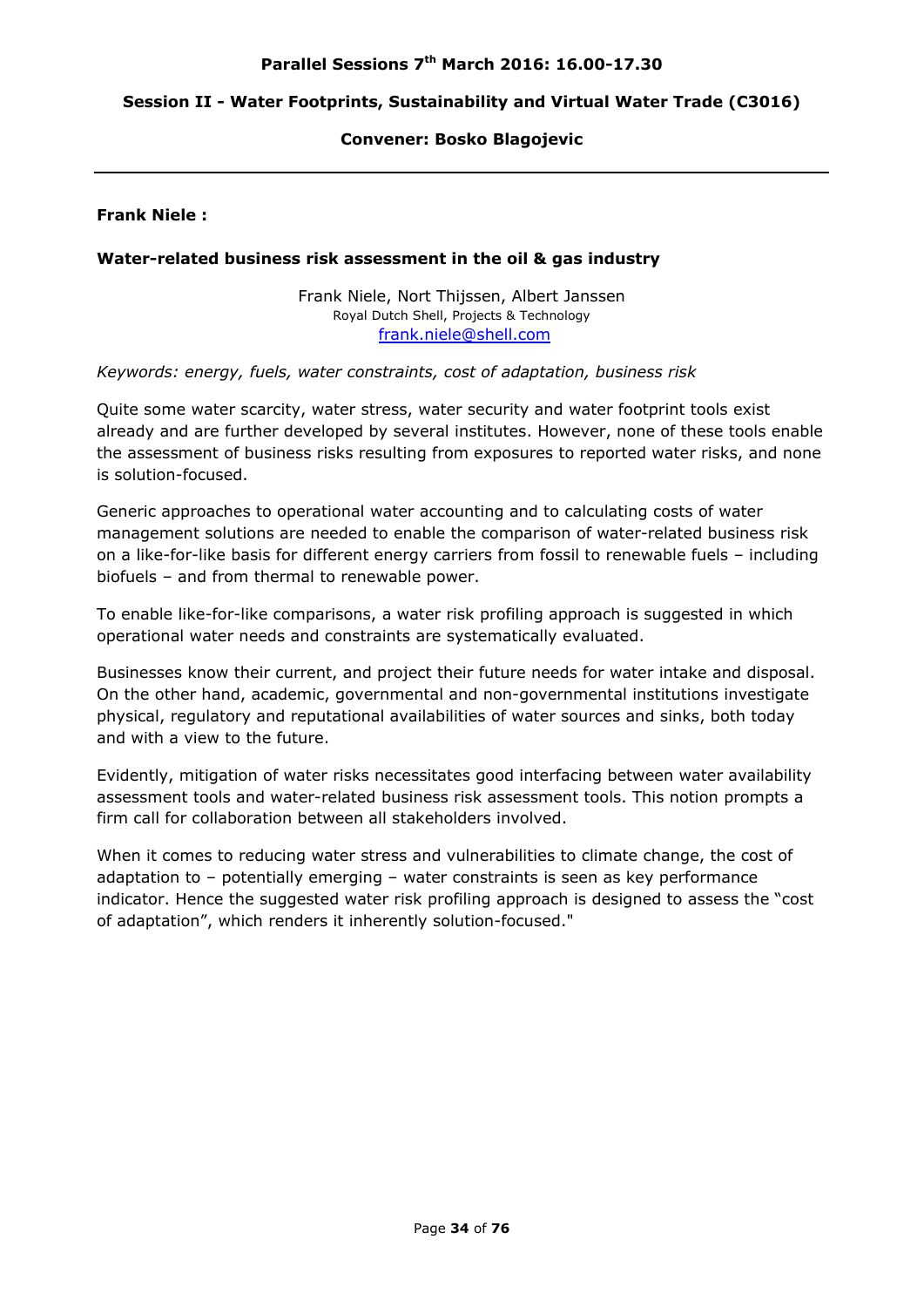## Parallel Sessions 7th March 2016: 16.00-17.30

## Session II - Water Footprints, Sustainability and Virtual Water Trade (C3016)

### Convener: Bosko Blagojevic

---

**Frank Niele :**

**Water-related business risk assessment in the oil & gas industry**

Frank Niele, Nort Thijssen, Albert Janssen
Royal Dutch Shell, Projects & Technology
frank.niele@shell.com

*Keywords: energy, fuels, water constraints, cost of adaptation, business risk*

Quite some water scarcity, water stress, water security and water footprint tools exist already and are further developed by several institutes. However, none of these tools enable the assessment of business risks resulting from exposures to reported water risks, and none is solution-focused.

Generic approaches to operational water accounting and to calculating costs of water management solutions are needed to enable the comparison of water-related business risk on a like-for-like basis for different energy carriers from fossil to renewable fuels – including biofuels – and from thermal to renewable power.

To enable like-for-like comparisons, a water risk profiling approach is suggested in which operational water needs and constraints are systematically evaluated.

Businesses know their current, and project their future needs for water intake and disposal. On the other hand, academic, governmental and non-governmental institutions investigate physical, regulatory and reputational availabilities of water sources and sinks, both today and with a view to the future.

Evidently, mitigation of water risks necessitates good interfacing between water availability assessment tools and water-related business risk assessment tools. This notion prompts a firm call for collaboration between all stakeholders involved.

When it comes to reducing water stress and vulnerabilities to climate change, the cost of adaptation to – potentially emerging – water constraints is seen as key performance indicator. Hence the suggested water risk profiling approach is designed to assess the "cost of adaptation", which renders it inherently solution-focused."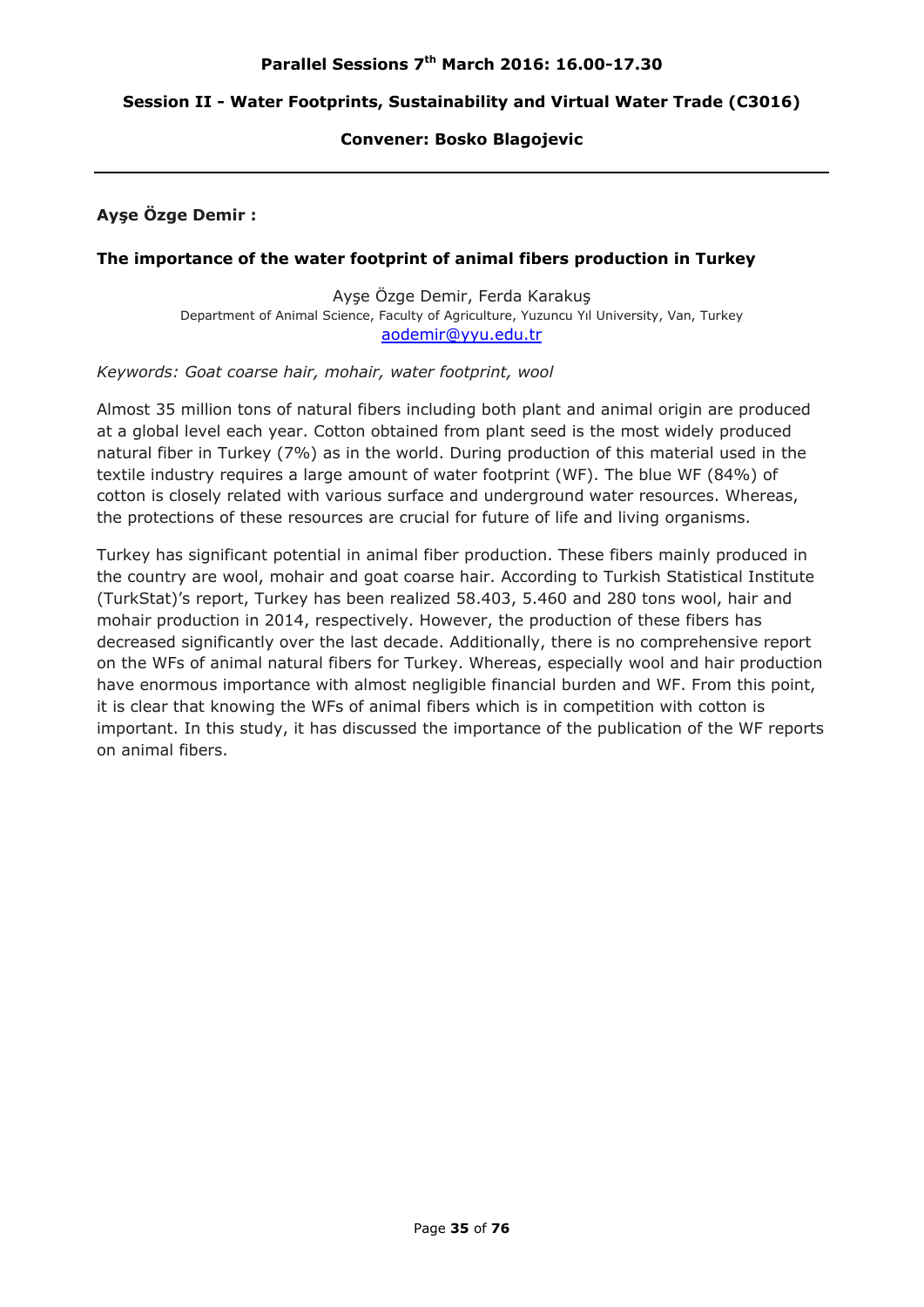**Parallel Sessions 7th March 2016: 16.00-17.30**

**Session II - Water Footprints, Sustainability and Virtual Water Trade (C3016)**

**Convener: Bosko Blagojevic**

---

**Ayşe Özge Demir :**

### The importance of the water footprint of animal fibers production in Turkey

Ayşe Özge Demir, Ferda Karakuş
Department of Animal Science, Faculty of Agriculture, Yuzuncu Yıl University, Van, Turkey
aodemir@yyu.edu.tr

*Keywords: Goat coarse hair, mohair, water footprint, wool*

Almost 35 million tons of natural fibers including both plant and animal origin are produced at a global level each year. Cotton obtained from plant seed is the most widely produced natural fiber in Turkey (7%) as in the world. During production of this material used in the textile industry requires a large amount of water footprint (WF). The blue WF (84%) of cotton is closely related with various surface and underground water resources. Whereas, the protections of these resources are crucial for future of life and living organisms.

Turkey has significant potential in animal fiber production. These fibers mainly produced in the country are wool, mohair and goat coarse hair. According to Turkish Statistical Institute (TurkStat)'s report, Turkey has been realized 58.403, 5.460 and 280 tons wool, hair and mohair production in 2014, respectively. However, the production of these fibers has decreased significantly over the last decade. Additionally, there is no comprehensive report on the WFs of animal natural fibers for Turkey. Whereas, especially wool and hair production have enormous importance with almost negligible financial burden and WF. From this point, it is clear that knowing the WFs of animal fibers which is in competition with cotton is important. In this study, it has discussed the importance of the publication of the WF reports on animal fibers.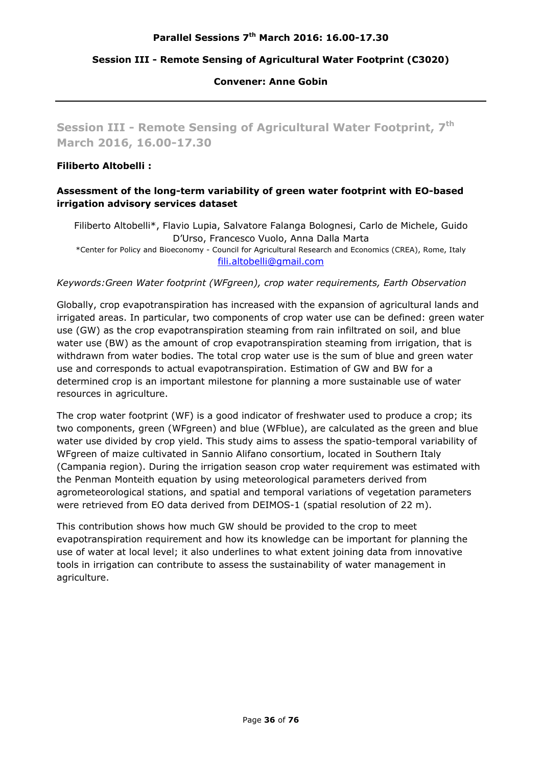**Parallel Sessions 7th March 2016: 16.00-17.30**

**Session III - Remote Sensing of Agricultural Water Footprint (C3020)**

**Convener: Anne Gobin**

---

## Session III - Remote Sensing of Agricultural Water Footprint, 7th March 2016, 16.00-17.30

**Filiberto Altobelli :**

### Assessment of the long-term variability of green water footprint with EO-based irrigation advisory services dataset

Filiberto Altobelli*, Flavio Lupia, Salvatore Falanga Bolognesi, Carlo de Michele, Guido D'Urso, Francesco Vuolo, Anna Dalla Marta

*Center for Policy and Bioeconomy - Council for Agricultural Research and Economics (CREA), Rome, Italy
fili.altobelli@gmail.com

*Keywords:Green Water footprint (WFgreen), crop water requirements, Earth Observation*

Globally, crop evapotranspiration has increased with the expansion of agricultural lands and irrigated areas. In particular, two components of crop water use can be defined: green water use (GW) as the crop evapotranspiration steaming from rain infiltrated on soil, and blue water use (BW) as the amount of crop evapotranspiration steaming from irrigation, that is withdrawn from water bodies. The total crop water use is the sum of blue and green water use and corresponds to actual evapotranspiration. Estimation of GW and BW for a determined crop is an important milestone for planning a more sustainable use of water resources in agriculture.

The crop water footprint (WF) is a good indicator of freshwater used to produce a crop; its two components, green (WFgreen) and blue (WFblue), are calculated as the green and blue water use divided by crop yield. This study aims to assess the spatio-temporal variability of WFgreen of maize cultivated in Sannio Alifano consortium, located in Southern Italy (Campania region). During the irrigation season crop water requirement was estimated with the Penman Monteith equation by using meteorological parameters derived from agrometeorological stations, and spatial and temporal variations of vegetation parameters were retrieved from EO data derived from DEIMOS-1 (spatial resolution of 22 m).

This contribution shows how much GW should be provided to the crop to meet evapotranspiration requirement and how its knowledge can be important for planning the use of water at local level; it also underlines to what extent joining data from innovative tools in irrigation can contribute to assess the sustainability of water management in agriculture.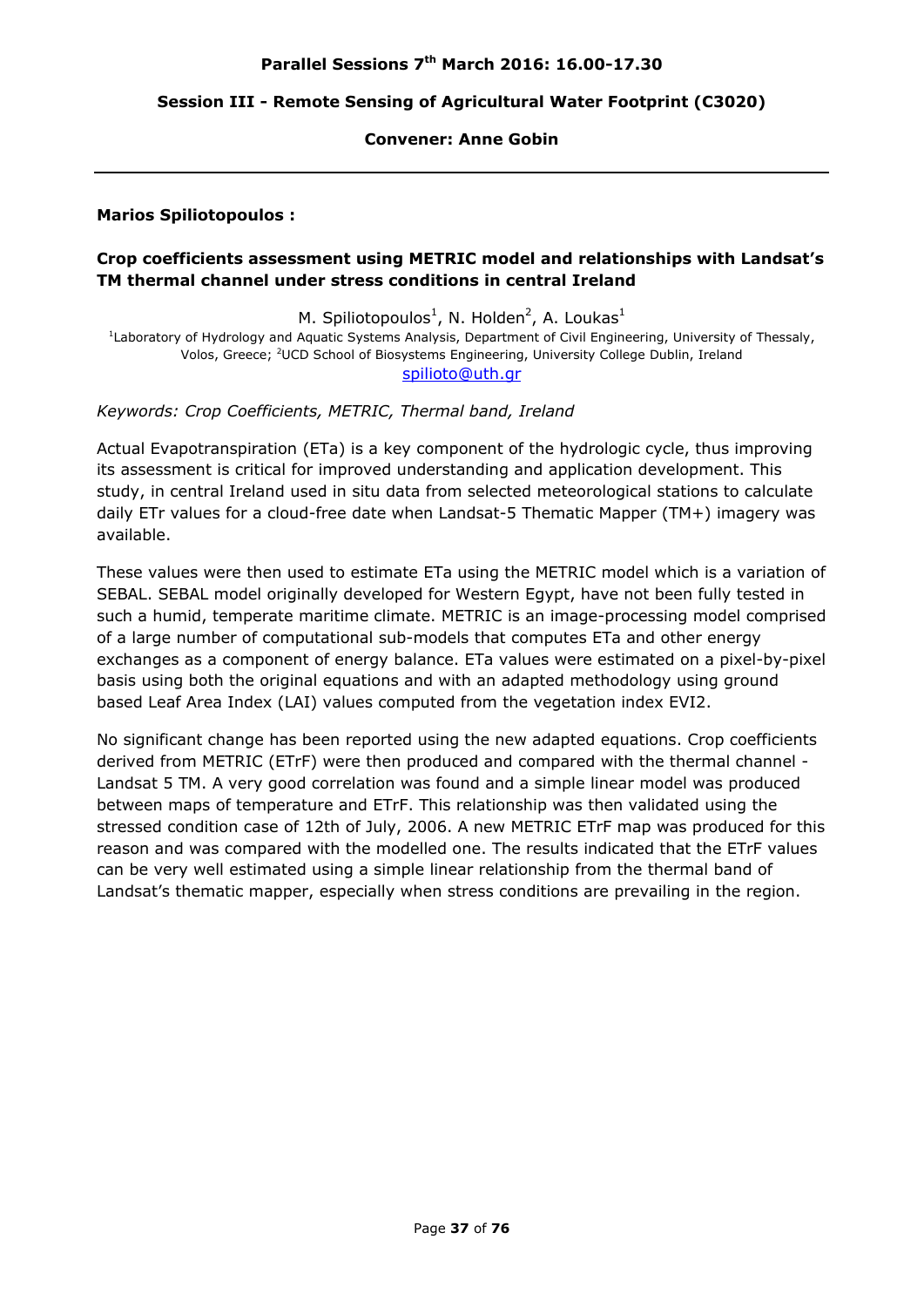**Parallel Sessions 7th March 2016: 16.00-17.30**

**Session III - Remote Sensing of Agricultural Water Footprint (C3020)**

**Convener: Anne Gobin**

---

**Marios Spiliotopoulos :**

### Crop coefficients assessment using METRIC model and relationships with Landsat's TM thermal channel under stress conditions in central Ireland

M. Spiliotopoulos[1], N. Holden[2], A. Loukas[1]

[1]Laboratory of Hydrology and Aquatic Systems Analysis, Department of Civil Engineering, University of Thessaly, Volos, Greece; [2]UCD School of Biosystems Engineering, University College Dublin, Ireland

spilioto@uth.gr

*Keywords: Crop Coefficients, METRIC, Thermal band, Ireland*

Actual Evapotranspiration (ETa) is a key component of the hydrologic cycle, thus improving its assessment is critical for improved understanding and application development. This study, in central Ireland used in situ data from selected meteorological stations to calculate daily ETr values for a cloud-free date when Landsat-5 Thematic Mapper (TM+) imagery was available.

These values were then used to estimate ETa using the METRIC model which is a variation of SEBAL. SEBAL model originally developed for Western Egypt, have not been fully tested in such a humid, temperate maritime climate. METRIC is an image-processing model comprised of a large number of computational sub-models that computes ETa and other energy exchanges as a component of energy balance. ETa values were estimated on a pixel-by-pixel basis using both the original equations and with an adapted methodology using ground based Leaf Area Index (LAI) values computed from the vegetation index EVI2.

No significant change has been reported using the new adapted equations. Crop coefficients derived from METRIC (ETrF) were then produced and compared with the thermal channel - Landsat 5 TM. A very good correlation was found and a simple linear model was produced between maps of temperature and ETrF. This relationship was then validated using the stressed condition case of 12th of July, 2006. A new METRIC ETrF map was produced for this reason and was compared with the modelled one. The results indicated that the ETrF values can be very well estimated using a simple linear relationship from the thermal band of Landsat's thematic mapper, especially when stress conditions are prevailing in the region.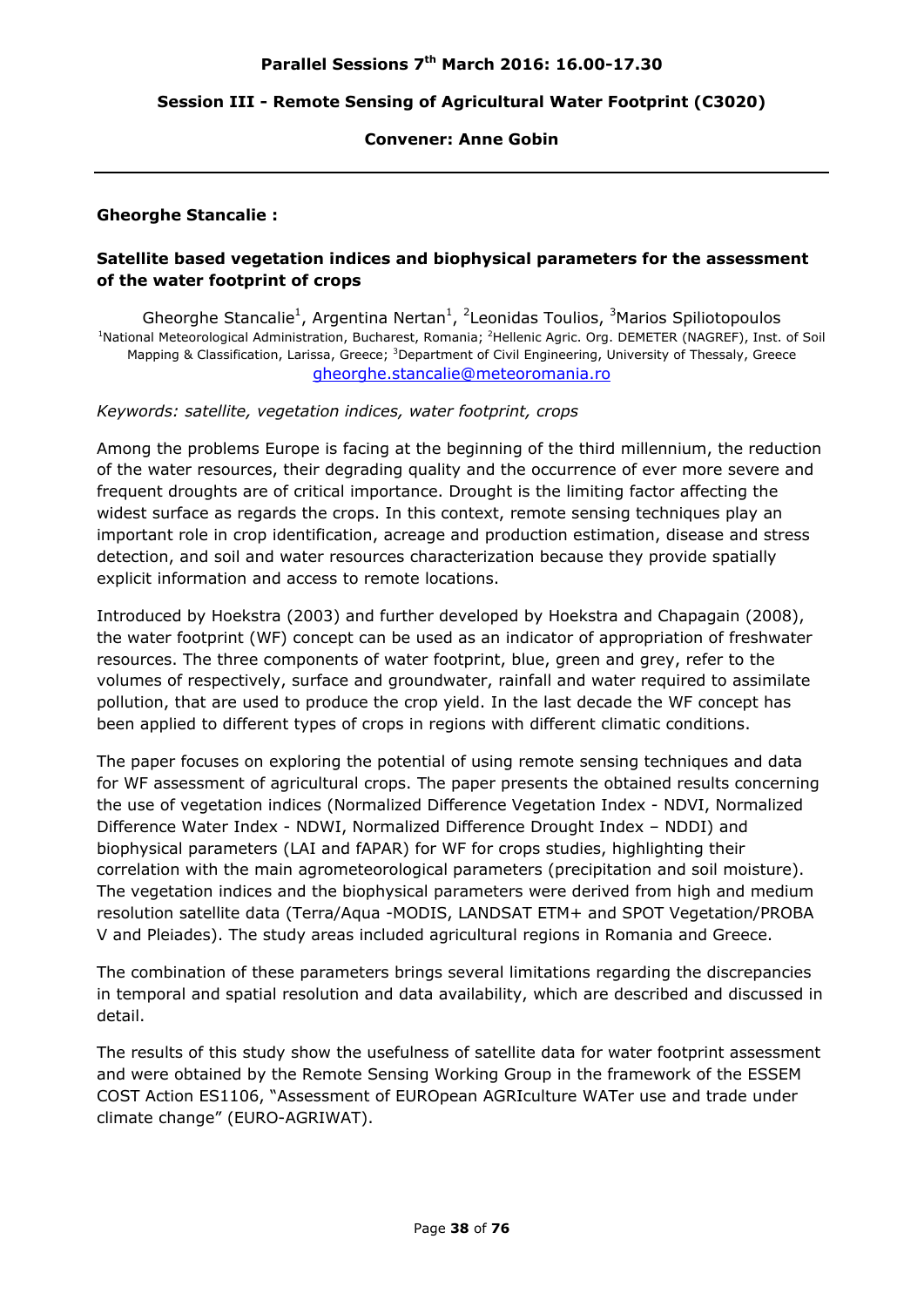**Parallel Sessions 7th March 2016: 16.00-17.30**

**Session III - Remote Sensing of Agricultural Water Footprint (C3020)**

**Convener: Anne Gobin**

---

**Gheorghe Stancalie :**

## Satellite based vegetation indices and biophysical parameters for the assessment of the water footprint of crops

Gheorghe Stancalie[1], Argentina Nertan[1], [2]Leonidas Toulios, [3]Marios Spiliotopoulos

[1]National Meteorological Administration, Bucharest, Romania; [2]Hellenic Agric. Org. DEMETER (NAGREF), Inst. of Soil Mapping & Classification, Larissa, Greece; [3]Department of Civil Engineering, University of Thessaly, Greece

gheorghe.stancalie@meteoromania.ro

*Keywords: satellite, vegetation indices, water footprint, crops*

Among the problems Europe is facing at the beginning of the third millennium, the reduction of the water resources, their degrading quality and the occurrence of ever more severe and frequent droughts are of critical importance. Drought is the limiting factor affecting the widest surface as regards the crops. In this context, remote sensing techniques play an important role in crop identification, acreage and production estimation, disease and stress detection, and soil and water resources characterization because they provide spatially explicit information and access to remote locations.

Introduced by Hoekstra (2003) and further developed by Hoekstra and Chapagain (2008), the water footprint (WF) concept can be used as an indicator of appropriation of freshwater resources. The three components of water footprint, blue, green and grey, refer to the volumes of respectively, surface and groundwater, rainfall and water required to assimilate pollution, that are used to produce the crop yield. In the last decade the WF concept has been applied to different types of crops in regions with different climatic conditions.

The paper focuses on exploring the potential of using remote sensing techniques and data for WF assessment of agricultural crops. The paper presents the obtained results concerning the use of vegetation indices (Normalized Difference Vegetation Index - NDVI, Normalized Difference Water Index - NDWI, Normalized Difference Drought Index – NDDI) and biophysical parameters (LAI and fAPAR) for WF for crops studies, highlighting their correlation with the main agrometeorological parameters (precipitation and soil moisture). The vegetation indices and the biophysical parameters were derived from high and medium resolution satellite data (Terra/Aqua -MODIS, LANDSAT ETM+ and SPOT Vegetation/PROBA V and Pleiades). The study areas included agricultural regions in Romania and Greece.

The combination of these parameters brings several limitations regarding the discrepancies in temporal and spatial resolution and data availability, which are described and discussed in detail.

The results of this study show the usefulness of satellite data for water footprint assessment and were obtained by the Remote Sensing Working Group in the framework of the ESSEM COST Action ES1106, "Assessment of EUROpean AGRIculture WATer use and trade under climate change" (EURO-AGRIWAT).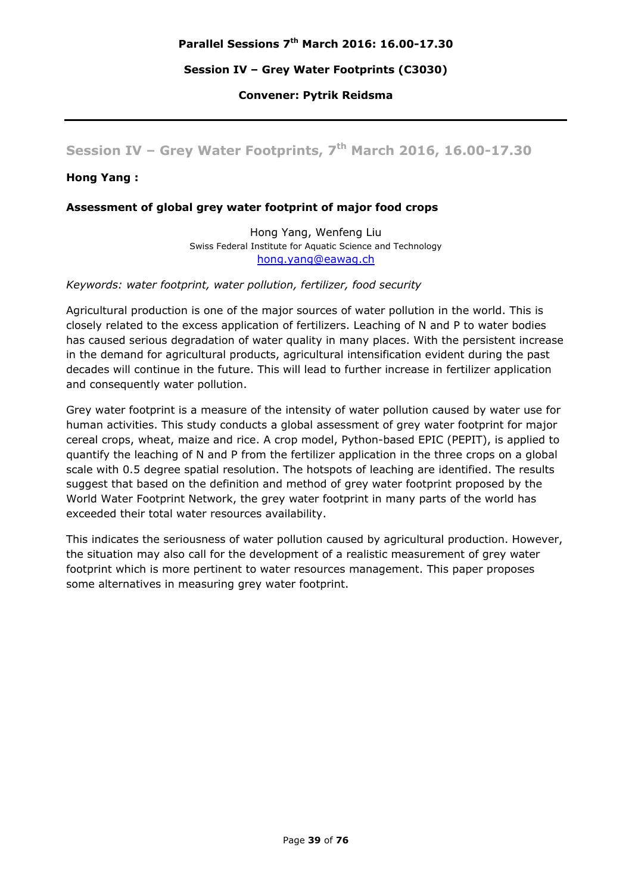**Parallel Sessions 7th March 2016: 16.00-17.30**

**Session IV – Grey Water Footprints (C3030)**

**Convener: Pytrik Reidsma**

## Session IV – Grey Water Footprints, 7th March 2016, 16.00-17.30

**Hong Yang :**

**Assessment of global grey water footprint of major food crops**

Hong Yang, Wenfeng Liu
Swiss Federal Institute for Aquatic Science and Technology
hong.yang@eawag.ch

*Keywords: water footprint, water pollution, fertilizer, food security*

Agricultural production is one of the major sources of water pollution in the world. This is closely related to the excess application of fertilizers. Leaching of N and P to water bodies has caused serious degradation of water quality in many places. With the persistent increase in the demand for agricultural products, agricultural intensification evident during the past decades will continue in the future. This will lead to further increase in fertilizer application and consequently water pollution.

Grey water footprint is a measure of the intensity of water pollution caused by water use for human activities. This study conducts a global assessment of grey water footprint for major cereal crops, wheat, maize and rice. A crop model, Python-based EPIC (PEPIT), is applied to quantify the leaching of N and P from the fertilizer application in the three crops on a global scale with 0.5 degree spatial resolution. The hotspots of leaching are identified. The results suggest that based on the definition and method of grey water footprint proposed by the World Water Footprint Network, the grey water footprint in many parts of the world has exceeded their total water resources availability.

This indicates the seriousness of water pollution caused by agricultural production. However, the situation may also call for the development of a realistic measurement of grey water footprint which is more pertinent to water resources management. This paper proposes some alternatives in measuring grey water footprint.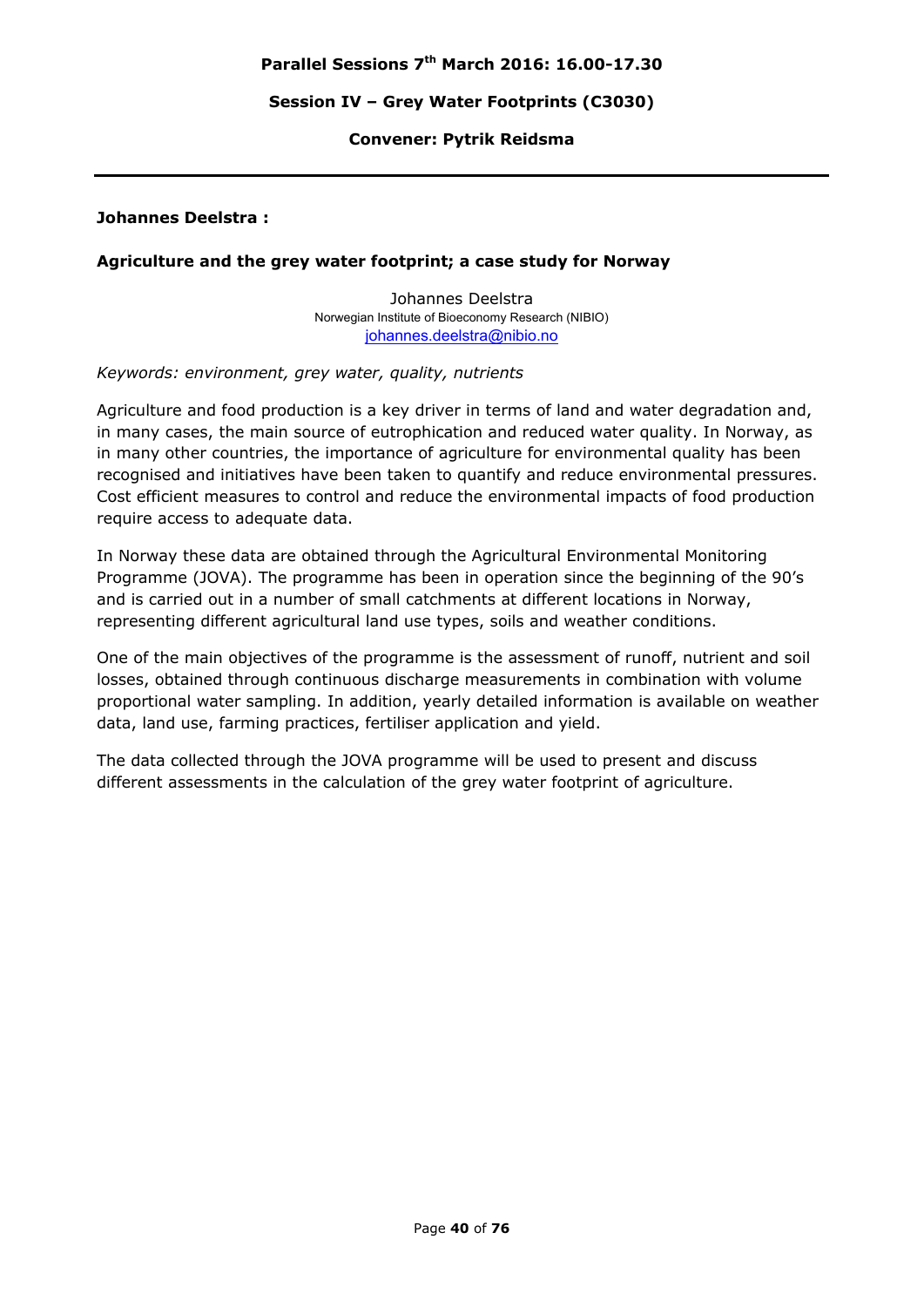**Parallel Sessions 7th March 2016: 16.00-17.30**

**Session IV – Grey Water Footprints (C3030)**

**Convener: Pytrik Reidsma**

---

**Johannes Deelstra :**

**Agriculture and the grey water footprint; a case study for Norway**

Johannes Deelstra
Norwegian Institute of Bioeconomy Research (NIBIO)
johannes.deelstra@nibio.no

*Keywords: environment, grey water, quality, nutrients*

Agriculture and food production is a key driver in terms of land and water degradation and, in many cases, the main source of eutrophication and reduced water quality. In Norway, as in many other countries, the importance of agriculture for environmental quality has been recognised and initiatives have been taken to quantify and reduce environmental pressures. Cost efficient measures to control and reduce the environmental impacts of food production require access to adequate data.

In Norway these data are obtained through the Agricultural Environmental Monitoring Programme (JOVA). The programme has been in operation since the beginning of the 90's and is carried out in a number of small catchments at different locations in Norway, representing different agricultural land use types, soils and weather conditions.

One of the main objectives of the programme is the assessment of runoff, nutrient and soil losses, obtained through continuous discharge measurements in combination with volume proportional water sampling. In addition, yearly detailed information is available on weather data, land use, farming practices, fertiliser application and yield.

The data collected through the JOVA programme will be used to present and discuss different assessments in the calculation of the grey water footprint of agriculture.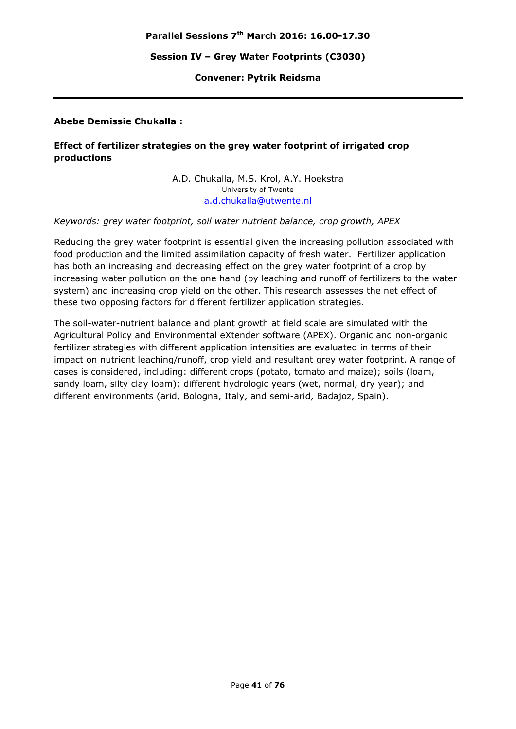**Parallel Sessions 7th March 2016: 16.00-17.30**

**Session IV – Grey Water Footprints (C3030)**

**Convener: Pytrik Reidsma**

---

**Abebe Demissie Chukalla :**

**Effect of fertilizer strategies on the grey water footprint of irrigated crop productions**

A.D. Chukalla, M.S. Krol, A.Y. Hoekstra
University of Twente
a.d.chukalla@utwente.nl

*Keywords: grey water footprint, soil water nutrient balance, crop growth, APEX*

Reducing the grey water footprint is essential given the increasing pollution associated with food production and the limited assimilation capacity of fresh water. Fertilizer application has both an increasing and decreasing effect on the grey water footprint of a crop by increasing water pollution on the one hand (by leaching and runoff of fertilizers to the water system) and increasing crop yield on the other. This research assesses the net effect of these two opposing factors for different fertilizer application strategies.

The soil-water-nutrient balance and plant growth at field scale are simulated with the Agricultural Policy and Environmental eXtender software (APEX). Organic and non-organic fertilizer strategies with different application intensities are evaluated in terms of their impact on nutrient leaching/runoff, crop yield and resultant grey water footprint. A range of cases is considered, including: different crops (potato, tomato and maize); soils (loam, sandy loam, silty clay loam); different hydrologic years (wet, normal, dry year); and different environments (arid, Bologna, Italy, and semi-arid, Badajoz, Spain).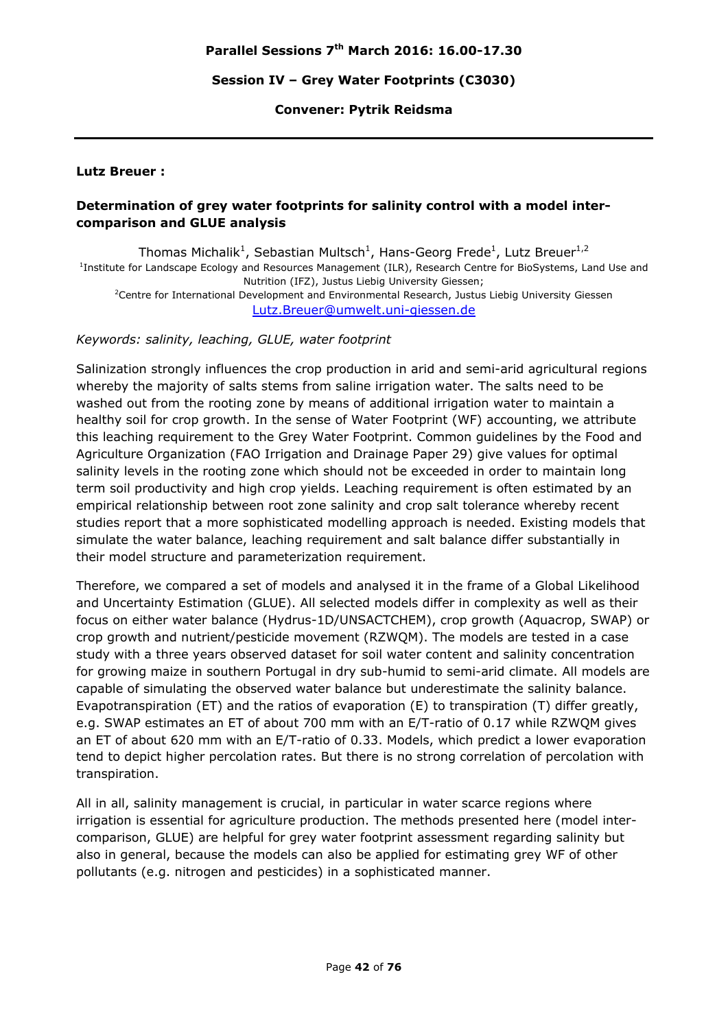**Parallel Sessions 7th March 2016: 16.00-17.30**

**Session IV – Grey Water Footprints (C3030)**

**Convener: Pytrik Reidsma**

---

**Lutz Breuer :**

### Determination of grey water footprints for salinity control with a model inter-comparison and GLUE analysis

Thomas Michalik[1], Sebastian Multsch[1], Hans-Georg Frede[1], Lutz Breuer[1,2]

[1]Institute for Landscape Ecology and Resources Management (ILR), Research Centre for BioSystems, Land Use and Nutrition (IFZ), Justus Liebig University Giessen;

[2]Centre for International Development and Environmental Research, Justus Liebig University Giessen

Lutz.Breuer@umwelt.uni-giessen.de

*Keywords: salinity, leaching, GLUE, water footprint*

Salinization strongly influences the crop production in arid and semi-arid agricultural regions whereby the majority of salts stems from saline irrigation water. The salts need to be washed out from the rooting zone by means of additional irrigation water to maintain a healthy soil for crop growth. In the sense of Water Footprint (WF) accounting, we attribute this leaching requirement to the Grey Water Footprint. Common guidelines by the Food and Agriculture Organization (FAO Irrigation and Drainage Paper 29) give values for optimal salinity levels in the rooting zone which should not be exceeded in order to maintain long term soil productivity and high crop yields. Leaching requirement is often estimated by an empirical relationship between root zone salinity and crop salt tolerance whereby recent studies report that a more sophisticated modelling approach is needed. Existing models that simulate the water balance, leaching requirement and salt balance differ substantially in their model structure and parameterization requirement.

Therefore, we compared a set of models and analysed it in the frame of a Global Likelihood and Uncertainty Estimation (GLUE). All selected models differ in complexity as well as their focus on either water balance (Hydrus-1D/UNSACTCHEM), crop growth (Aquacrop, SWAP) or crop growth and nutrient/pesticide movement (RZWQM). The models are tested in a case study with a three years observed dataset for soil water content and salinity concentration for growing maize in southern Portugal in dry sub-humid to semi-arid climate. All models are capable of simulating the observed water balance but underestimate the salinity balance. Evapotranspiration (ET) and the ratios of evaporation (E) to transpiration (T) differ greatly, e.g. SWAP estimates an ET of about 700 mm with an E/T-ratio of 0.17 while RZWQM gives an ET of about 620 mm with an E/T-ratio of 0.33. Models, which predict a lower evaporation tend to depict higher percolation rates. But there is no strong correlation of percolation with transpiration.

All in all, salinity management is crucial, in particular in water scarce regions where irrigation is essential for agriculture production. The methods presented here (model inter-comparison, GLUE) are helpful for grey water footprint assessment regarding salinity but also in general, because the models can also be applied for estimating grey WF of other pollutants (e.g. nitrogen and pesticides) in a sophisticated manner.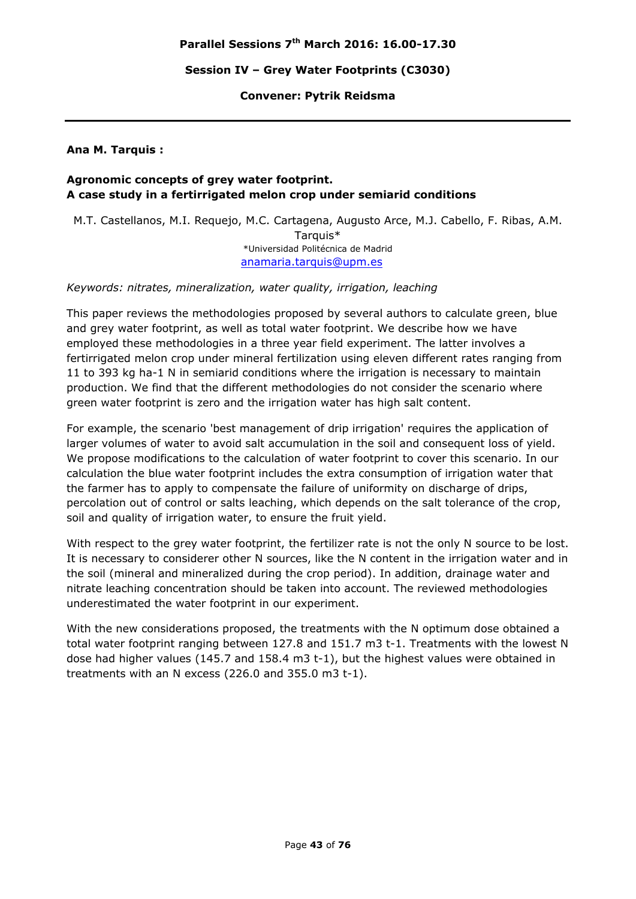**Parallel Sessions 7th March 2016: 16.00-17.30**

**Session IV – Grey Water Footprints (C3030)**

**Convener: Pytrik Reidsma**

---

**Ana M. Tarquis :**

**Agronomic concepts of grey water footprint.**
**A case study in a fertirrigated melon crop under semiarid conditions**

M.T. Castellanos, M.I. Requejo, M.C. Cartagena, Augusto Arce, M.J. Cabello, F. Ribas, A.M. Tarquis*
*Universidad Politécnica de Madrid
anamaria.tarquis@upm.es

*Keywords: nitrates, mineralization, water quality, irrigation, leaching*

This paper reviews the methodologies proposed by several authors to calculate green, blue and grey water footprint, as well as total water footprint. We describe how we have employed these methodologies in a three year field experiment. The latter involves a fertirrigated melon crop under mineral fertilization using eleven different rates ranging from 11 to 393 kg ha-1 N in semiarid conditions where the irrigation is necessary to maintain production. We find that the different methodologies do not consider the scenario where green water footprint is zero and the irrigation water has high salt content.

For example, the scenario 'best management of drip irrigation' requires the application of larger volumes of water to avoid salt accumulation in the soil and consequent loss of yield. We propose modifications to the calculation of water footprint to cover this scenario. In our calculation the blue water footprint includes the extra consumption of irrigation water that the farmer has to apply to compensate the failure of uniformity on discharge of drips, percolation out of control or salts leaching, which depends on the salt tolerance of the crop, soil and quality of irrigation water, to ensure the fruit yield.

With respect to the grey water footprint, the fertilizer rate is not the only N source to be lost. It is necessary to considerer other N sources, like the N content in the irrigation water and in the soil (mineral and mineralized during the crop period). In addition, drainage water and nitrate leaching concentration should be taken into account. The reviewed methodologies underestimated the water footprint in our experiment.

With the new considerations proposed, the treatments with the N optimum dose obtained a total water footprint ranging between 127.8 and 151.7 m3 t-1. Treatments with the lowest N dose had higher values (145.7 and 158.4 m3 t-1), but the highest values were obtained in treatments with an N excess (226.0 and 355.0 m3 t-1).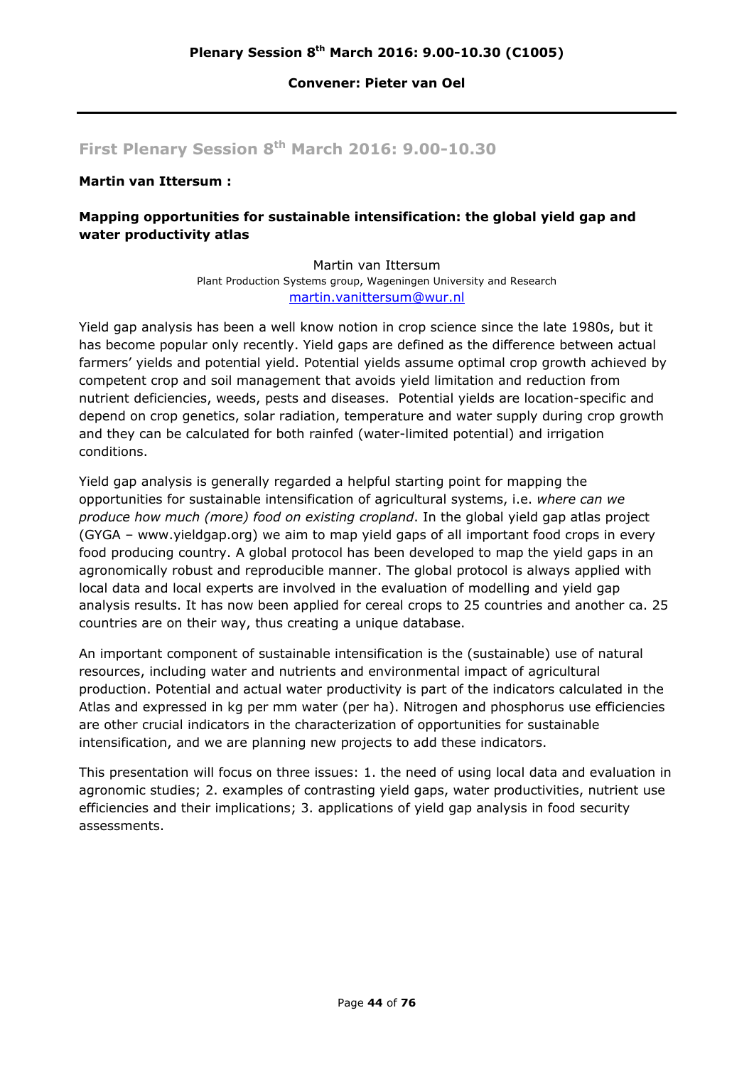**Plenary Session 8th March 2016: 9.00-10.30 (C1005)**

**Convener: Pieter van Oel**

---

## First Plenary Session 8th March 2016: 9.00-10.30

**Martin van Ittersum :**

### Mapping opportunities for sustainable intensification: the global yield gap and water productivity atlas

Martin van Ittersum
Plant Production Systems group, Wageningen University and Research
martin.vanittersum@wur.nl

Yield gap analysis has been a well know notion in crop science since the late 1980s, but it has become popular only recently. Yield gaps are defined as the difference between actual farmers' yields and potential yield. Potential yields assume optimal crop growth achieved by competent crop and soil management that avoids yield limitation and reduction from nutrient deficiencies, weeds, pests and diseases. Potential yields are location-specific and depend on crop genetics, solar radiation, temperature and water supply during crop growth and they can be calculated for both rainfed (water-limited potential) and irrigation conditions.

Yield gap analysis is generally regarded a helpful starting point for mapping the opportunities for sustainable intensification of agricultural systems, i.e. *where can we produce how much (more) food on existing cropland*. In the global yield gap atlas project (GYGA – www.yieldgap.org) we aim to map yield gaps of all important food crops in every food producing country. A global protocol has been developed to map the yield gaps in an agronomically robust and reproducible manner. The global protocol is always applied with local data and local experts are involved in the evaluation of modelling and yield gap analysis results. It has now been applied for cereal crops to 25 countries and another ca. 25 countries are on their way, thus creating a unique database.

An important component of sustainable intensification is the (sustainable) use of natural resources, including water and nutrients and environmental impact of agricultural production. Potential and actual water productivity is part of the indicators calculated in the Atlas and expressed in kg per mm water (per ha). Nitrogen and phosphorus use efficiencies are other crucial indicators in the characterization of opportunities for sustainable intensification, and we are planning new projects to add these indicators.

This presentation will focus on three issues: 1. the need of using local data and evaluation in agronomic studies; 2. examples of contrasting yield gaps, water productivities, nutrient use efficiencies and their implications; 3. applications of yield gap analysis in food security assessments.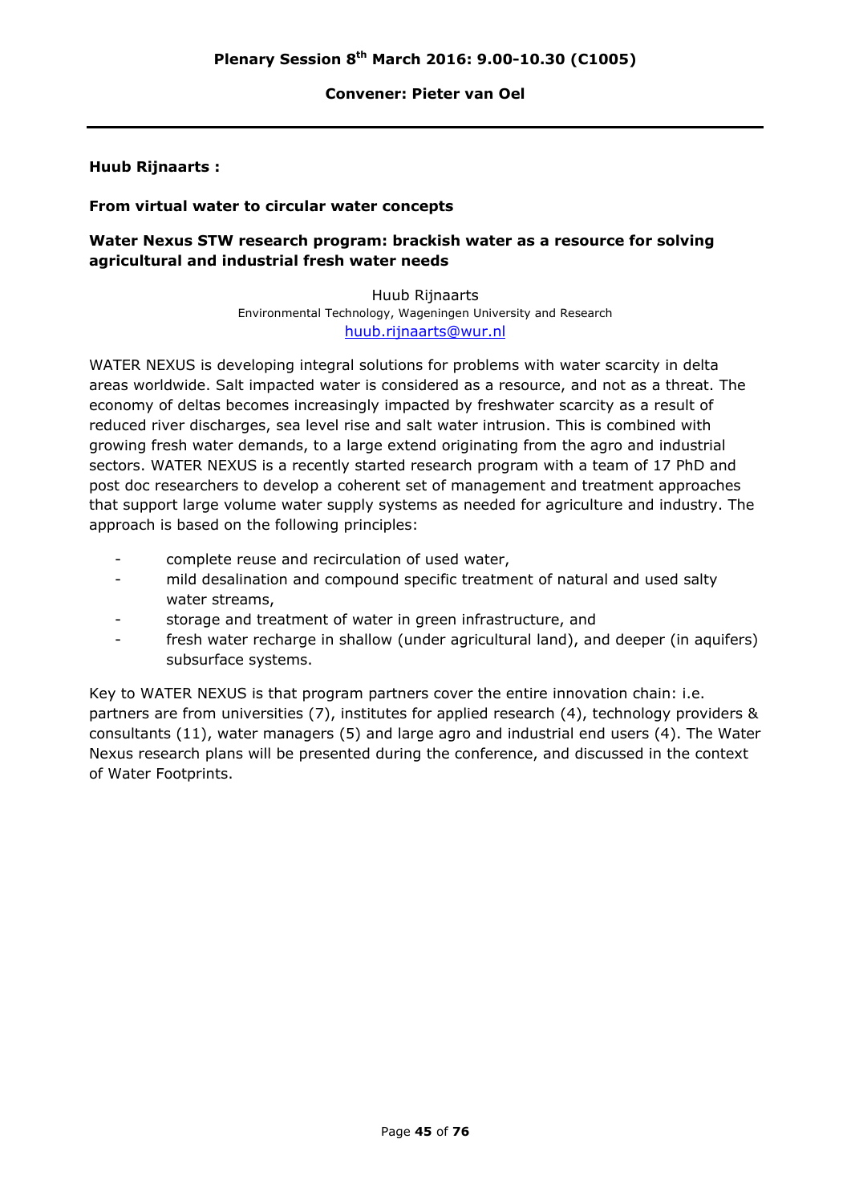# Plenary Session 8th March 2016: 9.00-10.30 (C1005)

**Convener: Pieter van Oel**

---

**Huub Rijnaarts :**

**From virtual water to circular water concepts**

**Water Nexus STW research program: brackish water as a resource for solving agricultural and industrial fresh water needs**

Huub Rijnaarts
Environmental Technology, Wageningen University and Research
huub.rijnaarts@wur.nl

WATER NEXUS is developing integral solutions for problems with water scarcity in delta areas worldwide. Salt impacted water is considered as a resource, and not as a threat. The economy of deltas becomes increasingly impacted by freshwater scarcity as a result of reduced river discharges, sea level rise and salt water intrusion. This is combined with growing fresh water demands, to a large extend originating from the agro and industrial sectors. WATER NEXUS is a recently started research program with a team of 17 PhD and post doc researchers to develop a coherent set of management and treatment approaches that support large volume water supply systems as needed for agriculture and industry. The approach is based on the following principles:

- complete reuse and recirculation of used water,
- mild desalination and compound specific treatment of natural and used salty water streams,
- storage and treatment of water in green infrastructure, and
- fresh water recharge in shallow (under agricultural land), and deeper (in aquifers) subsurface systems.

Key to WATER NEXUS is that program partners cover the entire innovation chain: i.e. partners are from universities (7), institutes for applied research (4), technology providers & consultants (11), water managers (5) and large agro and industrial end users (4). The Water Nexus research plans will be presented during the conference, and discussed in the context of Water Footprints.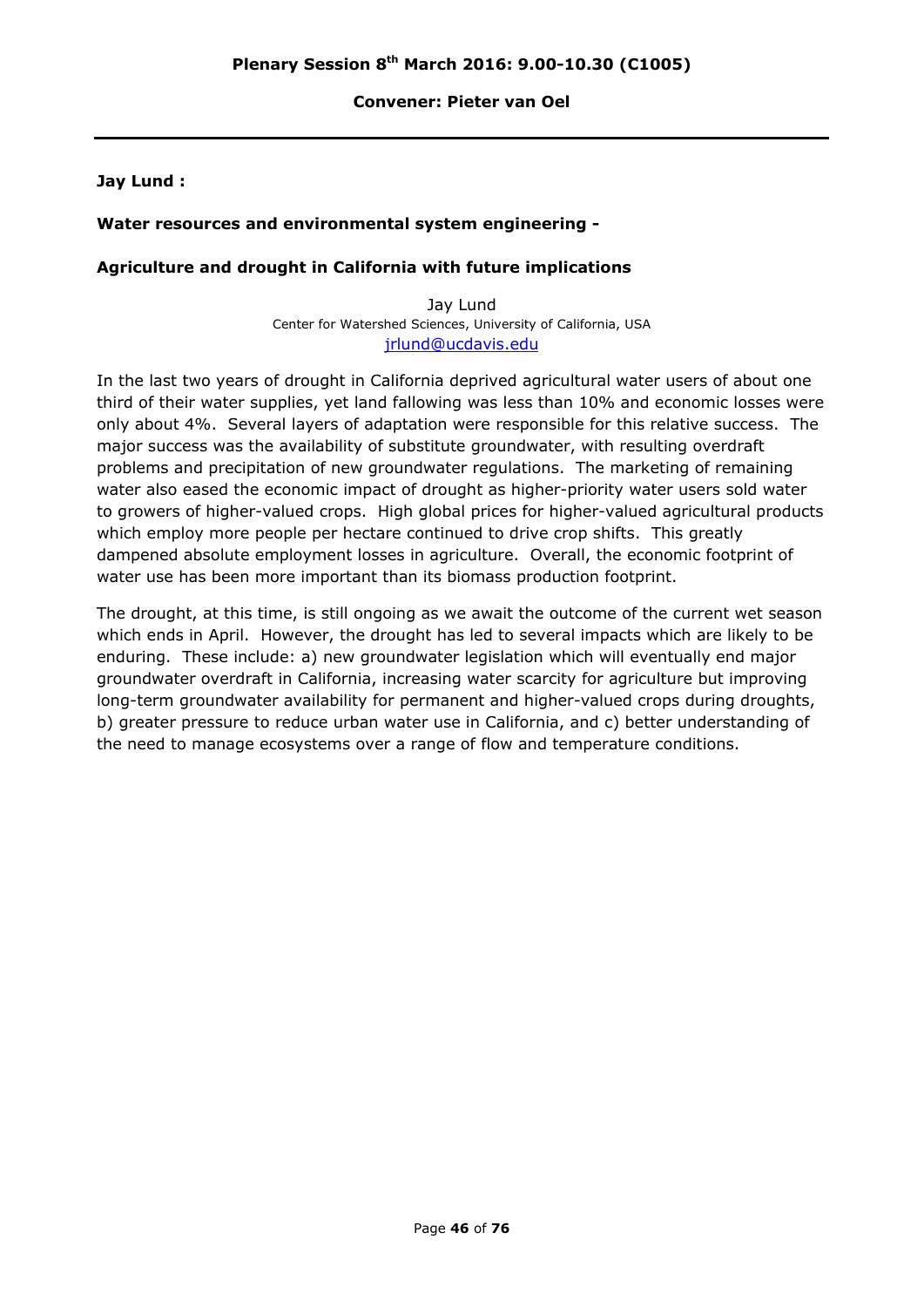## Plenary Session 8th March 2016: 9.00-10.30 (C1005)

**Convener: Pieter van Oel**

---

**Jay Lund :**

**Water resources and environmental system engineering -**

**Agriculture and drought in California with future implications**

Jay Lund
Center for Watershed Sciences, University of California, USA
jrlund@ucdavis.edu

In the last two years of drought in California deprived agricultural water users of about one third of their water supplies, yet land fallowing was less than 10% and economic losses were only about 4%. Several layers of adaptation were responsible for this relative success. The major success was the availability of substitute groundwater, with resulting overdraft problems and precipitation of new groundwater regulations. The marketing of remaining water also eased the economic impact of drought as higher-priority water users sold water to growers of higher-valued crops. High global prices for higher-valued agricultural products which employ more people per hectare continued to drive crop shifts. This greatly dampened absolute employment losses in agriculture. Overall, the economic footprint of water use has been more important than its biomass production footprint.

The drought, at this time, is still ongoing as we await the outcome of the current wet season which ends in April. However, the drought has led to several impacts which are likely to be enduring. These include: a) new groundwater legislation which will eventually end major groundwater overdraft in California, increasing water scarcity for agriculture but improving long-term groundwater availability for permanent and higher-valued crops during droughts, b) greater pressure to reduce urban water use in California, and c) better understanding of the need to manage ecosystems over a range of flow and temperature conditions.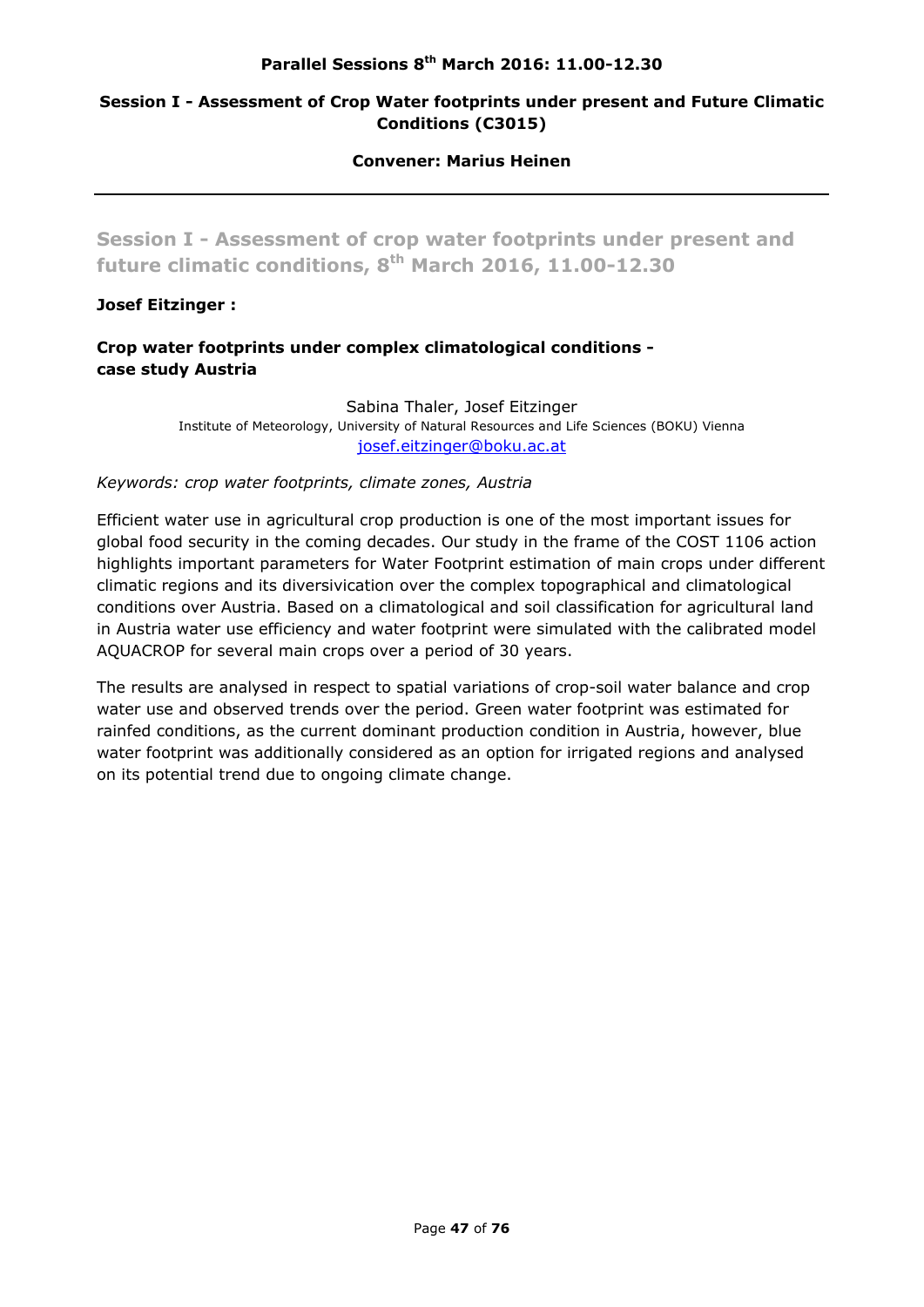**Parallel Sessions 8th March 2016: 11.00-12.30**

**Session I - Assessment of Crop Water footprints under present and Future Climatic Conditions (C3015)**

**Convener: Marius Heinen**

---

## Session I - Assessment of crop water footprints under present and future climatic conditions, 8th March 2016, 11.00-12.30

**Josef Eitzinger :**

**Crop water footprints under complex climatological conditions - case study Austria**

Sabina Thaler, Josef Eitzinger
Institute of Meteorology, University of Natural Resources and Life Sciences (BOKU) Vienna
josef.eitzinger@boku.ac.at

*Keywords: crop water footprints, climate zones, Austria*

Efficient water use in agricultural crop production is one of the most important issues for global food security in the coming decades. Our study in the frame of the COST 1106 action highlights important parameters for Water Footprint estimation of main crops under different climatic regions and its diversivication over the complex topographical and climatological conditions over Austria. Based on a climatological and soil classification for agricultural land in Austria water use efficiency and water footprint were simulated with the calibrated model AQUACROP for several main crops over a period of 30 years.

The results are analysed in respect to spatial variations of crop-soil water balance and crop water use and observed trends over the period. Green water footprint was estimated for rainfed conditions, as the current dominant production condition in Austria, however, blue water footprint was additionally considered as an option for irrigated regions and analysed on its potential trend due to ongoing climate change.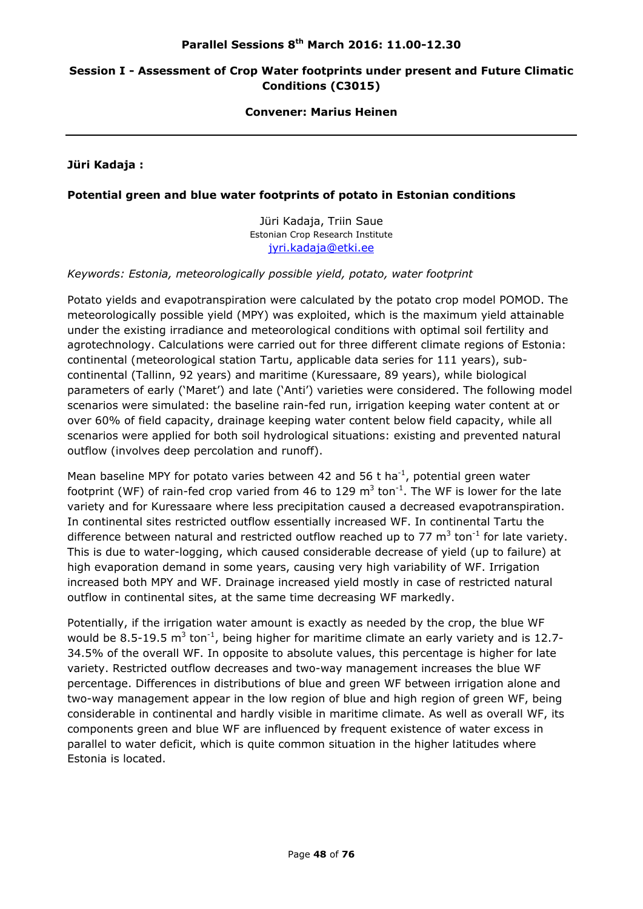## Parallel Sessions 8th March 2016: 11.00-12.30

## Session I - Assessment of Crop Water footprints under present and Future Climatic Conditions (C3015)

**Convener: Marius Heinen**

---

**Jüri Kadaja :**

### Potential green and blue water footprints of potato in Estonian conditions

Jüri Kadaja, Triin Saue
Estonian Crop Research Institute
jyri.kadaja@etki.ee

*Keywords: Estonia, meteorologically possible yield, potato, water footprint*

Potato yields and evapotranspiration were calculated by the potato crop model POMOD. The meteorologically possible yield (MPY) was exploited, which is the maximum yield attainable under the existing irradiance and meteorological conditions with optimal soil fertility and agrotechnology. Calculations were carried out for three different climate regions of Estonia: continental (meteorological station Tartu, applicable data series for 111 years), sub-continental (Tallinn, 92 years) and maritime (Kuressaare, 89 years), while biological parameters of early ('Maret') and late ('Anti') varieties were considered. The following model scenarios were simulated: the baseline rain-fed run, irrigation keeping water content at or over 60% of field capacity, drainage keeping water content below field capacity, while all scenarios were applied for both soil hydrological situations: existing and prevented natural outflow (involves deep percolation and runoff).

Mean baseline MPY for potato varies between 42 and 56 t $ha^{-1}$, potential green water footprint (WF) of rain-fed crop varied from 46 to 129 $m^3$ $ton^{-1}$. The WF is lower for the late variety and for Kuressaare where less precipitation caused a decreased evapotranspiration. In continental sites restricted outflow essentially increased WF. In continental Tartu the difference between natural and restricted outflow reached up to 77 $m^3$ $ton^{-1}$ for late variety. This is due to water-logging, which caused considerable decrease of yield (up to failure) at high evaporation demand in some years, causing very high variability of WF. Irrigation increased both MPY and WF. Drainage increased yield mostly in case of restricted natural outflow in continental sites, at the same time decreasing WF markedly.

Potentially, if the irrigation water amount is exactly as needed by the crop, the blue WF would be 8.5-19.5 $m^3$ $ton^{-1}$, being higher for maritime climate an early variety and is 12.7-34.5% of the overall WF. In opposite to absolute values, this percentage is higher for late variety. Restricted outflow decreases and two-way management increases the blue WF percentage. Differences in distributions of blue and green WF between irrigation alone and two-way management appear in the low region of blue and high region of green WF, being considerable in continental and hardly visible in maritime climate. As well as overall WF, its components green and blue WF are influenced by frequent existence of water excess in parallel to water deficit, which is quite common situation in the higher latitudes where Estonia is located.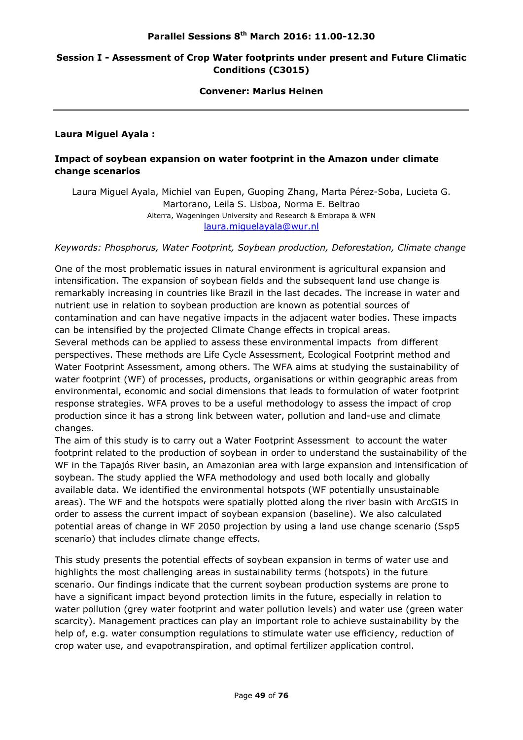**Parallel Sessions 8th March 2016: 11.00-12.30**

**Session I - Assessment of Crop Water footprints under present and Future Climatic Conditions (C3015)**

**Convener: Marius Heinen**

---

**Laura Miguel Ayala :**

**Impact of soybean expansion on water footprint in the Amazon under climate change scenarios**

Laura Miguel Ayala, Michiel van Eupen, Guoping Zhang, Marta Pérez-Soba, Lucieta G. Martorano, Leila S. Lisboa, Norma E. Beltrao
Alterra, Wageningen University and Research & Embrapa & WFN
laura.miguelayala@wur.nl

*Keywords: Phosphorus, Water Footprint, Soybean production, Deforestation, Climate change*

One of the most problematic issues in natural environment is agricultural expansion and intensification. The expansion of soybean fields and the subsequent land use change is remarkably increasing in countries like Brazil in the last decades. The increase in water and nutrient use in relation to soybean production are known as potential sources of contamination and can have negative impacts in the adjacent water bodies. These impacts can be intensified by the projected Climate Change effects in tropical areas.
Several methods can be applied to assess these environmental impacts from different perspectives. These methods are Life Cycle Assessment, Ecological Footprint method and Water Footprint Assessment, among others. The WFA aims at studying the sustainability of water footprint (WF) of processes, products, organisations or within geographic areas from environmental, economic and social dimensions that leads to formulation of water footprint response strategies. WFA proves to be a useful methodology to assess the impact of crop production since it has a strong link between water, pollution and land-use and climate changes.
The aim of this study is to carry out a Water Footprint Assessment to account the water footprint related to the production of soybean in order to understand the sustainability of the WF in the Tapajós River basin, an Amazonian area with large expansion and intensification of soybean. The study applied the WFA methodology and used both locally and globally available data. We identified the environmental hotspots (WF potentially unsustainable areas). The WF and the hotspots were spatially plotted along the river basin with ArcGIS in order to assess the current impact of soybean expansion (baseline). We also calculated potential areas of change in WF 2050 projection by using a land use change scenario (Ssp5 scenario) that includes climate change effects.

This study presents the potential effects of soybean expansion in terms of water use and highlights the most challenging areas in sustainability terms (hotspots) in the future scenario. Our findings indicate that the current soybean production systems are prone to have a significant impact beyond protection limits in the future, especially in relation to water pollution (grey water footprint and water pollution levels) and water use (green water scarcity). Management practices can play an important role to achieve sustainability by the help of, e.g. water consumption regulations to stimulate water use efficiency, reduction of crop water use, and evapotranspiration, and optimal fertilizer application control.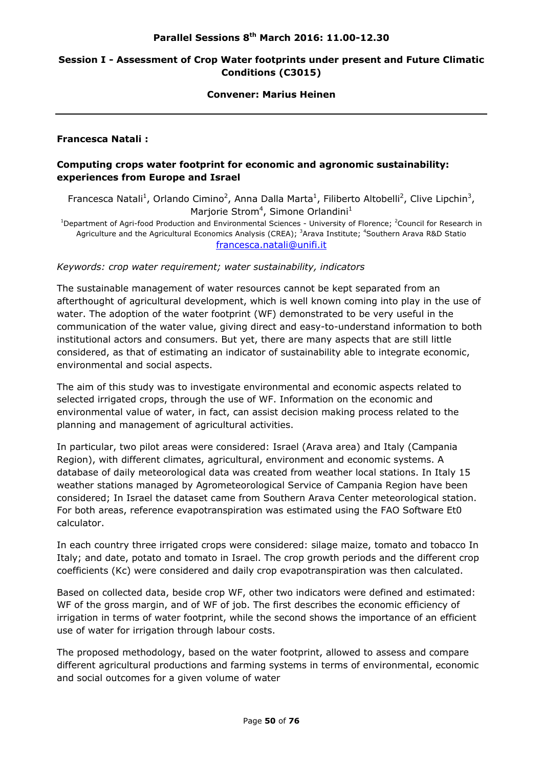## Parallel Sessions 8th March 2016: 11.00-12.30

### Session I - Assessment of Crop Water footprints under present and Future Climatic Conditions (C3015)

**Convener: Marius Heinen**

---

**Francesca Natali :**

### Computing crops water footprint for economic and agronomic sustainability: experiences from Europe and Israel

Francesca Natali[1], Orlando Cimino[2], Anna Dalla Marta[1], Filiberto Altobelli[2], Clive Lipchin[3], Marjorie Strom[4], Simone Orlandini[1]

[1]Department of Agri-food Production and Environmental Sciences - University of Florence; [2]Council for Research in Agriculture and the Agricultural Economics Analysis (CREA); [3]Arava Institute; [4]Southern Arava R&D Statio

francesca.natali@unifi.it

*Keywords: crop water requirement; water sustainability, indicators*

The sustainable management of water resources cannot be kept separated from an afterthought of agricultural development, which is well known coming into play in the use of water. The adoption of the water footprint (WF) demonstrated to be very useful in the communication of the water value, giving direct and easy-to-understand information to both institutional actors and consumers. But yet, there are many aspects that are still little considered, as that of estimating an indicator of sustainability able to integrate economic, environmental and social aspects.

The aim of this study was to investigate environmental and economic aspects related to selected irrigated crops, through the use of WF. Information on the economic and environmental value of water, in fact, can assist decision making process related to the planning and management of agricultural activities.

In particular, two pilot areas were considered: Israel (Arava area) and Italy (Campania Region), with different climates, agricultural, environment and economic systems. A database of daily meteorological data was created from weather local stations. In Italy 15 weather stations managed by Agrometeorological Service of Campania Region have been considered; In Israel the dataset came from Southern Arava Center meteorological station. For both areas, reference evapotranspiration was estimated using the FAO Software Et0 calculator.

In each country three irrigated crops were considered: silage maize, tomato and tobacco In Italy; and date, potato and tomato in Israel. The crop growth periods and the different crop coefficients (Kc) were considered and daily crop evapotranspiration was then calculated.

Based on collected data, beside crop WF, other two indicators were defined and estimated: WF of the gross margin, and of WF of job. The first describes the economic efficiency of irrigation in terms of water footprint, while the second shows the importance of an efficient use of water for irrigation through labour costs.

The proposed methodology, based on the water footprint, allowed to assess and compare different agricultural productions and farming systems in terms of environmental, economic and social outcomes for a given volume of water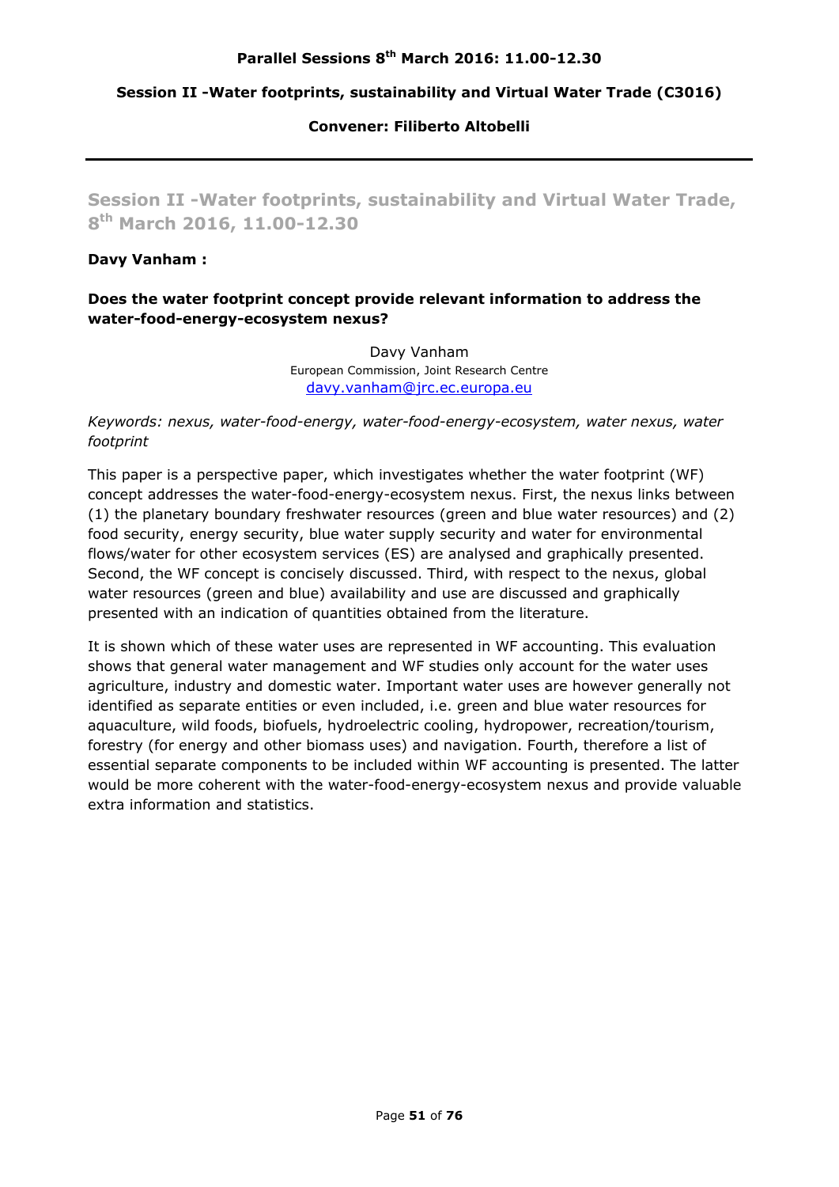**Parallel Sessions 8th March 2016: 11.00-12.30**

**Session II -Water footprints, sustainability and Virtual Water Trade (C3016)**

**Convener: Filiberto Altobelli**

---

## Session II -Water footprints, sustainability and Virtual Water Trade, 8th March 2016, 11.00-12.30

**Davy Vanham :**

**Does the water footprint concept provide relevant information to address the water-food-energy-ecosystem nexus?**

Davy Vanham
European Commission, Joint Research Centre
davy.vanham@jrc.ec.europa.eu

*Keywords: nexus, water-food-energy, water-food-energy-ecosystem, water nexus, water footprint*

This paper is a perspective paper, which investigates whether the water footprint (WF) concept addresses the water-food-energy-ecosystem nexus. First, the nexus links between (1) the planetary boundary freshwater resources (green and blue water resources) and (2) food security, energy security, blue water supply security and water for environmental flows/water for other ecosystem services (ES) are analysed and graphically presented. Second, the WF concept is concisely discussed. Third, with respect to the nexus, global water resources (green and blue) availability and use are discussed and graphically presented with an indication of quantities obtained from the literature.

It is shown which of these water uses are represented in WF accounting. This evaluation shows that general water management and WF studies only account for the water uses agriculture, industry and domestic water. Important water uses are however generally not identified as separate entities or even included, i.e. green and blue water resources for aquaculture, wild foods, biofuels, hydroelectric cooling, hydropower, recreation/tourism, forestry (for energy and other biomass uses) and navigation. Fourth, therefore a list of essential separate components to be included within WF accounting is presented. The latter would be more coherent with the water-food-energy-ecosystem nexus and provide valuable extra information and statistics.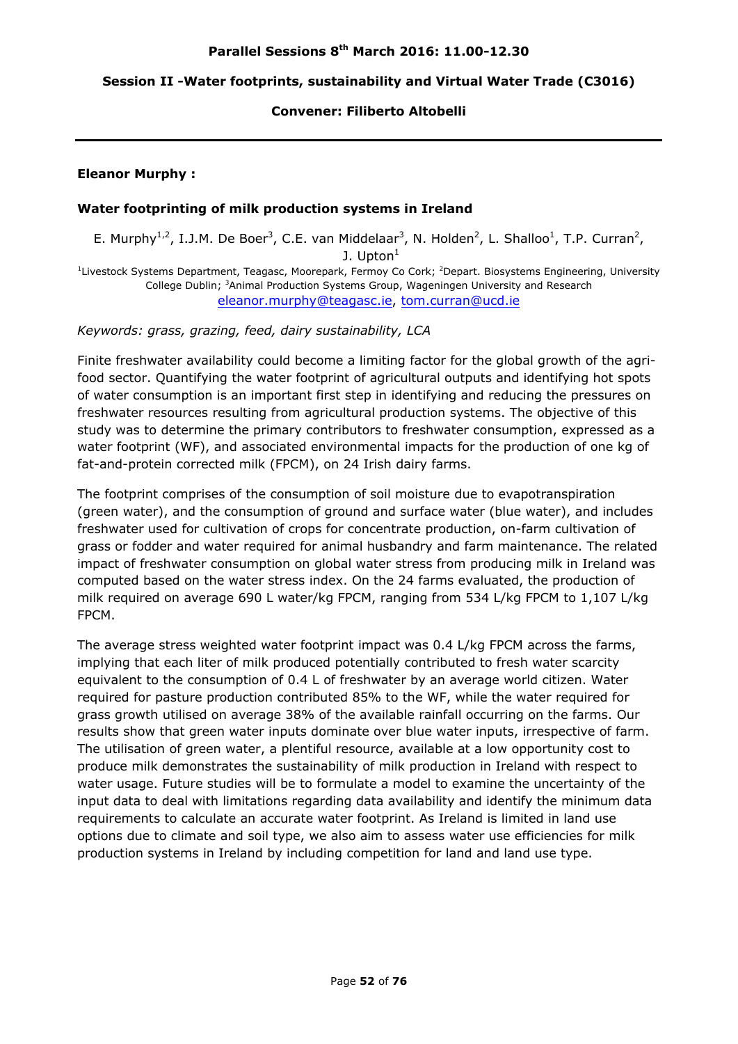## Parallel Sessions 8th March 2016: 11.00-12.30

### Session II -Water footprints, sustainability and Virtual Water Trade (C3016)

**Convener: Filiberto Altobelli**

---

**Eleanor Murphy :**

**Water footprinting of milk production systems in Ireland**

E. Murphy[1,2], I.J.M. De Boer[3], C.E. van Middelaar[3], N. Holden[2], L. Shalloo[1], T.P. Curran[2], J. Upton[1]

[1]Livestock Systems Department, Teagasc, Moorepark, Fermoy Co Cork; [2]Depart. Biosystems Engineering, University College Dublin; [3]Animal Production Systems Group, Wageningen University and Research
eleanor.murphy@teagasc.ie, tom.curran@ucd.ie

*Keywords: grass, grazing, feed, dairy sustainability, LCA*

Finite freshwater availability could become a limiting factor for the global growth of the agri-food sector. Quantifying the water footprint of agricultural outputs and identifying hot spots of water consumption is an important first step in identifying and reducing the pressures on freshwater resources resulting from agricultural production systems. The objective of this study was to determine the primary contributors to freshwater consumption, expressed as a water footprint (WF), and associated environmental impacts for the production of one kg of fat-and-protein corrected milk (FPCM), on 24 Irish dairy farms.

The footprint comprises of the consumption of soil moisture due to evapotranspiration (green water), and the consumption of ground and surface water (blue water), and includes freshwater used for cultivation of crops for concentrate production, on-farm cultivation of grass or fodder and water required for animal husbandry and farm maintenance. The related impact of freshwater consumption on global water stress from producing milk in Ireland was computed based on the water stress index. On the 24 farms evaluated, the production of milk required on average 690 L water/kg FPCM, ranging from 534 L/kg FPCM to 1,107 L/kg FPCM.

The average stress weighted water footprint impact was 0.4 L/kg FPCM across the farms, implying that each liter of milk produced potentially contributed to fresh water scarcity equivalent to the consumption of 0.4 L of freshwater by an average world citizen. Water required for pasture production contributed 85% to the WF, while the water required for grass growth utilised on average 38% of the available rainfall occurring on the farms. Our results show that green water inputs dominate over blue water inputs, irrespective of farm. The utilisation of green water, a plentiful resource, available at a low opportunity cost to produce milk demonstrates the sustainability of milk production in Ireland with respect to water usage. Future studies will be to formulate a model to examine the uncertainty of the input data to deal with limitations regarding data availability and identify the minimum data requirements to calculate an accurate water footprint. As Ireland is limited in land use options due to climate and soil type, we also aim to assess water use efficiencies for milk production systems in Ireland by including competition for land and land use type.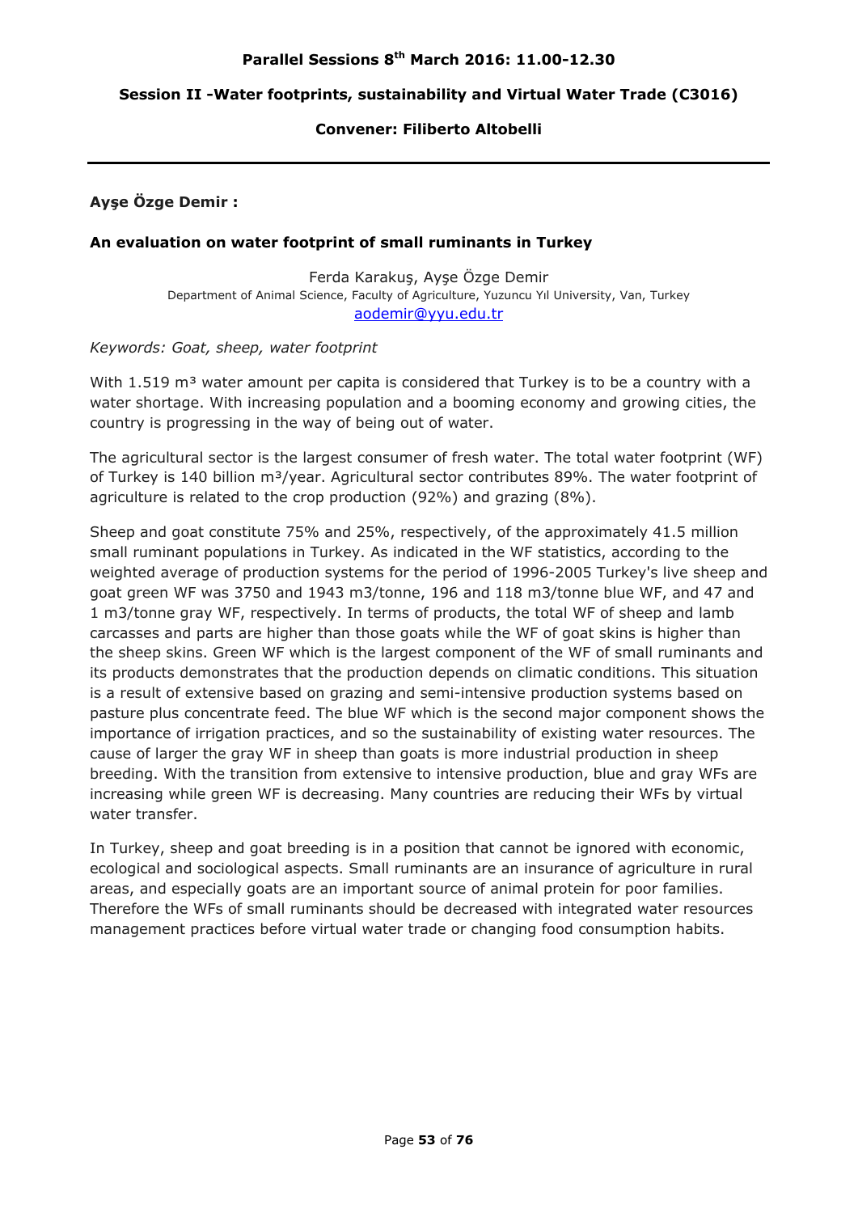**Parallel Sessions 8th March 2016: 11.00-12.30**

**Session II -Water footprints, sustainability and Virtual Water Trade (C3016)**

**Convener: Filiberto Altobelli**

---

**Ayşe Özge Demir :**

**An evaluation on water footprint of small ruminants in Turkey**

Ferda Karakuş, Ayşe Özge Demir
Department of Animal Science, Faculty of Agriculture, Yuzuncu Yıl University, Van, Turkey
aodemir@yyu.edu.tr

*Keywords: Goat, sheep, water footprint*

With 1.519 m³ water amount per capita is considered that Turkey is to be a country with a water shortage. With increasing population and a booming economy and growing cities, the country is progressing in the way of being out of water.

The agricultural sector is the largest consumer of fresh water. The total water footprint (WF) of Turkey is 140 billion m³/year. Agricultural sector contributes 89%. The water footprint of agriculture is related to the crop production (92%) and grazing (8%).

Sheep and goat constitute 75% and 25%, respectively, of the approximately 41.5 million small ruminant populations in Turkey. As indicated in the WF statistics, according to the weighted average of production systems for the period of 1996-2005 Turkey's live sheep and goat green WF was 3750 and 1943 m3/tonne, 196 and 118 m3/tonne blue WF, and 47 and 1 m3/tonne gray WF, respectively. In terms of products, the total WF of sheep and lamb carcasses and parts are higher than those goats while the WF of goat skins is higher than the sheep skins. Green WF which is the largest component of the WF of small ruminants and its products demonstrates that the production depends on climatic conditions. This situation is a result of extensive based on grazing and semi-intensive production systems based on pasture plus concentrate feed. The blue WF which is the second major component shows the importance of irrigation practices, and so the sustainability of existing water resources. The cause of larger the gray WF in sheep than goats is more industrial production in sheep breeding. With the transition from extensive to intensive production, blue and gray WFs are increasing while green WF is decreasing. Many countries are reducing their WFs by virtual water transfer.

In Turkey, sheep and goat breeding is in a position that cannot be ignored with economic, ecological and sociological aspects. Small ruminants are an insurance of agriculture in rural areas, and especially goats are an important source of animal protein for poor families. Therefore the WFs of small ruminants should be decreased with integrated water resources management practices before virtual water trade or changing food consumption habits.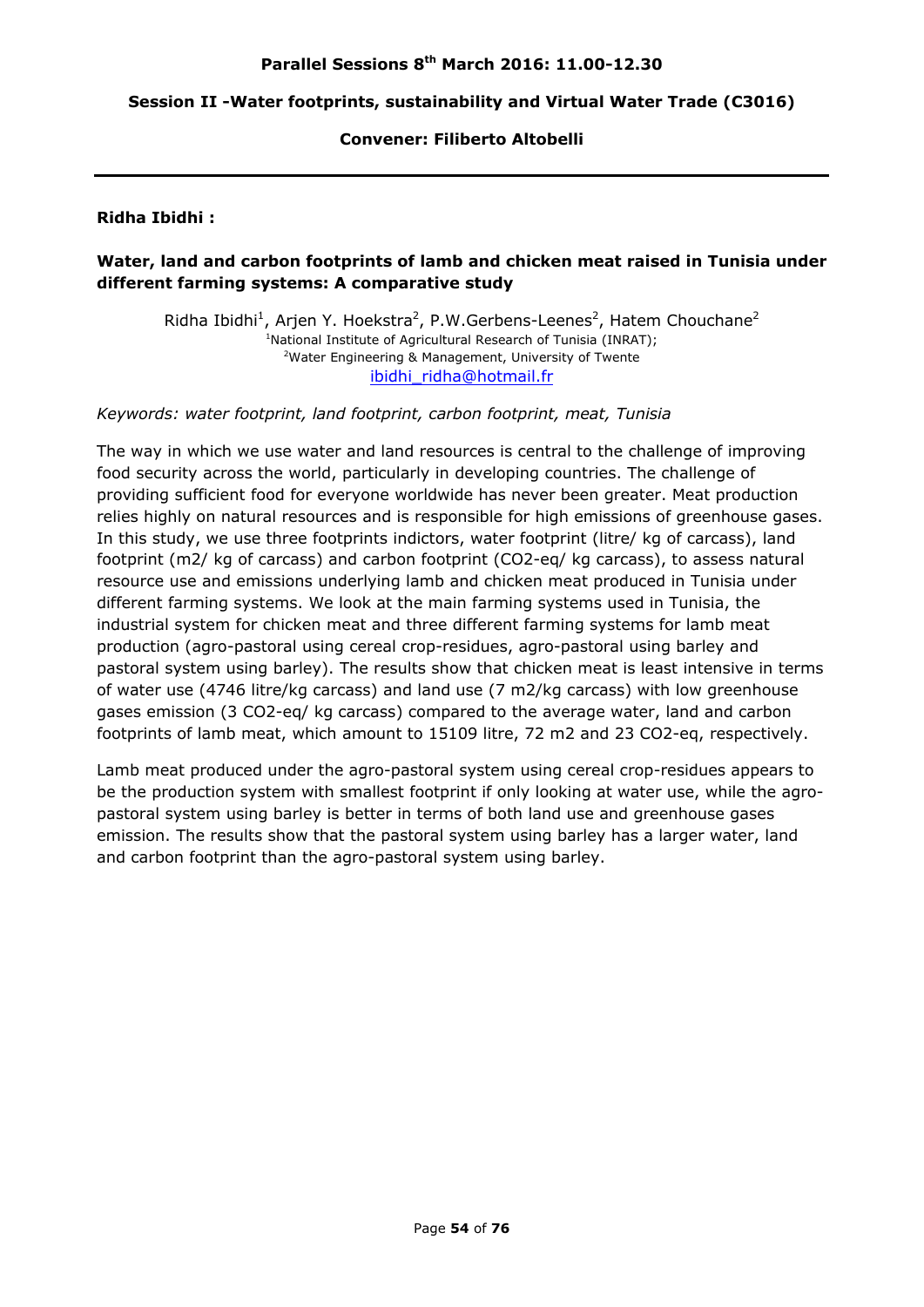**Parallel Sessions 8th March 2016: 11.00-12.30**

**Session II -Water footprints, sustainability and Virtual Water Trade (C3016)**

**Convener: Filiberto Altobelli**

---

**Ridha Ibidhi :**

**Water, land and carbon footprints of lamb and chicken meat raised in Tunisia under different farming systems: A comparative study**

Ridha Ibidhi[1], Arjen Y. Hoekstra[2], P.W.Gerbens-Leenes[2], Hatem Chouchane[2]
[1]National Institute of Agricultural Research of Tunisia (INRAT);
[2]Water Engineering & Management, University of Twente
ibidhi_ridha@hotmail.fr

*Keywords: water footprint, land footprint, carbon footprint, meat, Tunisia*

The way in which we use water and land resources is central to the challenge of improving food security across the world, particularly in developing countries. The challenge of providing sufficient food for everyone worldwide has never been greater. Meat production relies highly on natural resources and is responsible for high emissions of greenhouse gases. In this study, we use three footprints indictors, water footprint (litre/ kg of carcass), land footprint (m2/ kg of carcass) and carbon footprint ($CO_2$-eq/ kg carcass), to assess natural resource use and emissions underlying lamb and chicken meat produced in Tunisia under different farming systems. We look at the main farming systems used in Tunisia, the industrial system for chicken meat and three different farming systems for lamb meat production (agro-pastoral using cereal crop-residues, agro-pastoral using barley and pastoral system using barley). The results show that chicken meat is least intensive in terms of water use (4746 litre/kg carcass) and land use (7 m2/kg carcass) with low greenhouse gases emission (3 $CO_2$-eq/ kg carcass) compared to the average water, land and carbon footprints of lamb meat, which amount to 15109 litre, 72 m2 and 23 $CO_2$-eq, respectively.

Lamb meat produced under the agro-pastoral system using cereal crop-residues appears to be the production system with smallest footprint if only looking at water use, while the agro-pastoral system using barley is better in terms of both land use and greenhouse gases emission. The results show that the pastoral system using barley has a larger water, land and carbon footprint than the agro-pastoral system using barley.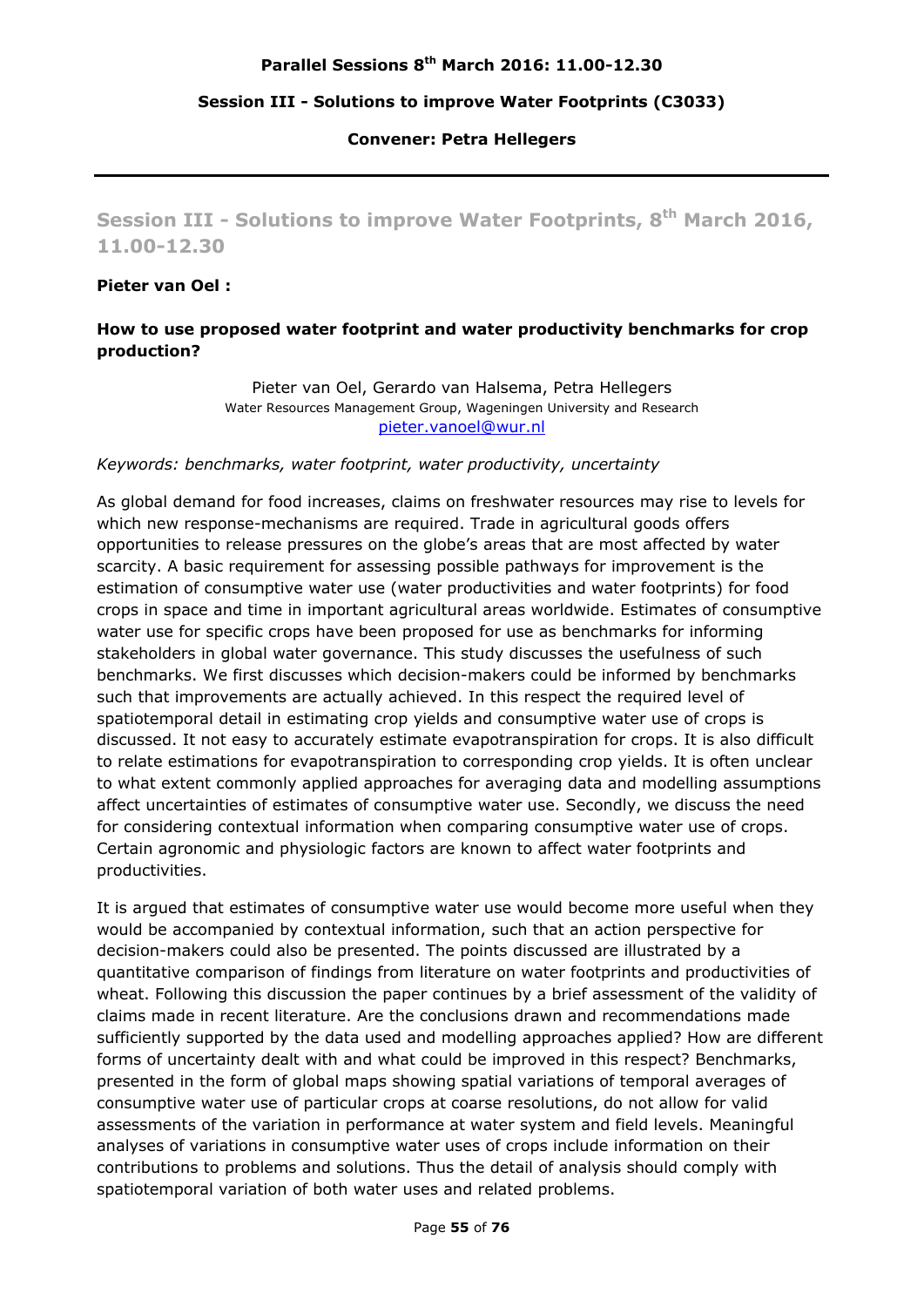## Session III - Solutions to improve Water Footprints, 8th March 2016, 11.00-12.30

**Pieter van Oel :**

**How to use proposed water footprint and water productivity benchmarks for crop production?**

Pieter van Oel, Gerardo van Halsema, Petra Hellegers
Water Resources Management Group, Wageningen University and Research
pieter.vanoel@wur.nl

*Keywords: benchmarks, water footprint, water productivity, uncertainty*

As global demand for food increases, claims on freshwater resources may rise to levels for which new response-mechanisms are required. Trade in agricultural goods offers opportunities to release pressures on the globe's areas that are most affected by water scarcity. A basic requirement for assessing possible pathways for improvement is the estimation of consumptive water use (water productivities and water footprints) for food crops in space and time in important agricultural areas worldwide. Estimates of consumptive water use for specific crops have been proposed for use as benchmarks for informing stakeholders in global water governance. This study discusses the usefulness of such benchmarks. We first discusses which decision-makers could be informed by benchmarks such that improvements are actually achieved. In this respect the required level of spatiotemporal detail in estimating crop yields and consumptive water use of crops is discussed. It not easy to accurately estimate evapotranspiration for crops. It is also difficult to relate estimations for evapotranspiration to corresponding crop yields. It is often unclear to what extent commonly applied approaches for averaging data and modelling assumptions affect uncertainties of estimates of consumptive water use. Secondly, we discuss the need for considering contextual information when comparing consumptive water use of crops. Certain agronomic and physiologic factors are known to affect water footprints and productivities.

It is argued that estimates of consumptive water use would become more useful when they would be accompanied by contextual information, such that an action perspective for decision-makers could also be presented. The points discussed are illustrated by a quantitative comparison of findings from literature on water footprints and productivities of wheat. Following this discussion the paper continues by a brief assessment of the validity of claims made in recent literature. Are the conclusions drawn and recommendations made sufficiently supported by the data used and modelling approaches applied? How are different forms of uncertainty dealt with and what could be improved in this respect? Benchmarks, presented in the form of global maps showing spatial variations of temporal averages of consumptive water use of particular crops at coarse resolutions, do not allow for valid assessments of the variation in performance at water system and field levels. Meaningful analyses of variations in consumptive water uses of crops include information on their contributions to problems and solutions. Thus the detail of analysis should comply with spatiotemporal variation of both water uses and related problems.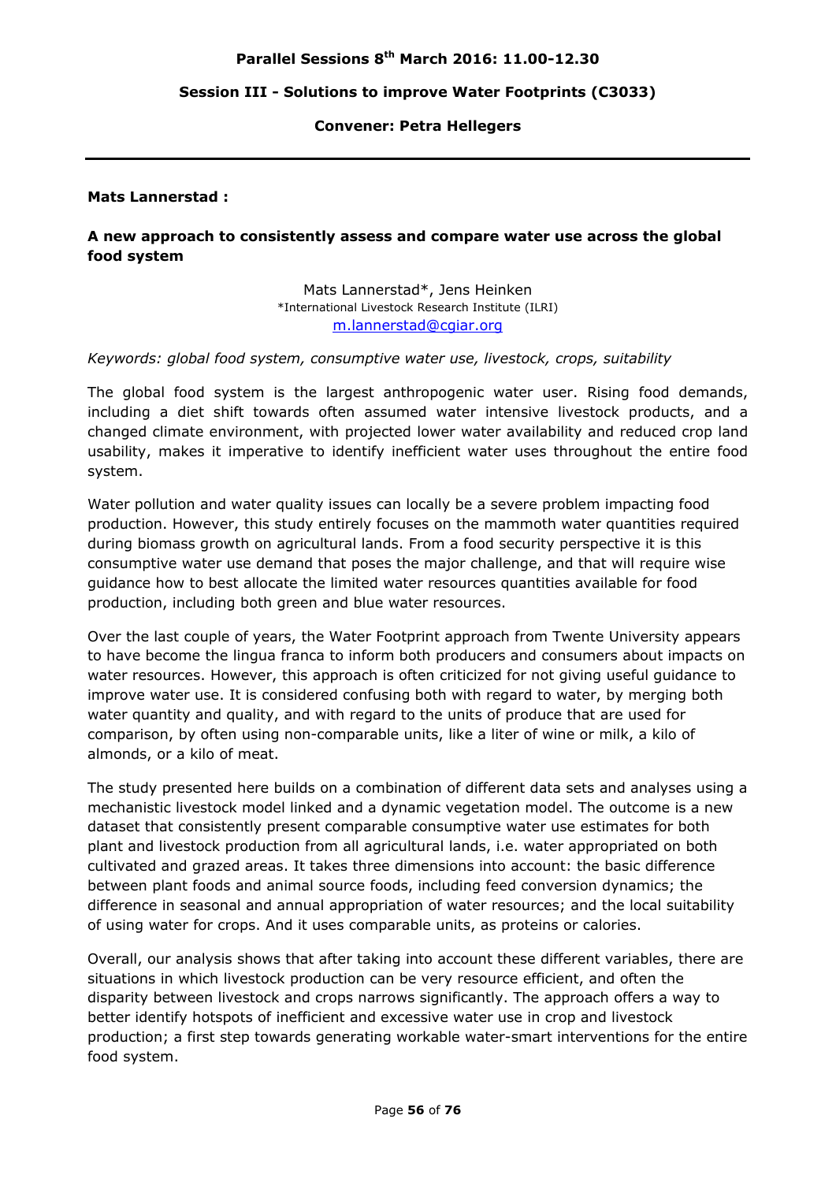**Parallel Sessions 8th March 2016: 11.00-12.30**

**Session III - Solutions to improve Water Footprints (C3033)**

**Convener: Petra Hellegers**

---

**Mats Lannerstad :**

**A new approach to consistently assess and compare water use across the global food system**

Mats Lannerstad*, Jens Heinken
*International Livestock Research Institute (ILRI)
m.lannerstad@cgiar.org

*Keywords: global food system, consumptive water use, livestock, crops, suitability*

The global food system is the largest anthropogenic water user. Rising food demands, including a diet shift towards often assumed water intensive livestock products, and a changed climate environment, with projected lower water availability and reduced crop land usability, makes it imperative to identify inefficient water uses throughout the entire food system.

Water pollution and water quality issues can locally be a severe problem impacting food production. However, this study entirely focuses on the mammoth water quantities required during biomass growth on agricultural lands. From a food security perspective it is this consumptive water use demand that poses the major challenge, and that will require wise guidance how to best allocate the limited water resources quantities available for food production, including both green and blue water resources.

Over the last couple of years, the Water Footprint approach from Twente University appears to have become the lingua franca to inform both producers and consumers about impacts on water resources. However, this approach is often criticized for not giving useful guidance to improve water use. It is considered confusing both with regard to water, by merging both water quantity and quality, and with regard to the units of produce that are used for comparison, by often using non-comparable units, like a liter of wine or milk, a kilo of almonds, or a kilo of meat.

The study presented here builds on a combination of different data sets and analyses using a mechanistic livestock model linked and a dynamic vegetation model. The outcome is a new dataset that consistently present comparable consumptive water use estimates for both plant and livestock production from all agricultural lands, i.e. water appropriated on both cultivated and grazed areas. It takes three dimensions into account: the basic difference between plant foods and animal source foods, including feed conversion dynamics; the difference in seasonal and annual appropriation of water resources; and the local suitability of using water for crops. And it uses comparable units, as proteins or calories.

Overall, our analysis shows that after taking into account these different variables, there are situations in which livestock production can be very resource efficient, and often the disparity between livestock and crops narrows significantly. The approach offers a way to better identify hotspots of inefficient and excessive water use in crop and livestock production; a first step towards generating workable water-smart interventions for the entire food system.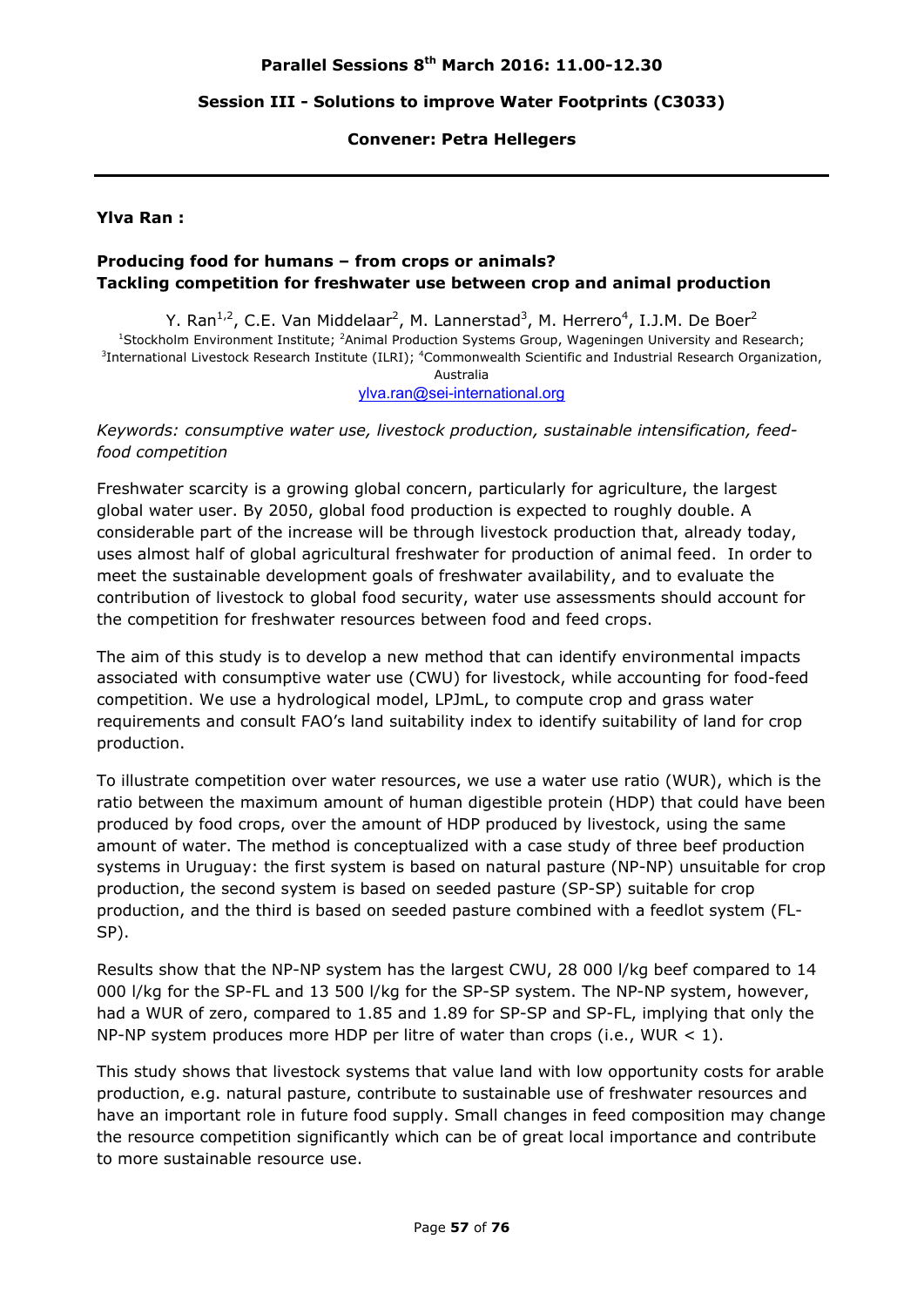**Parallel Sessions 8th March 2016: 11.00-12.30**

**Session III - Solutions to improve Water Footprints (C3033)**

**Convener: Petra Hellegers**

---

**Ylva Ran :**

### Producing food for humans – from crops or animals? Tackling competition for freshwater use between crop and animal production

Y. Ran[1,2], C.E. Van Middelaar[2], M. Lannerstad[3], M. Herrero[4], I.J.M. De Boer[2]

[1]Stockholm Environment Institute; [2]Animal Production Systems Group, Wageningen University and Research; [3]International Livestock Research Institute (ILRI); [4]Commonwealth Scientific and Industrial Research Organization, Australia

ylva.ran@sei-international.org

*Keywords: consumptive water use, livestock production, sustainable intensification, feed-food competition*

Freshwater scarcity is a growing global concern, particularly for agriculture, the largest global water user. By 2050, global food production is expected to roughly double. A considerable part of the increase will be through livestock production that, already today, uses almost half of global agricultural freshwater for production of animal feed. In order to meet the sustainable development goals of freshwater availability, and to evaluate the contribution of livestock to global food security, water use assessments should account for the competition for freshwater resources between food and feed crops.

The aim of this study is to develop a new method that can identify environmental impacts associated with consumptive water use (CWU) for livestock, while accounting for food-feed competition. We use a hydrological model, LPJmL, to compute crop and grass water requirements and consult FAO's land suitability index to identify suitability of land for crop production.

To illustrate competition over water resources, we use a water use ratio (WUR), which is the ratio between the maximum amount of human digestible protein (HDP) that could have been produced by food crops, over the amount of HDP produced by livestock, using the same amount of water. The method is conceptualized with a case study of three beef production systems in Uruguay: the first system is based on natural pasture (NP-NP) unsuitable for crop production, the second system is based on seeded pasture (SP-SP) suitable for crop production, and the third is based on seeded pasture combined with a feedlot system (FL-SP).

Results show that the NP-NP system has the largest CWU, 28 000 l/kg beef compared to 14 000 l/kg for the SP-FL and 13 500 l/kg for the SP-SP system. The NP-NP system, however, had a WUR of zero, compared to 1.85 and 1.89 for SP-SP and SP-FL, implying that only the NP-NP system produces more HDP per litre of water than crops (i.e., WUR < 1).

This study shows that livestock systems that value land with low opportunity costs for arable production, e.g. natural pasture, contribute to sustainable use of freshwater resources and have an important role in future food supply. Small changes in feed composition may change the resource competition significantly which can be of great local importance and contribute to more sustainable resource use.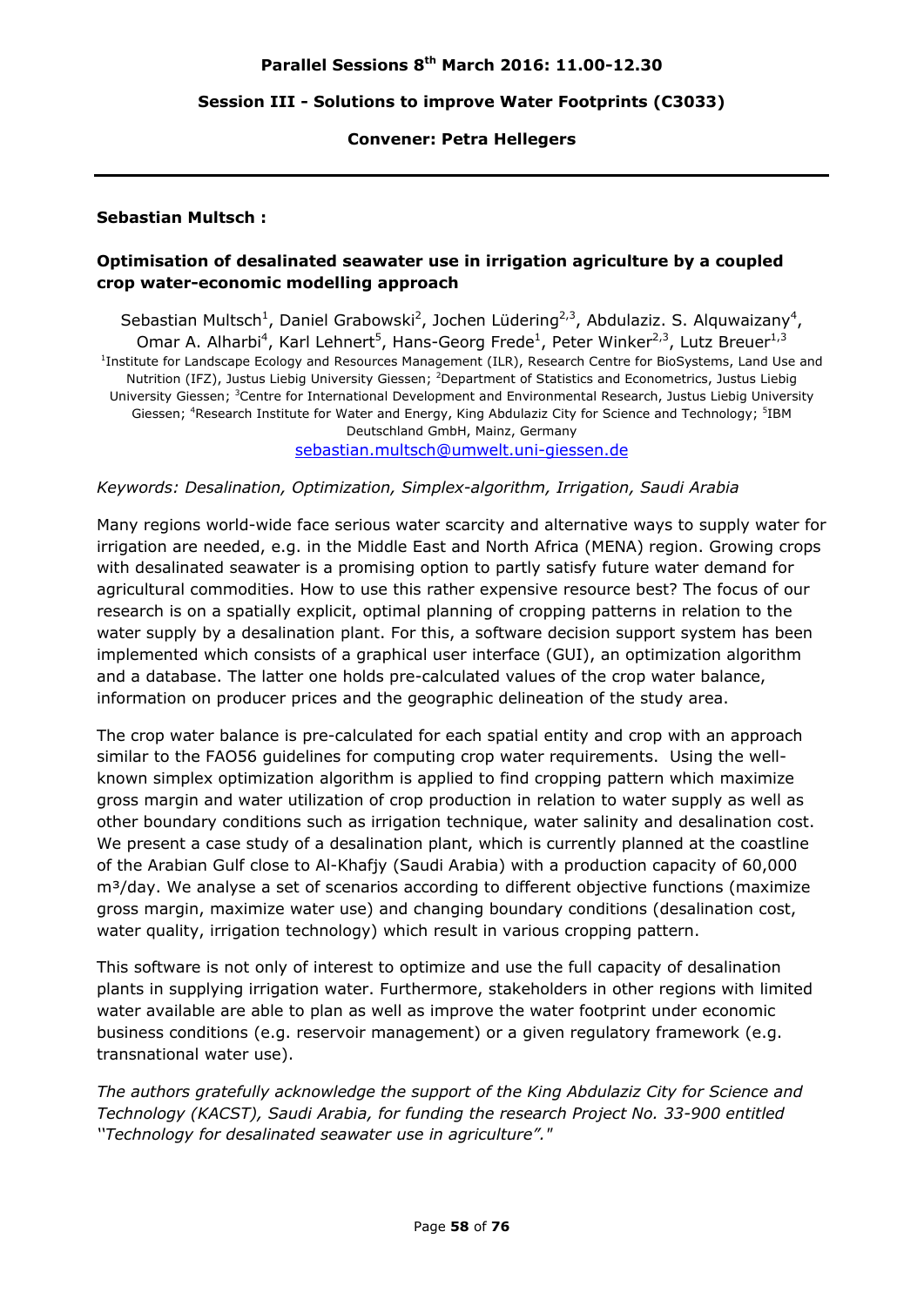**Parallel Sessions 8th March 2016: 11.00-12.30**

**Session III - Solutions to improve Water Footprints (C3033)**

**Convener: Petra Hellegers**

---

**Sebastian Multsch :**

### Optimisation of desalinated seawater use in irrigation agriculture by a coupled crop water-economic modelling approach

Sebastian Multsch[1], Daniel Grabowski[2], Jochen Lüdering[2,3], Abdulaziz. S. Alquwaizany[4], Omar A. Alharbi[4], Karl Lehnert[5], Hans-Georg Frede[1], Peter Winker[2,3], Lutz Breuer[1,3]

[1]Institute for Landscape Ecology and Resources Management (ILR), Research Centre for BioSystems, Land Use and Nutrition (IFZ), Justus Liebig University Giessen; [2]Department of Statistics and Econometrics, Justus Liebig University Giessen; [3]Centre for International Development and Environmental Research, Justus Liebig University Giessen; [4]Research Institute for Water and Energy, King Abdulaziz City for Science and Technology; [5]IBM Deutschland GmbH, Mainz, Germany

sebastian.multsch@umwelt.uni-giessen.de

*Keywords: Desalination, Optimization, Simplex-algorithm, Irrigation, Saudi Arabia*

Many regions world-wide face serious water scarcity and alternative ways to supply water for irrigation are needed, e.g. in the Middle East and North Africa (MENA) region. Growing crops with desalinated seawater is a promising option to partly satisfy future water demand for agricultural commodities. How to use this rather expensive resource best? The focus of our research is on a spatially explicit, optimal planning of cropping patterns in relation to the water supply by a desalination plant. For this, a software decision support system has been implemented which consists of a graphical user interface (GUI), an optimization algorithm and a database. The latter one holds pre-calculated values of the crop water balance, information on producer prices and the geographic delineation of the study area.

The crop water balance is pre-calculated for each spatial entity and crop with an approach similar to the FAO56 guidelines for computing crop water requirements. Using the well-known simplex optimization algorithm is applied to find cropping pattern which maximize gross margin and water utilization of crop production in relation to water supply as well as other boundary conditions such as irrigation technique, water salinity and desalination cost. We present a case study of a desalination plant, which is currently planned at the coastline of the Arabian Gulf close to Al-Khafjy (Saudi Arabia) with a production capacity of 60,000 m³/day. We analyse a set of scenarios according to different objective functions (maximize gross margin, maximize water use) and changing boundary conditions (desalination cost, water quality, irrigation technology) which result in various cropping pattern.

This software is not only of interest to optimize and use the full capacity of desalination plants in supplying irrigation water. Furthermore, stakeholders in other regions with limited water available are able to plan as well as improve the water footprint under economic business conditions (e.g. reservoir management) or a given regulatory framework (e.g. transnational water use).

*The authors gratefully acknowledge the support of the King Abdulaziz City for Science and Technology (KACST), Saudi Arabia, for funding the research Project No. 33-900 entitled ''Technology for desalinated seawater use in agriculture"."*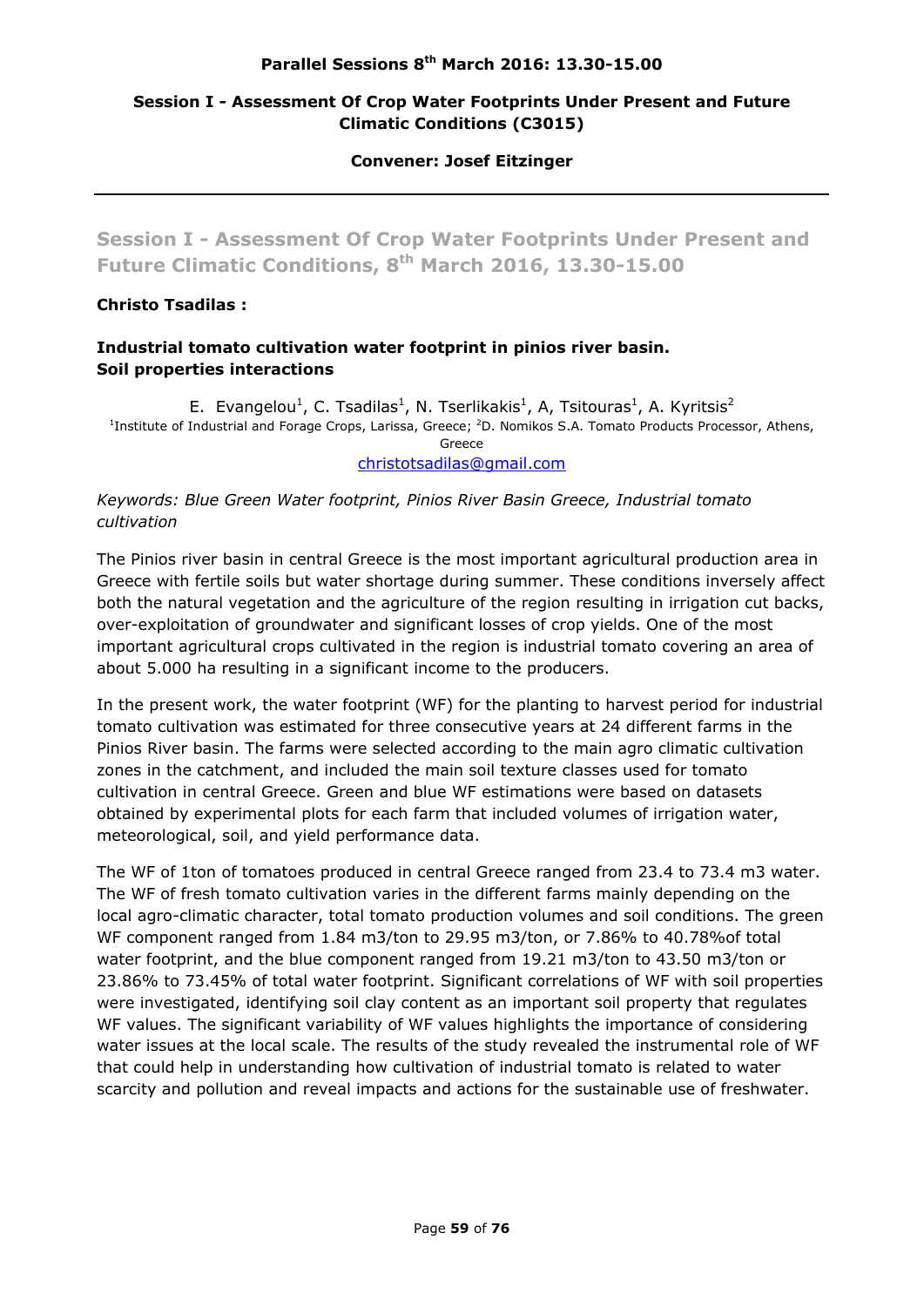**Parallel Sessions 8th March 2016: 13.30-15.00**

**Session I - Assessment Of Crop Water Footprints Under Present and Future Climatic Conditions (C3015)**

**Convener: Josef Eitzinger**

## Session I - Assessment Of Crop Water Footprints Under Present and Future Climatic Conditions, 8th March 2016, 13.30-15.00

**Christo Tsadilas :**

**Industrial tomato cultivation water footprint in pinios river basin. Soil properties interactions**

E. Evangelou[1], C. Tsadilas[1], N. Tserlikakis[1], A, Tsitouras[1], A. Kyritsis[2]
[1]Institute of Industrial and Forage Crops, Larissa, Greece; [2]D. Nomikos S.A. Tomato Products Processor, Athens, Greece
christotsadilas@gmail.com

*Keywords: Blue Green Water footprint, Pinios River Basin Greece, Industrial tomato cultivation*

The Pinios river basin in central Greece is the most important agricultural production area in Greece with fertile soils but water shortage during summer. These conditions inversely affect both the natural vegetation and the agriculture of the region resulting in irrigation cut backs, over-exploitation of groundwater and significant losses of crop yields. One of the most important agricultural crops cultivated in the region is industrial tomato covering an area of about 5.000 ha resulting in a significant income to the producers.

In the present work, the water footprint (WF) for the planting to harvest period for industrial tomato cultivation was estimated for three consecutive years at 24 different farms in the Pinios River basin. The farms were selected according to the main agro climatic cultivation zones in the catchment, and included the main soil texture classes used for tomato cultivation in central Greece. Green and blue WF estimations were based on datasets obtained by experimental plots for each farm that included volumes of irrigation water, meteorological, soil, and yield performance data.

The WF of 1ton of tomatoes produced in central Greece ranged from 23.4 to 73.4 m3 water. The WF of fresh tomato cultivation varies in the different farms mainly depending on the local agro-climatic character, total tomato production volumes and soil conditions. The green WF component ranged from 1.84 m3/ton to 29.95 m3/ton, or 7.86% to 40.78%of total water footprint, and the blue component ranged from 19.21 m3/ton to 43.50 m3/ton or 23.86% to 73.45% of total water footprint. Significant correlations of WF with soil properties were investigated, identifying soil clay content as an important soil property that regulates WF values. The significant variability of WF values highlights the importance of considering water issues at the local scale. The results of the study revealed the instrumental role of WF that could help in understanding how cultivation of industrial tomato is related to water scarcity and pollution and reveal impacts and actions for the sustainable use of freshwater.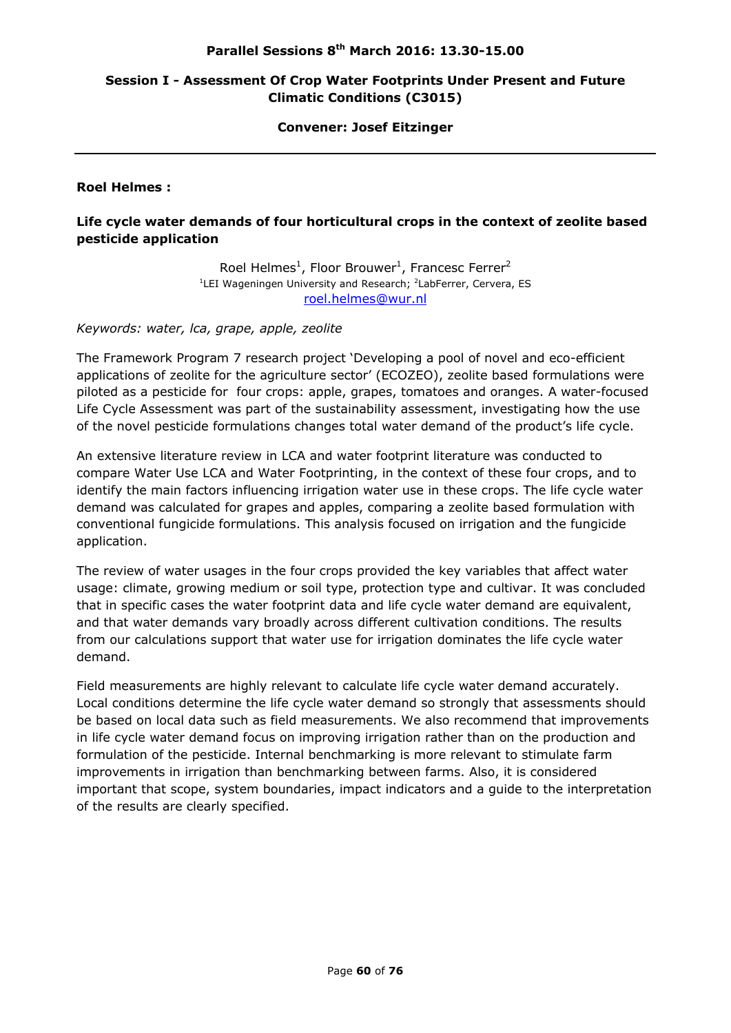**Parallel Sessions 8th March 2016: 13.30-15.00**

## Session I - Assessment Of Crop Water Footprints Under Present and Future Climatic Conditions (C3015)

**Convener: Josef Eitzinger**

---

**Roel Helmes :**

### Life cycle water demands of four horticultural crops in the context of zeolite based pesticide application

Roel Helmes[1], Floor Brouwer[1], Francesc Ferrer[2]
[1]LEI Wageningen University and Research; [2]LabFerrer, Cervera, ES
roel.helmes@wur.nl

*Keywords: water, lca, grape, apple, zeolite*

The Framework Program 7 research project 'Developing a pool of novel and eco-efficient applications of zeolite for the agriculture sector' (ECOZEO), zeolite based formulations were piloted as a pesticide for four crops: apple, grapes, tomatoes and oranges. A water-focused Life Cycle Assessment was part of the sustainability assessment, investigating how the use of the novel pesticide formulations changes total water demand of the product's life cycle.

An extensive literature review in LCA and water footprint literature was conducted to compare Water Use LCA and Water Footprinting, in the context of these four crops, and to identify the main factors influencing irrigation water use in these crops. The life cycle water demand was calculated for grapes and apples, comparing a zeolite based formulation with conventional fungicide formulations. This analysis focused on irrigation and the fungicide application.

The review of water usages in the four crops provided the key variables that affect water usage: climate, growing medium or soil type, protection type and cultivar. It was concluded that in specific cases the water footprint data and life cycle water demand are equivalent, and that water demands vary broadly across different cultivation conditions. The results from our calculations support that water use for irrigation dominates the life cycle water demand.

Field measurements are highly relevant to calculate life cycle water demand accurately. Local conditions determine the life cycle water demand so strongly that assessments should be based on local data such as field measurements. We also recommend that improvements in life cycle water demand focus on improving irrigation rather than on the production and formulation of the pesticide. Internal benchmarking is more relevant to stimulate farm improvements in irrigation than benchmarking between farms. Also, it is considered important that scope, system boundaries, impact indicators and a guide to the interpretation of the results are clearly specified.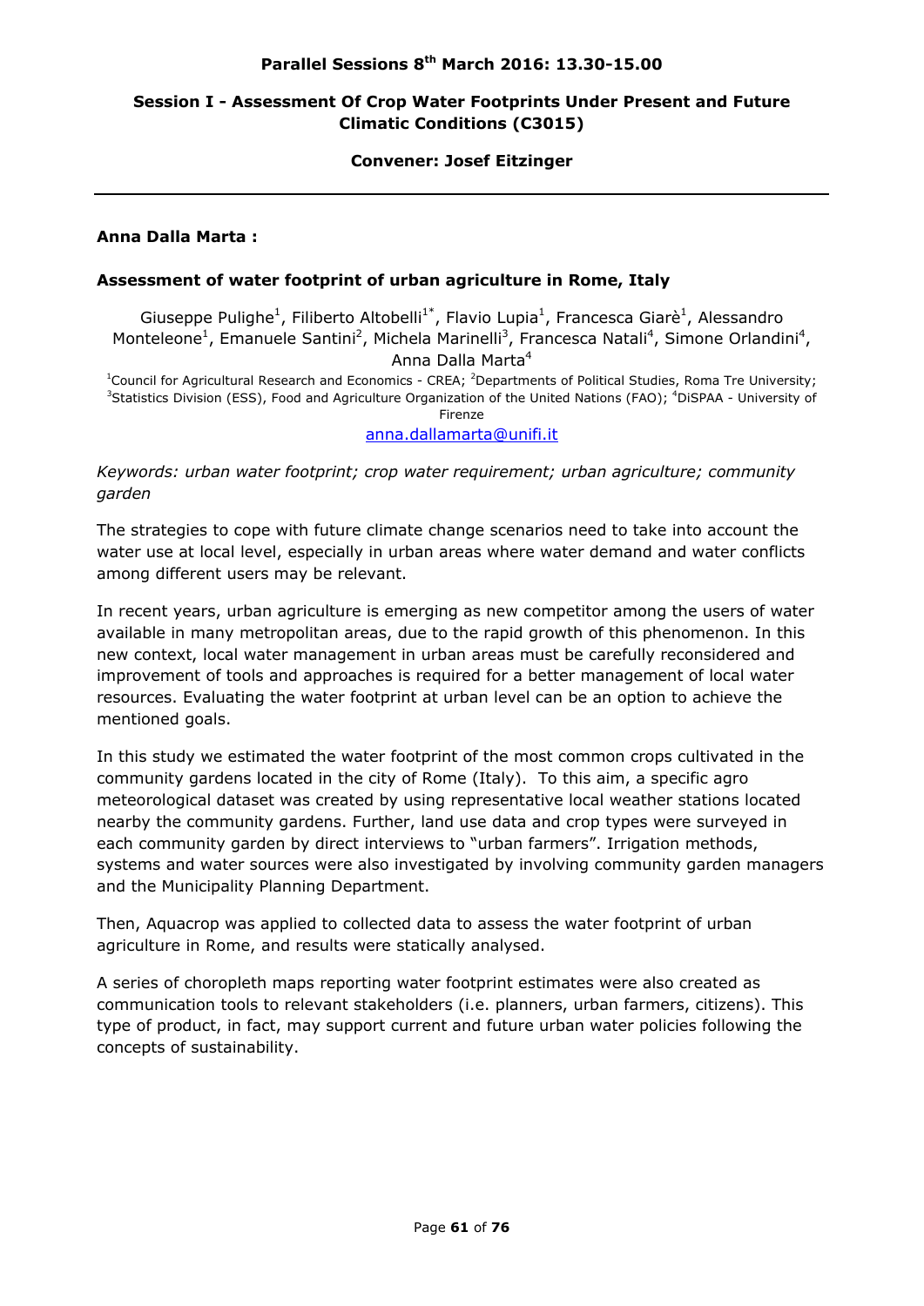**Parallel Sessions 8th March 2016: 13.30-15.00**

**Session I - Assessment Of Crop Water Footprints Under Present and Future Climatic Conditions (C3015)**

**Convener: Josef Eitzinger**

---

**Anna Dalla Marta :**

**Assessment of water footprint of urban agriculture in Rome, Italy**

Giuseppe Pulighe[1], Filiberto Altobelli[1*], Flavio Lupia[1], Francesca Giarè[1], Alessandro Monteleone[1], Emanuele Santini[2], Michela Marinelli[3], Francesca Natali[4], Simone Orlandini[4], Anna Dalla Marta[4]

[1]Council for Agricultural Research and Economics - CREA; [2]Departments of Political Studies, Roma Tre University; [3]Statistics Division (ESS), Food and Agriculture Organization of the United Nations (FAO); [4]DiSPAA - University of Firenze

anna.dallamarta@unifi.it

*Keywords: urban water footprint; crop water requirement; urban agriculture; community garden*

The strategies to cope with future climate change scenarios need to take into account the water use at local level, especially in urban areas where water demand and water conflicts among different users may be relevant.

In recent years, urban agriculture is emerging as new competitor among the users of water available in many metropolitan areas, due to the rapid growth of this phenomenon. In this new context, local water management in urban areas must be carefully reconsidered and improvement of tools and approaches is required for a better management of local water resources. Evaluating the water footprint at urban level can be an option to achieve the mentioned goals.

In this study we estimated the water footprint of the most common crops cultivated in the community gardens located in the city of Rome (Italy). To this aim, a specific agro meteorological dataset was created by using representative local weather stations located nearby the community gardens. Further, land use data and crop types were surveyed in each community garden by direct interviews to "urban farmers". Irrigation methods, systems and water sources were also investigated by involving community garden managers and the Municipality Planning Department.

Then, Aquacrop was applied to collected data to assess the water footprint of urban agriculture in Rome, and results were statically analysed.

A series of choropleth maps reporting water footprint estimates were also created as communication tools to relevant stakeholders (i.e. planners, urban farmers, citizens). This type of product, in fact, may support current and future urban water policies following the concepts of sustainability.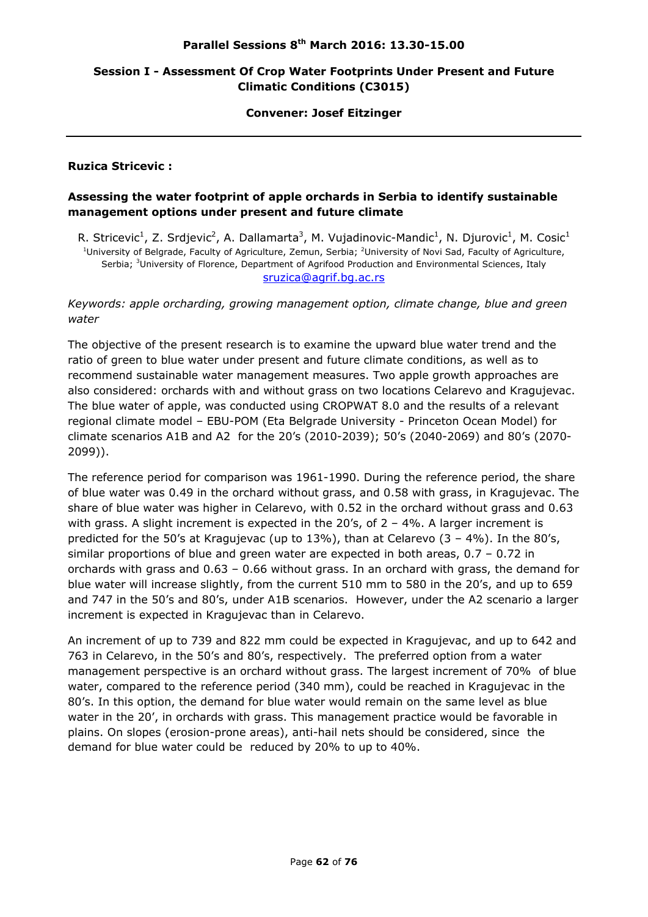# Parallel Sessions 8th March 2016: 13.30-15.00

## Session I - Assessment Of Crop Water Footprints Under Present and Future Climatic Conditions (C3015)

**Convener: Josef Eitzinger**

---

**Ruzica Stricevic :**

### Assessing the water footprint of apple orchards in Serbia to identify sustainable management options under present and future climate

R. Stricevic[1], Z. Srdjevic[2], A. Dallamarta[3], M. Vujadinovic-Mandic[1], N. Djurovic[1], M. Cosic[1]
[1]University of Belgrade, Faculty of Agriculture, Zemun, Serbia; [2]University of Novi Sad, Faculty of Agriculture, Serbia; [3]University of Florence, Department of Agrifood Production and Environmental Sciences, Italy
sruzica@agrif.bg.ac.rs

*Keywords: apple orcharding, growing management option, climate change, blue and green water*

The objective of the present research is to examine the upward blue water trend and the ratio of green to blue water under present and future climate conditions, as well as to recommend sustainable water management measures. Two apple growth approaches are also considered: orchards with and without grass on two locations Celarevo and Kragujevac. The blue water of apple, was conducted using CROPWAT 8.0 and the results of a relevant regional climate model – EBU-POM (Eta Belgrade University - Princeton Ocean Model) for climate scenarios A1B and A2 for the 20's (2010-2039); 50's (2040-2069) and 80's (2070-2099)).

The reference period for comparison was 1961-1990. During the reference period, the share of blue water was 0.49 in the orchard without grass, and 0.58 with grass, in Kragujevac. The share of blue water was higher in Celarevo, with 0.52 in the orchard without grass and 0.63 with grass. A slight increment is expected in the 20's, of 2 – 4%. A larger increment is predicted for the 50's at Kragujevac (up to 13%), than at Celarevo (3 – 4%). In the 80's, similar proportions of blue and green water are expected in both areas, 0.7 – 0.72 in orchards with grass and 0.63 – 0.66 without grass. In an orchard with grass, the demand for blue water will increase slightly, from the current 510 mm to 580 in the 20's, and up to 659 and 747 in the 50's and 80's, under A1B scenarios. However, under the A2 scenario a larger increment is expected in Kragujevac than in Celarevo.

An increment of up to 739 and 822 mm could be expected in Kragujevac, and up to 642 and 763 in Celarevo, in the 50's and 80's, respectively. The preferred option from a water management perspective is an orchard without grass. The largest increment of 70% of blue water, compared to the reference period (340 mm), could be reached in Kragujevac in the 80's. In this option, the demand for blue water would remain on the same level as blue water in the 20', in orchards with grass. This management practice would be favorable in plains. On slopes (erosion-prone areas), anti-hail nets should be considered, since the demand for blue water could be reduced by 20% to up to 40%.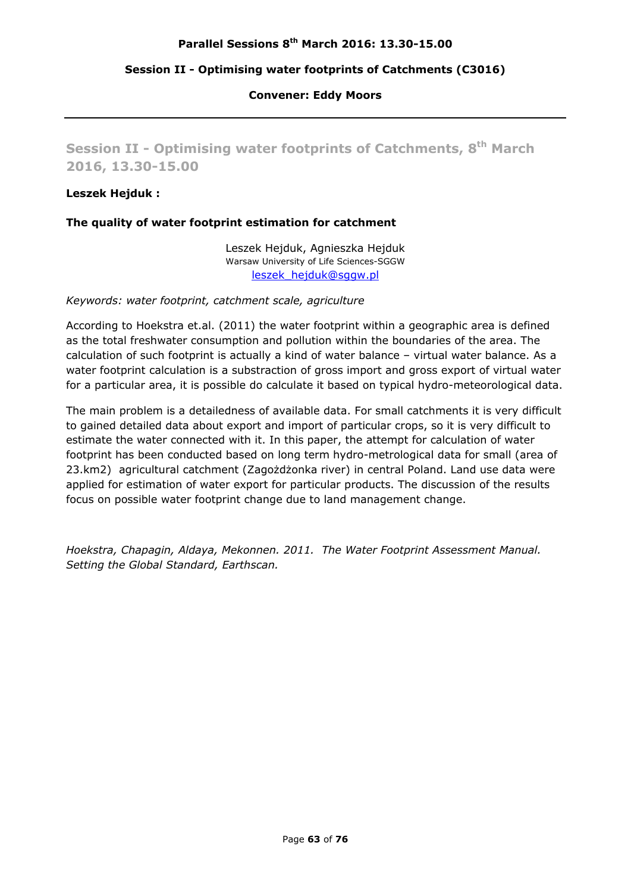**Parallel Sessions 8th March 2016: 13.30-15.00**

**Session II - Optimising water footprints of Catchments (C3016)**

**Convener: Eddy Moors**

---

## Session II - Optimising water footprints of Catchments, 8th March 2016, 13.30-15.00

**Leszek Hejduk :**

**The quality of water footprint estimation for catchment**

Leszek Hejduk, Agnieszka Hejduk
Warsaw University of Life Sciences-SGGW
leszek_hejduk@sggw.pl

*Keywords: water footprint, catchment scale, agriculture*

According to Hoekstra et.al. (2011) the water footprint within a geographic area is defined as the total freshwater consumption and pollution within the boundaries of the area. The calculation of such footprint is actually a kind of water balance – virtual water balance. As a water footprint calculation is a substraction of gross import and gross export of virtual water for a particular area, it is possible do calculate it based on typical hydro-meteorological data.

The main problem is a detailedness of available data. For small catchments it is very difficult to gained detailed data about export and import of particular crops, so it is very difficult to estimate the water connected with it. In this paper, the attempt for calculation of water footprint has been conducted based on long term hydro-metrological data for small (area of 23.km2) agricultural catchment (Zagożdżonka river) in central Poland. Land use data were applied for estimation of water export for particular products. The discussion of the results focus on possible water footprint change due to land management change.

*Hoekstra, Chapagin, Aldaya, Mekonnen. 2011. The Water Footprint Assessment Manual. Setting the Global Standard, Earthscan.*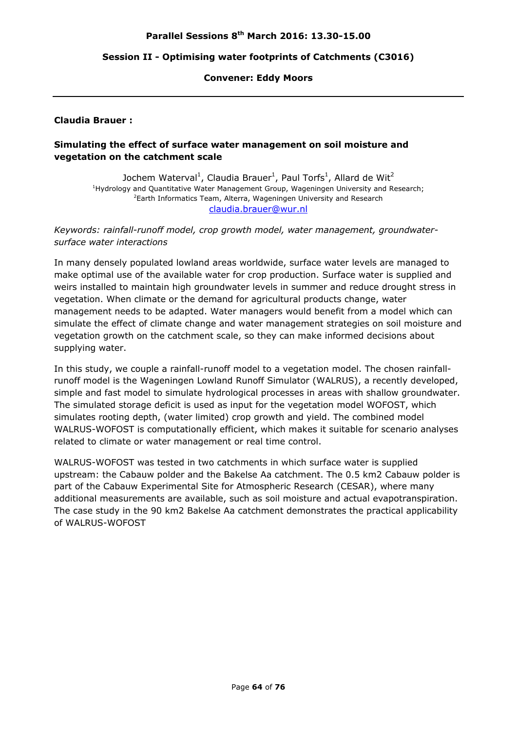**Parallel Sessions 8th March 2016: 13.30-15.00**

**Session II - Optimising water footprints of Catchments (C3016)**

**Convener: Eddy Moors**

---

**Claudia Brauer :**

**Simulating the effect of surface water management on soil moisture and vegetation on the catchment scale**

Jochem Waterval[1], Claudia Brauer[1], Paul Torfs[1], Allard de Wit[2]
[1]Hydrology and Quantitative Water Management Group, Wageningen University and Research;
[2]Earth Informatics Team, Alterra, Wageningen University and Research
claudia.brauer@wur.nl

*Keywords: rainfall-runoff model, crop growth model, water management, groundwater-surface water interactions*

In many densely populated lowland areas worldwide, surface water levels are managed to make optimal use of the available water for crop production. Surface water is supplied and weirs installed to maintain high groundwater levels in summer and reduce drought stress in vegetation. When climate or the demand for agricultural products change, water management needs to be adapted. Water managers would benefit from a model which can simulate the effect of climate change and water management strategies on soil moisture and vegetation growth on the catchment scale, so they can make informed decisions about supplying water.

In this study, we couple a rainfall-runoff model to a vegetation model. The chosen rainfall-runoff model is the Wageningen Lowland Runoff Simulator (WALRUS), a recently developed, simple and fast model to simulate hydrological processes in areas with shallow groundwater. The simulated storage deficit is used as input for the vegetation model WOFOST, which simulates rooting depth, (water limited) crop growth and yield. The combined model WALRUS-WOFOST is computationally efficient, which makes it suitable for scenario analyses related to climate or water management or real time control.

WALRUS-WOFOST was tested in two catchments in which surface water is supplied upstream: the Cabauw polder and the Bakelse Aa catchment. The 0.5 km2 Cabauw polder is part of the Cabauw Experimental Site for Atmospheric Research (CESAR), where many additional measurements are available, such as soil moisture and actual evapotranspiration. The case study in the 90 km2 Bakelse Aa catchment demonstrates the practical applicability of WALRUS-WOFOST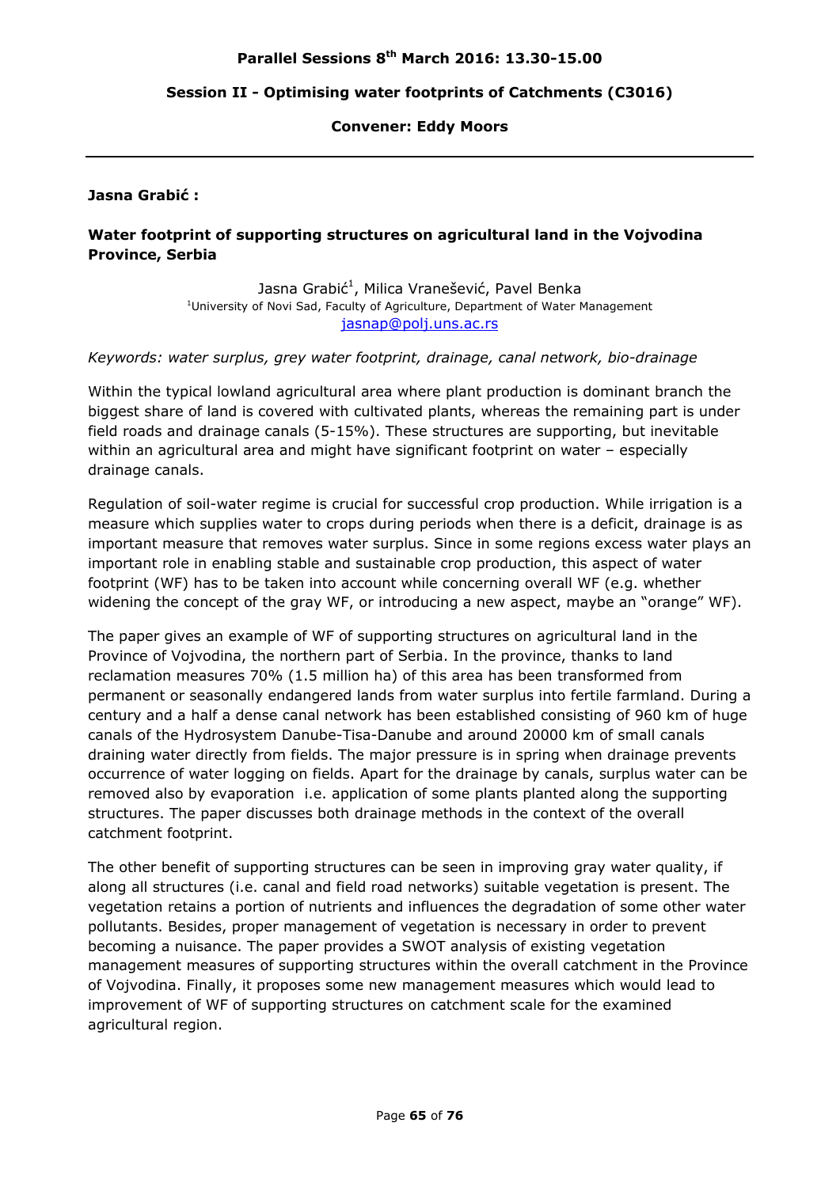**Parallel Sessions 8th March 2016: 13.30-15.00**

**Session II - Optimising water footprints of Catchments (C3016)**

**Convener: Eddy Moors**

---

**Jasna Grabić :**

## Water footprint of supporting structures on agricultural land in the Vojvodina Province, Serbia

Jasna Grabić[1], Milica Vranešević, Pavel Benka
[1]University of Novi Sad, Faculty of Agriculture, Department of Water Management
jasnap@polj.uns.ac.rs

*Keywords: water surplus, grey water footprint, drainage, canal network, bio-drainage*

Within the typical lowland agricultural area where plant production is dominant branch the biggest share of land is covered with cultivated plants, whereas the remaining part is under field roads and drainage canals (5-15%). These structures are supporting, but inevitable within an agricultural area and might have significant footprint on water – especially drainage canals.

Regulation of soil-water regime is crucial for successful crop production. While irrigation is a measure which supplies water to crops during periods when there is a deficit, drainage is as important measure that removes water surplus. Since in some regions excess water plays an important role in enabling stable and sustainable crop production, this aspect of water footprint (WF) has to be taken into account while concerning overall WF (e.g. whether widening the concept of the gray WF, or introducing a new aspect, maybe an "orange" WF).

The paper gives an example of WF of supporting structures on agricultural land in the Province of Vojvodina, the northern part of Serbia. In the province, thanks to land reclamation measures 70% (1.5 million ha) of this area has been transformed from permanent or seasonally endangered lands from water surplus into fertile farmland. During a century and a half a dense canal network has been established consisting of 960 km of huge canals of the Hydrosystem Danube-Tisa-Danube and around 20000 km of small canals draining water directly from fields. The major pressure is in spring when drainage prevents occurrence of water logging on fields. Apart for the drainage by canals, surplus water can be removed also by evaporation i.e. application of some plants planted along the supporting structures. The paper discusses both drainage methods in the context of the overall catchment footprint.

The other benefit of supporting structures can be seen in improving gray water quality, if along all structures (i.e. canal and field road networks) suitable vegetation is present. The vegetation retains a portion of nutrients and influences the degradation of some other water pollutants. Besides, proper management of vegetation is necessary in order to prevent becoming a nuisance. The paper provides a SWOT analysis of existing vegetation management measures of supporting structures within the overall catchment in the Province of Vojvodina. Finally, it proposes some new management measures which would lead to improvement of WF of supporting structures on catchment scale for the examined agricultural region.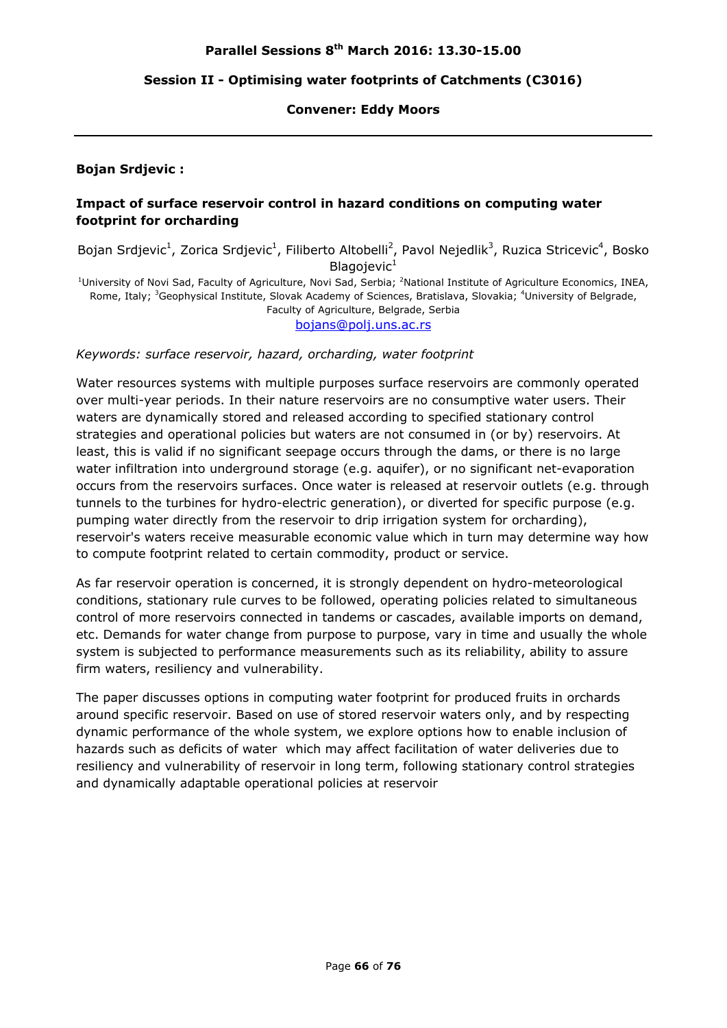## Parallel Sessions 8th March 2016: 13.30-15.00

### Session II - Optimising water footprints of Catchments (C3016)

**Convener: Eddy Moors**

---

**Bojan Srdjevic :**

### Impact of surface reservoir control in hazard conditions on computing water footprint for orcharding

Bojan Srdjevic[1], Zorica Srdjevic[1], Filiberto Altobelli[2], Pavol Nejedlik[3], Ruzica Stricevic[4], Bosko Blagojevic[1]

[1]University of Novi Sad, Faculty of Agriculture, Novi Sad, Serbia; [2]National Institute of Agriculture Economics, INEA, Rome, Italy; [3]Geophysical Institute, Slovak Academy of Sciences, Bratislava, Slovakia; [4]University of Belgrade, Faculty of Agriculture, Belgrade, Serbia

bojans@polj.uns.ac.rs

*Keywords: surface reservoir, hazard, orcharding, water footprint*

Water resources systems with multiple purposes surface reservoirs are commonly operated over multi-year periods. In their nature reservoirs are no consumptive water users. Their waters are dynamically stored and released according to specified stationary control strategies and operational policies but waters are not consumed in (or by) reservoirs. At least, this is valid if no significant seepage occurs through the dams, or there is no large water infiltration into underground storage (e.g. aquifer), or no significant net-evaporation occurs from the reservoirs surfaces. Once water is released at reservoir outlets (e.g. through tunnels to the turbines for hydro-electric generation), or diverted for specific purpose (e.g. pumping water directly from the reservoir to drip irrigation system for orcharding), reservoir's waters receive measurable economic value which in turn may determine way how to compute footprint related to certain commodity, product or service.

As far reservoir operation is concerned, it is strongly dependent on hydro-meteorological conditions, stationary rule curves to be followed, operating policies related to simultaneous control of more reservoirs connected in tandems or cascades, available imports on demand, etc. Demands for water change from purpose to purpose, vary in time and usually the whole system is subjected to performance measurements such as its reliability, ability to assure firm waters, resiliency and vulnerability.

The paper discusses options in computing water footprint for produced fruits in orchards around specific reservoir. Based on use of stored reservoir waters only, and by respecting dynamic performance of the whole system, we explore options how to enable inclusion of hazards such as deficits of water which may affect facilitation of water deliveries due to resiliency and vulnerability of reservoir in long term, following stationary control strategies and dynamically adaptable operational policies at reservoir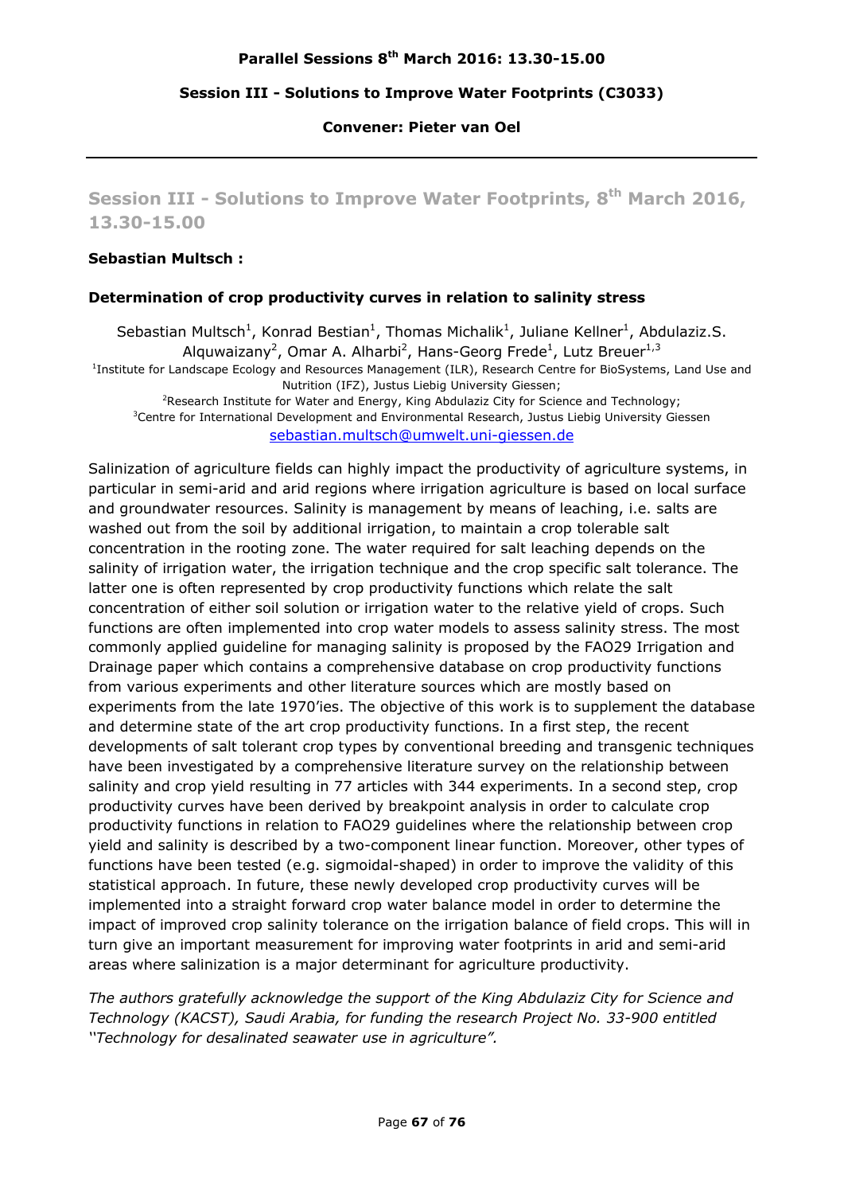**Parallel Sessions 8th March 2016: 13.30-15.00**

**Session III - Solutions to Improve Water Footprints (C3033)**

**Convener: Pieter van Oel**

---

## Session III - Solutions to Improve Water Footprints, 8th March 2016, 13.30-15.00

**Sebastian Multsch :**

### Determination of crop productivity curves in relation to salinity stress

Sebastian Multsch[1], Konrad Bestian[1], Thomas Michalik[1], Juliane Kellner[1], Abdulaziz.S. Alquwaizany[2], Omar A. Alharbi[2], Hans-Georg Frede[1], Lutz Breuer[1,3]

[1]Institute for Landscape Ecology and Resources Management (ILR), Research Centre for BioSystems, Land Use and Nutrition (IFZ), Justus Liebig University Giessen;
[2]Research Institute for Water and Energy, King Abdulaziz City for Science and Technology;
[3]Centre for International Development and Environmental Research, Justus Liebig University Giessen
sebastian.multsch@umwelt.uni-giessen.de

Salinization of agriculture fields can highly impact the productivity of agriculture systems, in particular in semi-arid and arid regions where irrigation agriculture is based on local surface and groundwater resources. Salinity is management by means of leaching, i.e. salts are washed out from the soil by additional irrigation, to maintain a crop tolerable salt concentration in the rooting zone. The water required for salt leaching depends on the salinity of irrigation water, the irrigation technique and the crop specific salt tolerance. The latter one is often represented by crop productivity functions which relate the salt concentration of either soil solution or irrigation water to the relative yield of crops. Such functions are often implemented into crop water models to assess salinity stress. The most commonly applied guideline for managing salinity is proposed by the FAO29 Irrigation and Drainage paper which contains a comprehensive database on crop productivity functions from various experiments and other literature sources which are mostly based on experiments from the late 1970'ies. The objective of this work is to supplement the database and determine state of the art crop productivity functions. In a first step, the recent developments of salt tolerant crop types by conventional breeding and transgenic techniques have been investigated by a comprehensive literature survey on the relationship between salinity and crop yield resulting in 77 articles with 344 experiments. In a second step, crop productivity curves have been derived by breakpoint analysis in order to calculate crop productivity functions in relation to FAO29 guidelines where the relationship between crop yield and salinity is described by a two-component linear function. Moreover, other types of functions have been tested (e.g. sigmoidal-shaped) in order to improve the validity of this statistical approach. In future, these newly developed crop productivity curves will be implemented into a straight forward crop water balance model in order to determine the impact of improved crop salinity tolerance on the irrigation balance of field crops. This will in turn give an important measurement for improving water footprints in arid and semi-arid areas where salinization is a major determinant for agriculture productivity.

*The authors gratefully acknowledge the support of the King Abdulaziz City for Science and Technology (KACST), Saudi Arabia, for funding the research Project No. 33-900 entitled ''Technology for desalinated seawater use in agriculture".*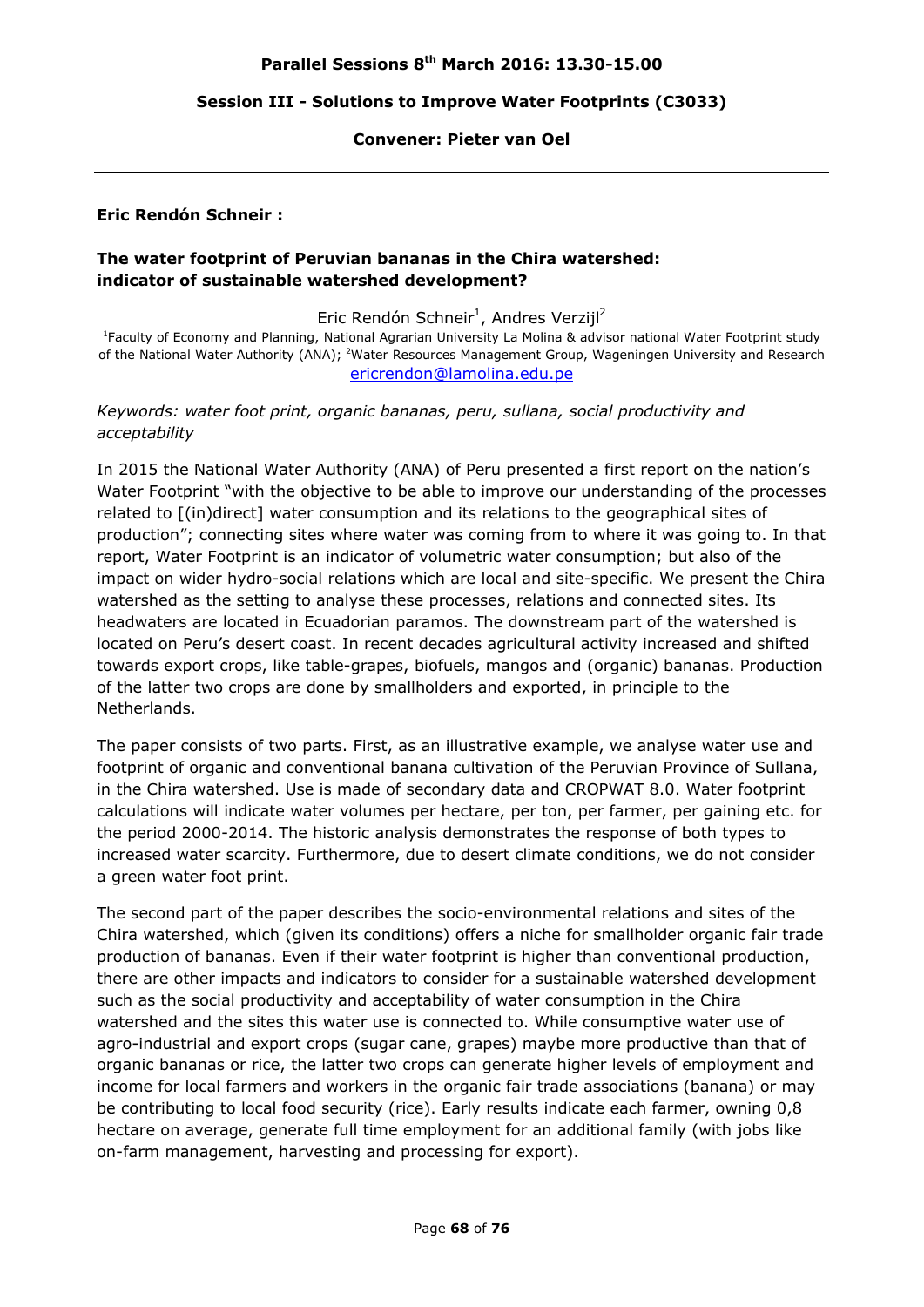**Parallel Sessions 8th March 2016: 13.30-15.00**

**Session III - Solutions to Improve Water Footprints (C3033)**

**Convener: Pieter van Oel**

---

**Eric Rendón Schneir :**

### The water footprint of Peruvian bananas in the Chira watershed: indicator of sustainable watershed development?

Eric Rendón Schneir[1], Andres Verzijl[2]

[1]Faculty of Economy and Planning, National Agrarian University La Molina & advisor national Water Footprint study of the National Water Authority (ANA); [2]Water Resources Management Group, Wageningen University and Research
ericrendon@lamolina.edu.pe

*Keywords: water foot print, organic bananas, peru, sullana, social productivity and acceptability*

In 2015 the National Water Authority (ANA) of Peru presented a first report on the nation's Water Footprint "with the objective to be able to improve our understanding of the processes related to [(in)direct] water consumption and its relations to the geographical sites of production"; connecting sites where water was coming from to where it was going to. In that report, Water Footprint is an indicator of volumetric water consumption; but also of the impact on wider hydro-social relations which are local and site-specific. We present the Chira watershed as the setting to analyse these processes, relations and connected sites. Its headwaters are located in Ecuadorian paramos. The downstream part of the watershed is located on Peru's desert coast. In recent decades agricultural activity increased and shifted towards export crops, like table-grapes, biofuels, mangos and (organic) bananas. Production of the latter two crops are done by smallholders and exported, in principle to the Netherlands.

The paper consists of two parts. First, as an illustrative example, we analyse water use and footprint of organic and conventional banana cultivation of the Peruvian Province of Sullana, in the Chira watershed. Use is made of secondary data and CROPWAT 8.0. Water footprint calculations will indicate water volumes per hectare, per ton, per farmer, per gaining etc. for the period 2000-2014. The historic analysis demonstrates the response of both types to increased water scarcity. Furthermore, due to desert climate conditions, we do not consider a green water foot print.

The second part of the paper describes the socio-environmental relations and sites of the Chira watershed, which (given its conditions) offers a niche for smallholder organic fair trade production of bananas. Even if their water footprint is higher than conventional production, there are other impacts and indicators to consider for a sustainable watershed development such as the social productivity and acceptability of water consumption in the Chira watershed and the sites this water use is connected to. While consumptive water use of agro-industrial and export crops (sugar cane, grapes) maybe more productive than that of organic bananas or rice, the latter two crops can generate higher levels of employment and income for local farmers and workers in the organic fair trade associations (banana) or may be contributing to local food security (rice). Early results indicate each farmer, owning 0,8 hectare on average, generate full time employment for an additional family (with jobs like on-farm management, harvesting and processing for export).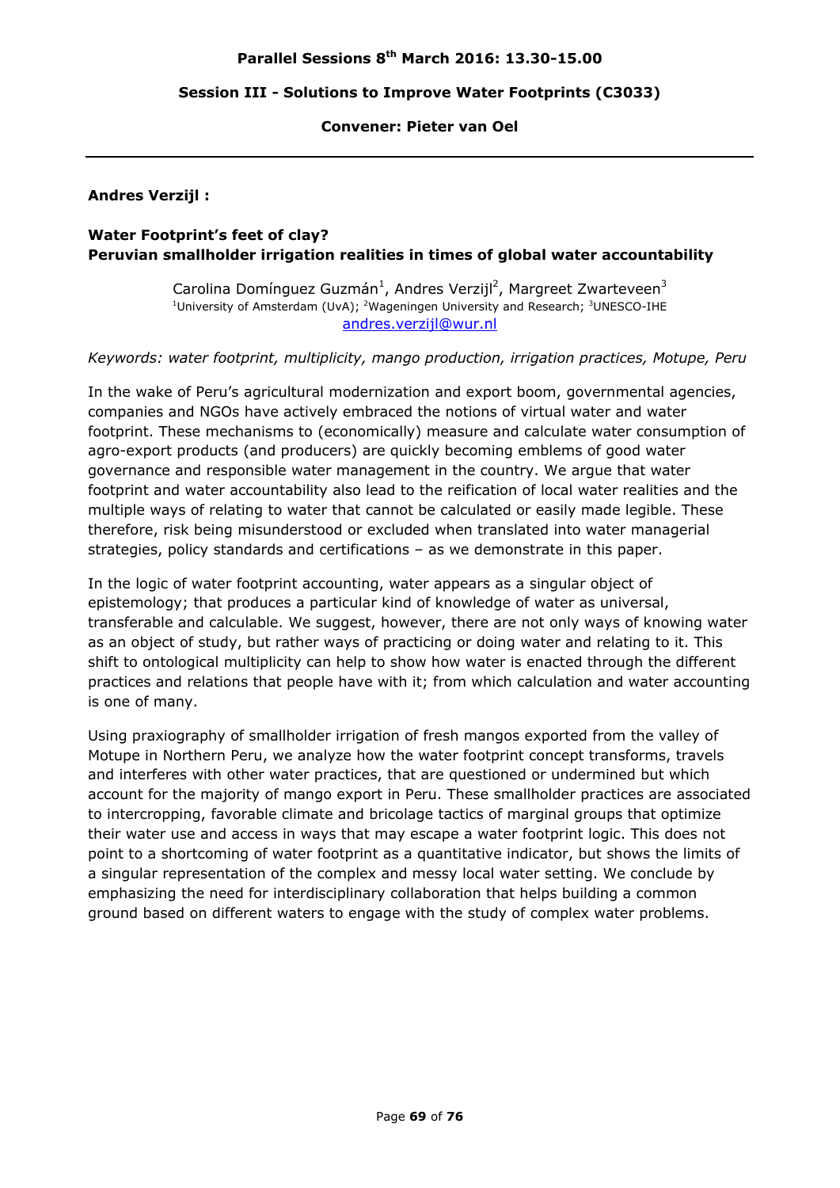**Parallel Sessions 8th March 2016: 13.30-15.00**

**Session III - Solutions to Improve Water Footprints (C3033)**

**Convener: Pieter van Oel**

---

**Andres Verzijl :**

**Water Footprint's feet of clay?**
**Peruvian smallholder irrigation realities in times of global water accountability**

Carolina Domínguez Guzmán[1], Andres Verzijl[2], Margreet Zwarteveen[3]
[1]University of Amsterdam (UvA); [2]Wageningen University and Research; [3]UNESCO-IHE
andres.verzijl@wur.nl

*Keywords: water footprint, multiplicity, mango production, irrigation practices, Motupe, Peru*

In the wake of Peru's agricultural modernization and export boom, governmental agencies, companies and NGOs have actively embraced the notions of virtual water and water footprint. These mechanisms to (economically) measure and calculate water consumption of agro-export products (and producers) are quickly becoming emblems of good water governance and responsible water management in the country. We argue that water footprint and water accountability also lead to the reification of local water realities and the multiple ways of relating to water that cannot be calculated or easily made legible. These therefore, risk being misunderstood or excluded when translated into water managerial strategies, policy standards and certifications – as we demonstrate in this paper.

In the logic of water footprint accounting, water appears as a singular object of epistemology; that produces a particular kind of knowledge of water as universal, transferable and calculable. We suggest, however, there are not only ways of knowing water as an object of study, but rather ways of practicing or doing water and relating to it. This shift to ontological multiplicity can help to show how water is enacted through the different practices and relations that people have with it; from which calculation and water accounting is one of many.

Using praxiography of smallholder irrigation of fresh mangos exported from the valley of Motupe in Northern Peru, we analyze how the water footprint concept transforms, travels and interferes with other water practices, that are questioned or undermined but which account for the majority of mango export in Peru. These smallholder practices are associated to intercropping, favorable climate and bricolage tactics of marginal groups that optimize their water use and access in ways that may escape a water footprint logic. This does not point to a shortcoming of water footprint as a quantitative indicator, but shows the limits of a singular representation of the complex and messy local water setting. We conclude by emphasizing the need for interdisciplinary collaboration that helps building a common ground based on different waters to engage with the study of complex water problems.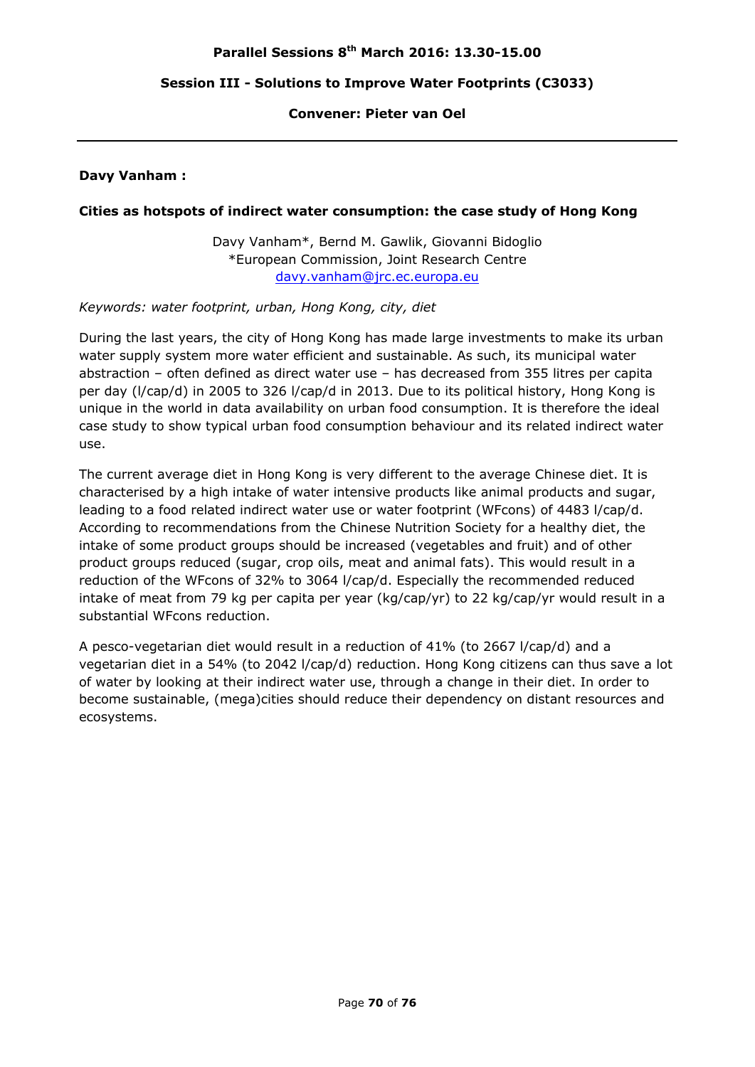**Parallel Sessions 8th March 2016: 13.30-15.00**

**Session III - Solutions to Improve Water Footprints (C3033)**

**Convener: Pieter van Oel**

---

**Davy Vanham :**

### Cities as hotspots of indirect water consumption: the case study of Hong Kong

Davy Vanham*, Bernd M. Gawlik, Giovanni Bidoglio
*European Commission, Joint Research Centre
davy.vanham@jrc.ec.europa.eu

*Keywords: water footprint, urban, Hong Kong, city, diet*

During the last years, the city of Hong Kong has made large investments to make its urban water supply system more water efficient and sustainable. As such, its municipal water abstraction – often defined as direct water use – has decreased from 355 litres per capita per day (l/cap/d) in 2005 to 326 l/cap/d in 2013. Due to its political history, Hong Kong is unique in the world in data availability on urban food consumption. It is therefore the ideal case study to show typical urban food consumption behaviour and its related indirect water use.

The current average diet in Hong Kong is very different to the average Chinese diet. It is characterised by a high intake of water intensive products like animal products and sugar, leading to a food related indirect water use or water footprint (WFcons) of 4483 l/cap/d. According to recommendations from the Chinese Nutrition Society for a healthy diet, the intake of some product groups should be increased (vegetables and fruit) and of other product groups reduced (sugar, crop oils, meat and animal fats). This would result in a reduction of the WFcons of 32% to 3064 l/cap/d. Especially the recommended reduced intake of meat from 79 kg per capita per year (kg/cap/yr) to 22 kg/cap/yr would result in a substantial WFcons reduction.

A pesco-vegetarian diet would result in a reduction of 41% (to 2667 l/cap/d) and a vegetarian diet in a 54% (to 2042 l/cap/d) reduction. Hong Kong citizens can thus save a lot of water by looking at their indirect water use, through a change in their diet. In order to become sustainable, (mega)cities should reduce their dependency on distant resources and ecosystems.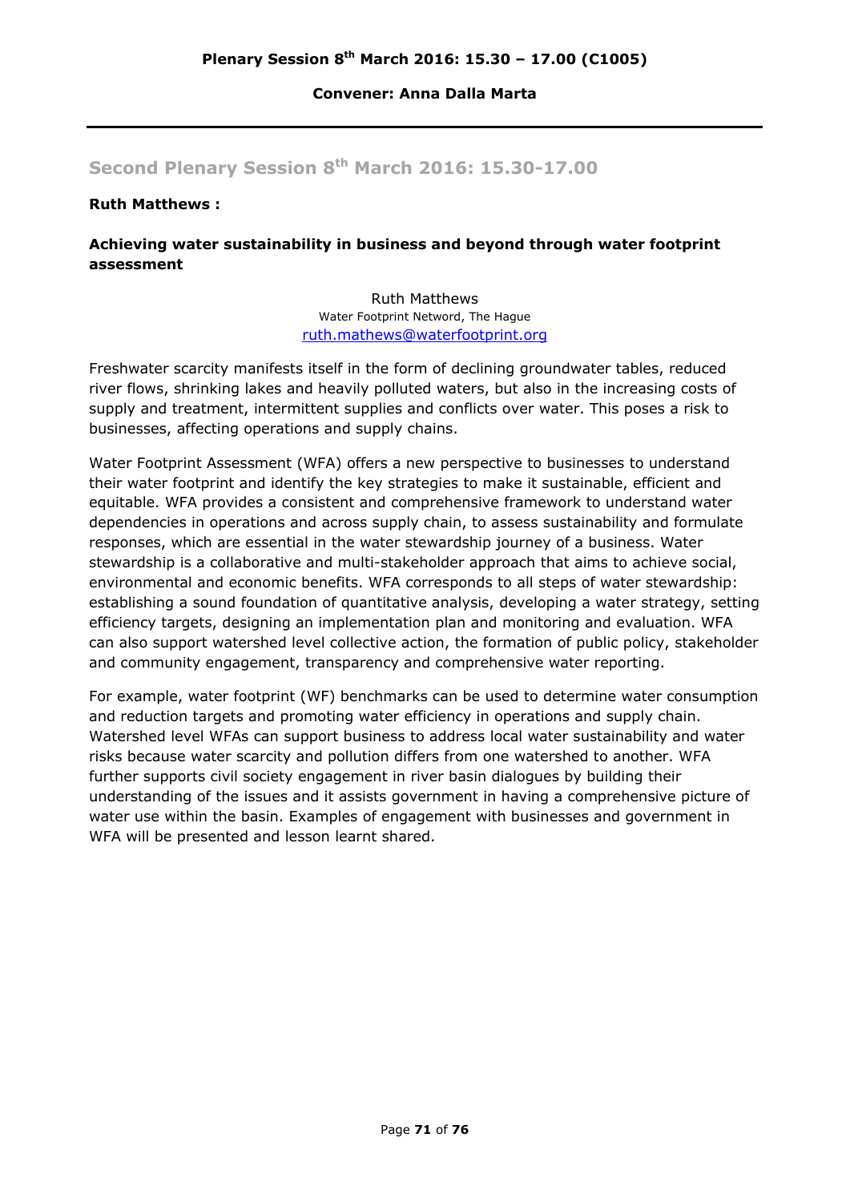**Plenary Session 8th March 2016: 15.30 – 17.00 (C1005)**

**Convener: Anna Dalla Marta**

---

## Second Plenary Session 8th March 2016: 15.30-17.00

**Ruth Matthews :**

### Achieving water sustainability in business and beyond through water footprint assessment

Ruth Matthews
Water Footprint Netword, The Hague
ruth.mathews@waterfootprint.org

Freshwater scarcity manifests itself in the form of declining groundwater tables, reduced river flows, shrinking lakes and heavily polluted waters, but also in the increasing costs of supply and treatment, intermittent supplies and conflicts over water. This poses a risk to businesses, affecting operations and supply chains.

Water Footprint Assessment (WFA) offers a new perspective to businesses to understand their water footprint and identify the key strategies to make it sustainable, efficient and equitable. WFA provides a consistent and comprehensive framework to understand water dependencies in operations and across supply chain, to assess sustainability and formulate responses, which are essential in the water stewardship journey of a business. Water stewardship is a collaborative and multi-stakeholder approach that aims to achieve social, environmental and economic benefits. WFA corresponds to all steps of water stewardship: establishing a sound foundation of quantitative analysis, developing a water strategy, setting efficiency targets, designing an implementation plan and monitoring and evaluation. WFA can also support watershed level collective action, the formation of public policy, stakeholder and community engagement, transparency and comprehensive water reporting.

For example, water footprint (WF) benchmarks can be used to determine water consumption and reduction targets and promoting water efficiency in operations and supply chain. Watershed level WFAs can support business to address local water sustainability and water risks because water scarcity and pollution differs from one watershed to another. WFA further supports civil society engagement in river basin dialogues by building their understanding of the issues and it assists government in having a comprehensive picture of water use within the basin. Examples of engagement with businesses and government in WFA will be presented and lesson learnt shared.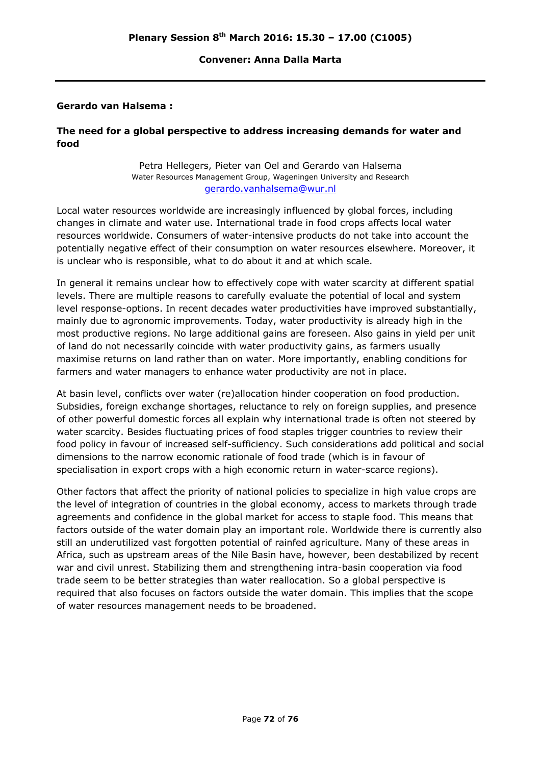**Plenary Session 8th March 2016: 15.30 – 17.00 (C1005)**

**Convener: Anna Dalla Marta**

---

**Gerardo van Halsema :**

## The need for a global perspective to address increasing demands for water and food

Petra Hellegers, Pieter van Oel and Gerardo van Halsema
Water Resources Management Group, Wageningen University and Research
gerardo.vanhalsema@wur.nl

Local water resources worldwide are increasingly influenced by global forces, including changes in climate and water use. International trade in food crops affects local water resources worldwide. Consumers of water-intensive products do not take into account the potentially negative effect of their consumption on water resources elsewhere. Moreover, it is unclear who is responsible, what to do about it and at which scale.

In general it remains unclear how to effectively cope with water scarcity at different spatial levels. There are multiple reasons to carefully evaluate the potential of local and system level response-options. In recent decades water productivities have improved substantially, mainly due to agronomic improvements. Today, water productivity is already high in the most productive regions. No large additional gains are foreseen. Also gains in yield per unit of land do not necessarily coincide with water productivity gains, as farmers usually maximise returns on land rather than on water. More importantly, enabling conditions for farmers and water managers to enhance water productivity are not in place.

At basin level, conflicts over water (re)allocation hinder cooperation on food production. Subsidies, foreign exchange shortages, reluctance to rely on foreign supplies, and presence of other powerful domestic forces all explain why international trade is often not steered by water scarcity. Besides fluctuating prices of food staples trigger countries to review their food policy in favour of increased self-sufficiency. Such considerations add political and social dimensions to the narrow economic rationale of food trade (which is in favour of specialisation in export crops with a high economic return in water-scarce regions).

Other factors that affect the priority of national policies to specialize in high value crops are the level of integration of countries in the global economy, access to markets through trade agreements and confidence in the global market for access to staple food. This means that factors outside of the water domain play an important role. Worldwide there is currently also still an underutilized vast forgotten potential of rainfed agriculture. Many of these areas in Africa, such as upstream areas of the Nile Basin have, however, been destabilized by recent war and civil unrest. Stabilizing them and strengthening intra-basin cooperation via food trade seem to be better strategies than water reallocation. So a global perspective is required that also focuses on factors outside the water domain. This implies that the scope of water resources management needs to be broadened.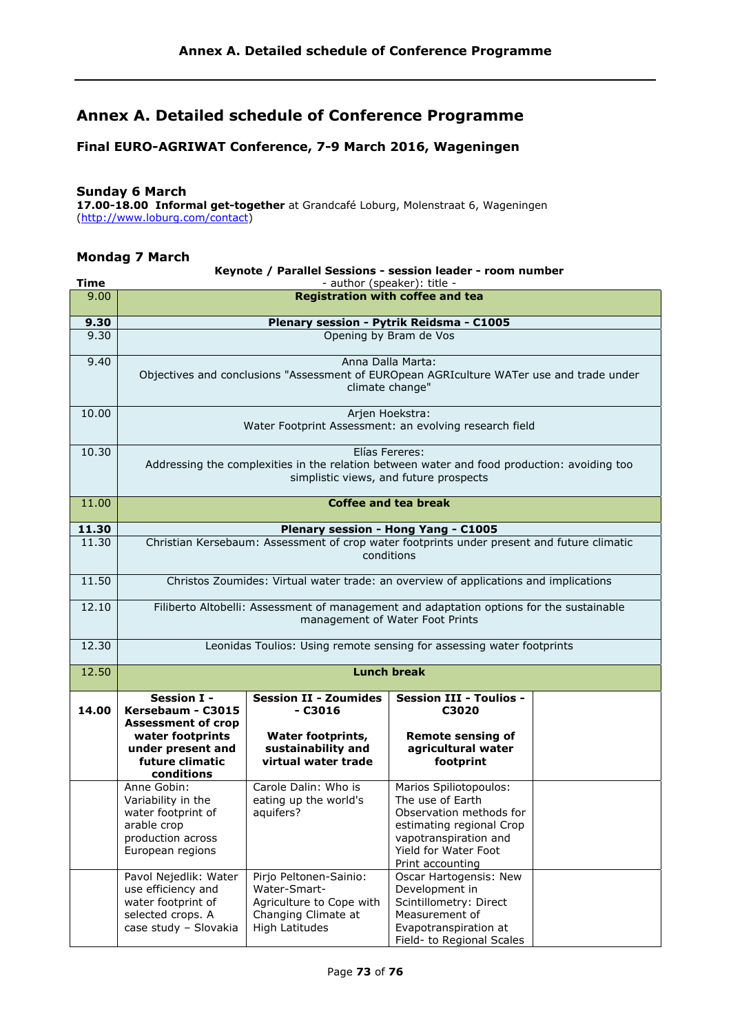# Annex A. Detailed schedule of Conference Programme

### Final EURO-AGRIWAT Conference, 7-9 March 2016, Wageningen

### Sunday 6 March

**17.00-18.00 Informal get-together** at Grandcafé Loburg, Molenstraat 6, Wageningen (http://www.loburg.com/contact)

### Mondag 7 March

| Time | Keynote / Parallel Sessions - session leader - room number<br>- author (speaker): title - | | | |
|---|---|---|---|---|
| 9.00 | **Registration with coffee and tea** | | | |
| **9.30** | **Plenary session - Pytrik Reidsma - C1005** | | | |
| 9.30 | Opening by Bram de Vos | | | |
| 9.40 | Anna Dalla Marta: Objectives and conclusions "Assessment of EUROpean AGRIculture WATer use and trade under climate change" | | | |
| 10.00 | Arjen Hoekstra: Water Footprint Assessment: an evolving research field | | | |
| 10.30 | Elías Fereres: Addressing the complexities in the relation between water and food production: avoiding too simplistic views, and future prospects | | | |
| 11.00 | **Coffee and tea break** | | | |
| **11.30** | **Plenary session - Hong Yang - C1005** | | | |
| 11.30 | Christian Kersebaum: Assessment of crop water footprints under present and future climatic conditions | | | |
| 11.50 | Christos Zoumides: Virtual water trade: an overview of applications and implications | | | |
| 12.10 | Filiberto Altobelli: Assessment of management and adaptation options for the sustainable management of Water Foot Prints | | | |
| 12.30 | Leonidas Toulios: Using remote sensing for assessing water footprints | | | |
| 12.50 | **Lunch break** | | | |
| **14.00** | **Session I - Kersebaum - C3015**<br>**Assessment of crop water footprints under present and future climatic conditions** | **Session II - Zoumides - C3016**<br>**Water footprints, sustainability and virtual water trade** | **Session III - Toulios - C3020**<br>**Remote sensing of agricultural water footprint** | |
| | Anne Gobin: Variability in the water footprint of arable crop production across European regions | Carole Dalin: Who is eating up the world's aquifers? | Marios Spiliotopoulos: The use of Earth Observation methods for estimating regional Crop vapotranspiration and Yield for Water Foot Print accounting | |
| | Pavol Nejedlik: Water use efficiency and water footprint of selected crops. A case study – Slovakia | Pirjo Peltonen-Sainio: Water-Smart-Agriculture to Cope with Changing Climate at High Latitudes | Oscar Hartogensis: New Development in Scintillometry: Direct Measurement of Evapotranspiration at Field- to Regional Scales | |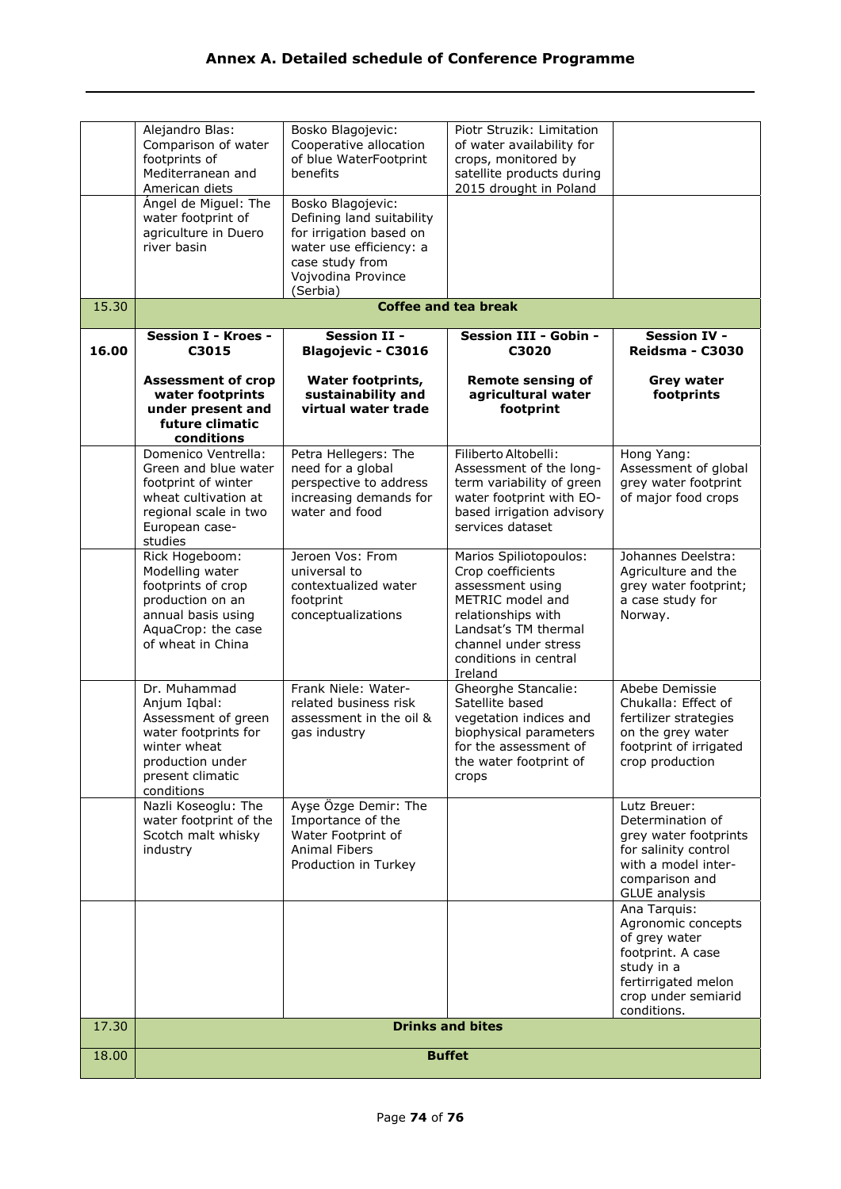## Annex A. Detailed schedule of Conference Programme

| | | | | |
|---|---|---|---|---|
| | Alejandro Blas: Comparison of water footprints of Mediterranean and American diets | Bosko Blagojevic: Cooperative allocation of blue WaterFootprint benefits | Piotr Struzik: Limitation of water availability for crops, monitored by satellite products during 2015 drought in Poland | |
| | Ángel de Miguel: The water footprint of agriculture in Duero river basin | Bosko Blagojevic: Defining land suitability for irrigation based on water use efficiency: a case study from Vojvodina Province (Serbia) | | |
| 15.30 | **Coffee and tea break** | | | |
| **16.00** | **Session I - Kroes - C3015**<br><br>**Assessment of crop water footprints under present and future climatic conditions** | **Session II - Blagojevic - C3016**<br><br>**Water footprints, sustainability and virtual water trade** | **Session III - Gobin - C3020**<br><br>**Remote sensing of agricultural water footprint** | **Session IV - Reidsma - C3030**<br><br>**Grey water footprints** |
| | Domenico Ventrella: Green and blue water footprint of winter wheat cultivation at regional scale in two European case-studies | Petra Hellegers: The need for a global perspective to address increasing demands for water and food | Filiberto Altobelli: Assessment of the long-term variability of green water footprint with EO-based irrigation advisory services dataset | Hong Yang: Assessment of global grey water footprint of major food crops |
| | Rick Hogeboom: Modelling water footprints of crop production on an annual basis using AquaCrop: the case of wheat in China | Jeroen Vos: From universal to contextualized water footprint conceptualizations | Marios Spiliotopoulos: Crop coefficients assessment using METRIC model and relationships with Landsat's TM thermal channel under stress conditions in central Ireland | Johannes Deelstra: Agriculture and the grey water footprint; a case study for Norway. |
| | Dr. Muhammad Anjum Iqbal: Assessment of green water footprints for winter wheat production under present climatic conditions | Frank Niele: Water-related business risk assessment in the oil & gas industry | Gheorghe Stancalie: Satellite based vegetation indices and biophysical parameters for the assessment of the water footprint of crops | Abebe Demissie Chukalla: Effect of fertilizer strategies on the grey water footprint of irrigated crop production |
| | Nazli Koseoglu: The water footprint of the Scotch malt whisky industry | Ayşe Özge Demir: The Importance of the Water Footprint of Animal Fibers Production in Turkey | | Lutz Breuer: Determination of grey water footprints for salinity control with a model inter-comparison and GLUE analysis |
| | | | | Ana Tarquis: Agronomic concepts of grey water footprint. A case study in a fertirrigated melon crop under semiarid conditions. |
| 17.30 | **Drinks and bites** | | | |
| 18.00 | **Buffet** | | | |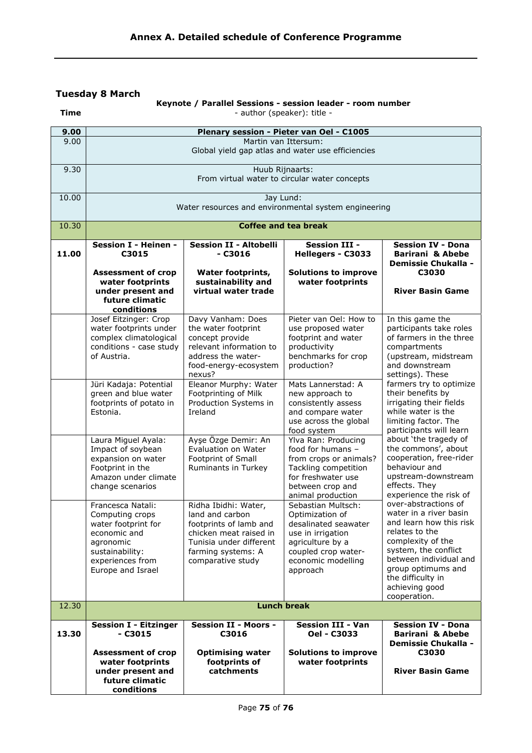# Annex A. Detailed schedule of Conference Programme

## Tuesday 8 March

| Time | Keynote / Parallel Sessions - session leader - room number<br>- author (speaker): title - | | | |
|---|---|---|---|---|
| **9.00** | **Plenary session - Pieter van Oel - C1005** | | | |
| 9.00 | Martin van Ittersum:<br>Global yield gap atlas and water use efficiencies | | | |
| 9.30 | Huub Rijnaarts:<br>From virtual water to circular water concepts | | | |
| 10.00 | Jay Lund:<br>Water resources and environmental system engineering | | | |
| 10.30 | **Coffee and tea break** | | | |
| **11.00** | **Session I - Heinen - C3015**<br><br>**Assessment of crop water footprints under present and future climatic conditions** | **Session II - Altobelli - C3016**<br><br>**Water footprints, sustainability and virtual water trade** | **Session III - Hellegers - C3033**<br><br>**Solutions to improve water footprints** | **Session IV - Dona Barirani & Abebe Demissie Chukalla - C3030**<br><br>**River Basin Game** |
| | Josef Eitzinger: Crop water footprints under complex climatological conditions - case study of Austria. | Davy Vanham: Does the water footprint concept provide relevant information to address the water-food-energy-ecosystem nexus? | Pieter van Oel: How to use proposed water footprint and water productivity benchmarks for crop production? | In this game the participants take roles of farmers in the three compartments (upstream, midstream and downstream settings). These farmers try to optimize their benefits by irrigating their fields while water is the limiting factor. The participants will learn about 'the tragedy of the commons', about cooperation, free-rider behaviour and upstream-downstream effects. They experience the risk of over-abstractions of water in a river basin and learn how this risk relates to the complexity of the system, the conflict between individual and group optimums and the difficulty in achieving good cooperation. |
| | Jüri Kadaja: Potential green and blue water footprints of potato in Estonia. | Eleanor Murphy: Water Footprinting of Milk Production Systems in Ireland | Mats Lannerstad: A new approach to consistently assess and compare water use across the global food system | |
| | Laura Miguel Ayala: Impact of soybean expansion on water Footprint in the Amazon under climate change scenarios | Ayşe Özge Demir: An Evaluation on Water Footprint of Small Ruminants in Turkey | Ylva Ran: Producing food for humans – from crops or animals? Tackling competition for freshwater use between crop and animal production | |
| | Francesca Natali: Computing crops water footprint for economic and agronomic sustainability: experiences from Europe and Israel | Ridha Ibidhi: Water, land and carbon footprints of lamb and chicken meat raised in Tunisia under different farming systems: A comparative study | Sebastian Multsch: Optimization of desalinated seawater use in irrigation agriculture by a coupled crop water-economic modelling approach | |
| 12.30 | **Lunch break** | | | |
| **13.30** | **Session I - Eitzinger - C3015**<br><br>**Assessment of crop water footprints under present and future climatic conditions** | **Session II - Moors - C3016**<br><br>**Optimising water footprints of catchments** | **Session III - Van Oel - C3033**<br><br>**Solutions to improve water footprints** | **Session IV - Dona Barirani & Abebe Demissie Chukalla - C3030**<br><br>**River Basin Game** |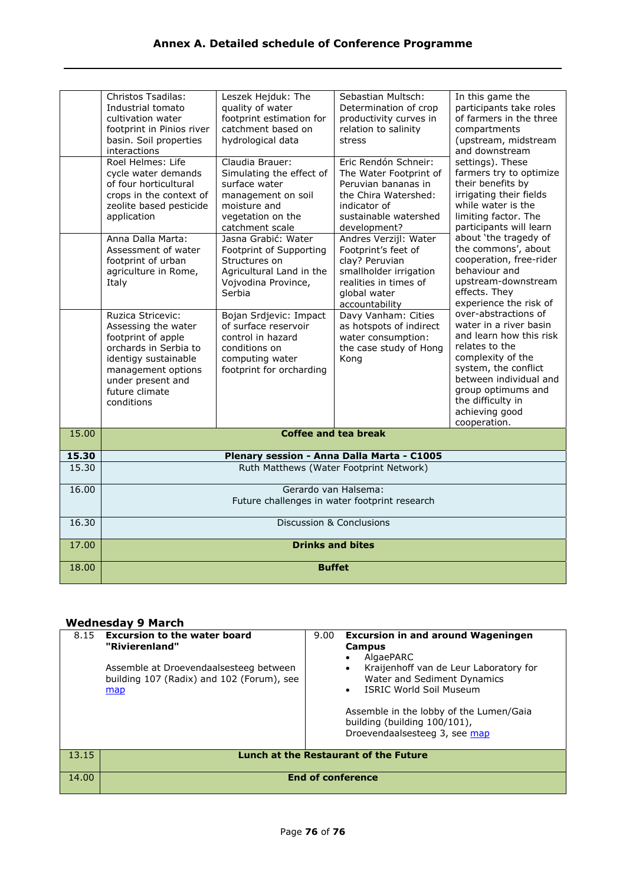## Annex A. Detailed schedule of Conference Programme

| | | | | |
|---|---|---|---|---|
| | Christos Tsadilas: Industrial tomato cultivation water footprint in Pinios river basin. Soil properties interactions | Leszek Hejduk: The quality of water footprint estimation for catchment based on hydrological data | Sebastian Multsch: Determination of crop productivity curves in relation to salinity stress | In this game the participants take roles of farmers in the three compartments (upstream, midstream and downstream settings). These farmers try to optimize their benefits by irrigating their fields while water is the limiting factor. The participants will learn about 'the tragedy of the commons', about cooperation, free-rider behaviour and upstream-downstream effects. They experience the risk of over-abstractions of water in a river basin and learn how this risk relates to the complexity of the system, the conflict between individual and group optimums and the difficulty in achieving good cooperation. |
| | Roel Helmes: Life cycle water demands of four horticultural crops in the context of zeolite based pesticide application | Claudia Brauer: Simulating the effect of surface water management on soil moisture and vegetation on the catchment scale | Eric Rendón Schneir: The Water Footprint of Peruvian bananas in the Chira Watershed: indicator of sustainable watershed development? | |
| | Anna Dalla Marta: Assessment of water footprint of urban agriculture in Rome, Italy | Jasna Grabić: Water Footprint of Supporting Structures on Agricultural Land in the Vojvodina Province, Serbia | Andres Verzijl: Water Footprint's feet of clay? Peruvian smallholder irrigation realities in times of global water accountability | |
| | Ruzica Stricevic: Assessing the water footprint of apple orchards in Serbia to identigy sustainable management options under present and future climate conditions | Bojan Srdjevic: Impact of surface reservoir control in hazard conditions on computing water footprint for orcharding | Davy Vanham: Cities as hotspots of indirect water consumption: the case study of Hong Kong | |
| 15.00 | **Coffee and tea break** | | | |
| **15.30** | **Plenary session - Anna Dalla Marta - C1005** | | | |
| 15.30 | Ruth Matthews (Water Footprint Network) | | | |
| 16.00 | Gerardo van Halsema: Future challenges in water footprint research | | | |
| 16.30 | Discussion & Conclusions | | | |
| 17.00 | **Drinks and bites** | | | |
| 18.00 | **Buffet** | | | |

### Wednesday 9 March

| | | | |
|---|---|---|---|
| 8.15 | **Excursion to the water board "Rivierenland"**<br><br>Assemble at Droevendaalsesteeg between building 107 (Radix) and 102 (Forum), see map | 9.00 | **Excursion in and around Wageningen Campus**<br>• AlgaePARC<br>• Kraijenhoff van de Leur Laboratory for Water and Sediment Dynamics<br>• ISRIC World Soil Museum<br><br>Assemble in the lobby of the Lumen/Gaia building (building 100/101), Droevendaalsesteeg 3, see map |
| 13.15 | **Lunch at the Restaurant of the Future** | | |
| 14.00 | **End of conference** | | |